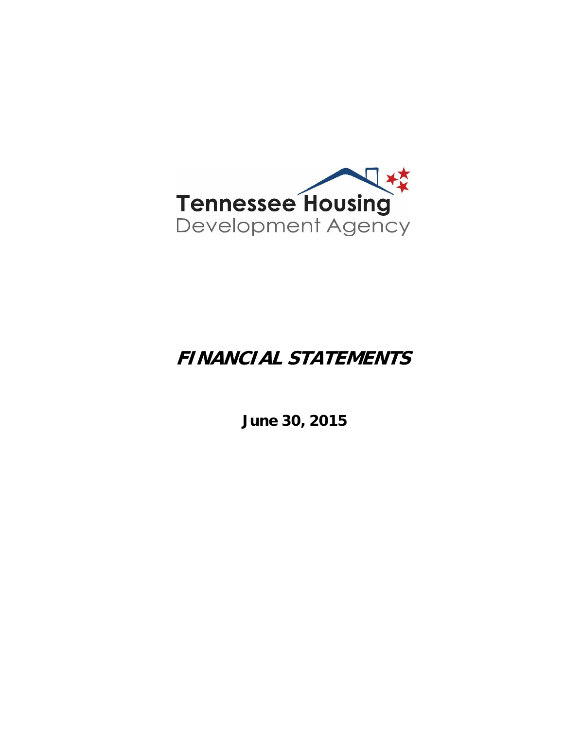Tennessee Housing
Development Agency

# *FINANCIAL STATEMENTS*

**June 30, 2015**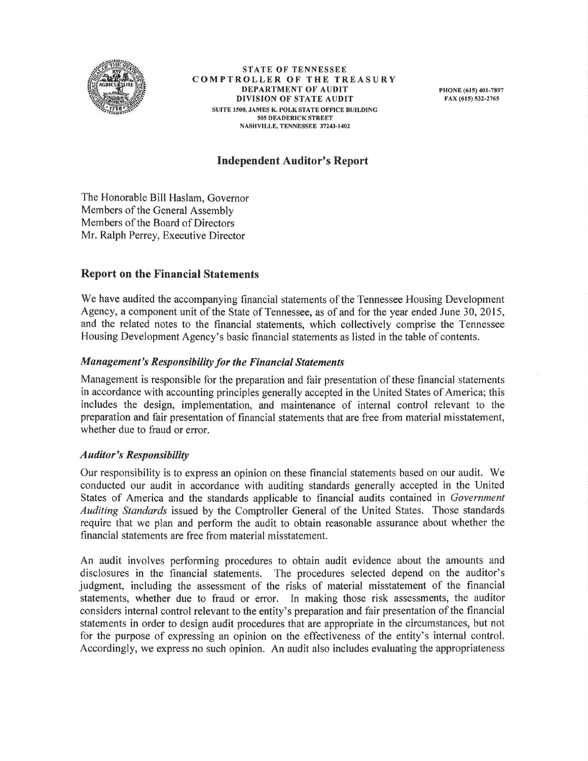STATE OF TENNESSEE
COMPTROLLER OF THE TREASURY
DEPARTMENT OF AUDIT
DIVISION OF STATE AUDIT
SUITE 1500, JAMES K. POLK STATE OFFICE BUILDING
505 DEADERICK STREET
NASHVILLE, TENNESSEE 37243-1402

PHONE (615) 401-7897
FAX (615) 532-2765

## Independent Auditor's Report

The Honorable Bill Haslam, Governor
Members of the General Assembly
Members of the Board of Directors
Mr. Ralph Perrey, Executive Director

### Report on the Financial Statements

We have audited the accompanying financial statements of the Tennessee Housing Development Agency, a component unit of the State of Tennessee, as of and for the year ended June 30, 2015, and the related notes to the financial statements, which collectively comprise the Tennessee Housing Development Agency's basic financial statements as listed in the table of contents.

#### *Management's Responsibility for the Financial Statements*

Management is responsible for the preparation and fair presentation of these financial statements in accordance with accounting principles generally accepted in the United States of America; this includes the design, implementation, and maintenance of internal control relevant to the preparation and fair presentation of financial statements that are free from material misstatement, whether due to fraud or error.

#### *Auditor's Responsibility*

Our responsibility is to express an opinion on these financial statements based on our audit. We conducted our audit in accordance with auditing standards generally accepted in the United States of America and the standards applicable to financial audits contained in *Government Auditing Standards* issued by the Comptroller General of the United States. Those standards require that we plan and perform the audit to obtain reasonable assurance about whether the financial statements are free from material misstatement.

An audit involves performing procedures to obtain audit evidence about the amounts and disclosures in the financial statements. The procedures selected depend on the auditor's judgment, including the assessment of the risks of material misstatement of the financial statements, whether due to fraud or error. In making those risk assessments, the auditor considers internal control relevant to the entity's preparation and fair presentation of the financial statements in order to design audit procedures that are appropriate in the circumstances, but not for the purpose of expressing an opinion on the effectiveness of the entity's internal control. Accordingly, we express no such opinion. An audit also includes evaluating the appropriateness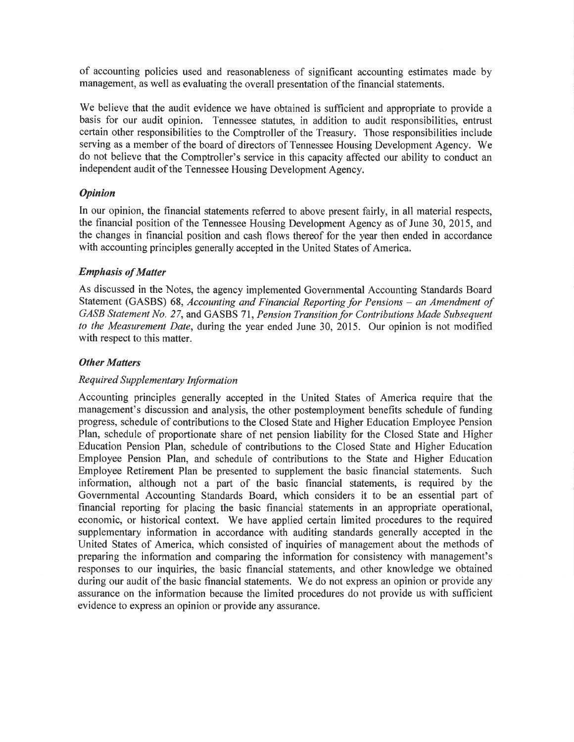of accounting policies used and reasonableness of significant accounting estimates made by management, as well as evaluating the overall presentation of the financial statements.

We believe that the audit evidence we have obtained is sufficient and appropriate to provide a basis for our audit opinion. Tennessee statutes, in addition to audit responsibilities, entrust certain other responsibilities to the Comptroller of the Treasury. Those responsibilities include serving as a member of the board of directors of Tennessee Housing Development Agency. We do not believe that the Comptroller's service in this capacity affected our ability to conduct an independent audit of the Tennessee Housing Development Agency.

### *Opinion*

In our opinion, the financial statements referred to above present fairly, in all material respects, the financial position of the Tennessee Housing Development Agency as of June 30, 2015, and the changes in financial position and cash flows thereof for the year then ended in accordance with accounting principles generally accepted in the United States of America.

### *Emphasis of Matter*

As discussed in the Notes, the agency implemented Governmental Accounting Standards Board Statement (GASBS) 68, *Accounting and Financial Reporting for Pensions – an Amendment of GASB Statement No. 27*, and GASBS 71, *Pension Transition for Contributions Made Subsequent to the Measurement Date*, during the year ended June 30, 2015. Our opinion is not modified with respect to this matter.

### *Other Matters*

#### *Required Supplementary Information*

Accounting principles generally accepted in the United States of America require that the management's discussion and analysis, the other postemployment benefits schedule of funding progress, schedule of contributions to the Closed State and Higher Education Employee Pension Plan, schedule of proportionate share of net pension liability for the Closed State and Higher Education Pension Plan, schedule of contributions to the Closed State and Higher Education Employee Pension Plan, and schedule of contributions to the State and Higher Education Employee Retirement Plan be presented to supplement the basic financial statements. Such information, although not a part of the basic financial statements, is required by the Governmental Accounting Standards Board, which considers it to be an essential part of financial reporting for placing the basic financial statements in an appropriate operational, economic, or historical context. We have applied certain limited procedures to the required supplementary information in accordance with auditing standards generally accepted in the United States of America, which consisted of inquiries of management about the methods of preparing the information and comparing the information for consistency with management's responses to our inquiries, the basic financial statements, and other knowledge we obtained during our audit of the basic financial statements. We do not express an opinion or provide any assurance on the information because the limited procedures do not provide us with sufficient evidence to express an opinion or provide any assurance.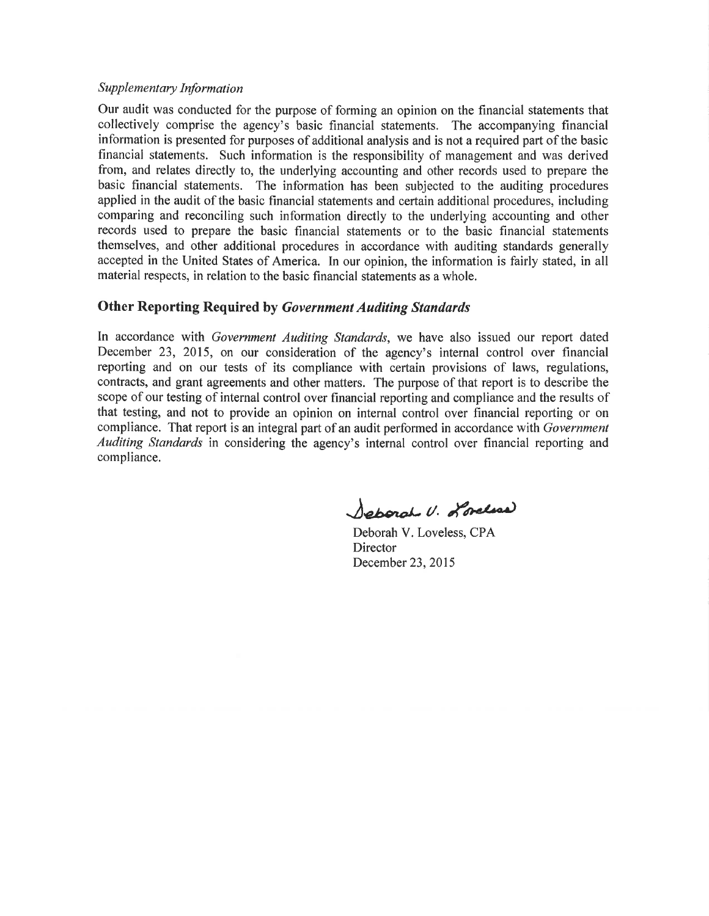*Supplementary Information*

Our audit was conducted for the purpose of forming an opinion on the financial statements that collectively comprise the agency's basic financial statements. The accompanying financial information is presented for purposes of additional analysis and is not a required part of the basic financial statements. Such information is the responsibility of management and was derived from, and relates directly to, the underlying accounting and other records used to prepare the basic financial statements. The information has been subjected to the auditing procedures applied in the audit of the basic financial statements and certain additional procedures, including comparing and reconciling such information directly to the underlying accounting and other records used to prepare the basic financial statements or to the basic financial statements themselves, and other additional procedures in accordance with auditing standards generally accepted in the United States of America. In our opinion, the information is fairly stated, in all material respects, in relation to the basic financial statements as a whole.

## Other Reporting Required by *Government Auditing Standards*

In accordance with *Government Auditing Standards*, we have also issued our report dated December 23, 2015, on our consideration of the agency's internal control over financial reporting and on our tests of its compliance with certain provisions of laws, regulations, contracts, and grant agreements and other matters. The purpose of that report is to describe the scope of our testing of internal control over financial reporting and compliance and the results of that testing, and not to provide an opinion on internal control over financial reporting or on compliance. That report is an integral part of an audit performed in accordance with *Government Auditing Standards* in considering the agency's internal control over financial reporting and compliance.

Deborah V. Loveless

Deborah V. Loveless, CPA
Director
December 23, 2015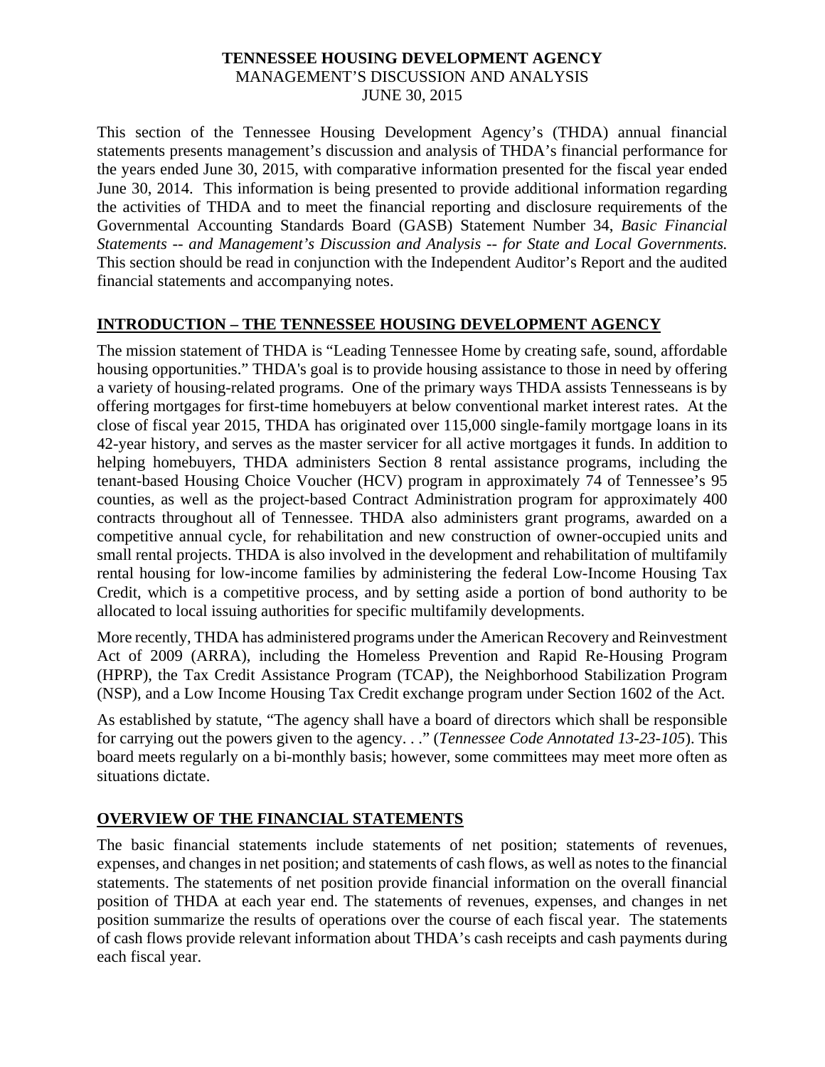# TENNESSEE HOUSING DEVELOPMENT AGENCY

MANAGEMENT'S DISCUSSION AND ANALYSIS

JUNE 30, 2015

This section of the Tennessee Housing Development Agency's (THDA) annual financial statements presents management's discussion and analysis of THDA's financial performance for the years ended June 30, 2015, with comparative information presented for the fiscal year ended June 30, 2014. This information is being presented to provide additional information regarding the activities of THDA and to meet the financial reporting and disclosure requirements of the Governmental Accounting Standards Board (GASB) Statement Number 34, *Basic Financial Statements -- and Management's Discussion and Analysis -- for State and Local Governments.* This section should be read in conjunction with the Independent Auditor's Report and the audited financial statements and accompanying notes.

## INTRODUCTION – THE TENNESSEE HOUSING DEVELOPMENT AGENCY

The mission statement of THDA is "Leading Tennessee Home by creating safe, sound, affordable housing opportunities." THDA's goal is to provide housing assistance to those in need by offering a variety of housing-related programs. One of the primary ways THDA assists Tennesseans is by offering mortgages for first-time homebuyers at below conventional market interest rates. At the close of fiscal year 2015, THDA has originated over 115,000 single-family mortgage loans in its 42-year history, and serves as the master servicer for all active mortgages it funds. In addition to helping homebuyers, THDA administers Section 8 rental assistance programs, including the tenant-based Housing Choice Voucher (HCV) program in approximately 74 of Tennessee's 95 counties, as well as the project-based Contract Administration program for approximately 400 contracts throughout all of Tennessee. THDA also administers grant programs, awarded on a competitive annual cycle, for rehabilitation and new construction of owner-occupied units and small rental projects. THDA is also involved in the development and rehabilitation of multifamily rental housing for low-income families by administering the federal Low-Income Housing Tax Credit, which is a competitive process, and by setting aside a portion of bond authority to be allocated to local issuing authorities for specific multifamily developments.

More recently, THDA has administered programs under the American Recovery and Reinvestment Act of 2009 (ARRA), including the Homeless Prevention and Rapid Re-Housing Program (HPRP), the Tax Credit Assistance Program (TCAP), the Neighborhood Stabilization Program (NSP), and a Low Income Housing Tax Credit exchange program under Section 1602 of the Act.

As established by statute, "The agency shall have a board of directors which shall be responsible for carrying out the powers given to the agency. . ." (*Tennessee Code Annotated 13-23-105*). This board meets regularly on a bi-monthly basis; however, some committees may meet more often as situations dictate.

## OVERVIEW OF THE FINANCIAL STATEMENTS

The basic financial statements include statements of net position; statements of revenues, expenses, and changes in net position; and statements of cash flows, as well as notes to the financial statements. The statements of net position provide financial information on the overall financial position of THDA at each year end. The statements of revenues, expenses, and changes in net position summarize the results of operations over the course of each fiscal year. The statements of cash flows provide relevant information about THDA's cash receipts and cash payments during each fiscal year.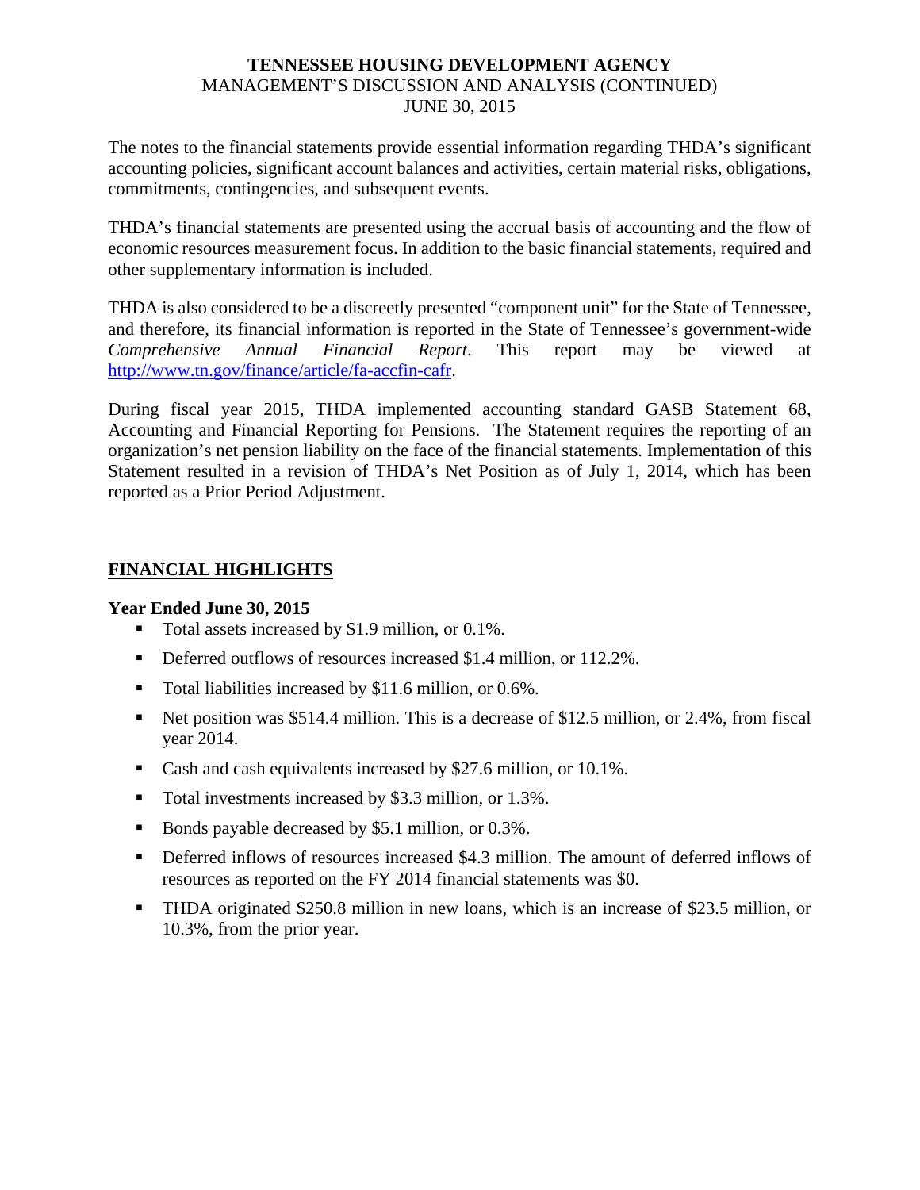The notes to the financial statements provide essential information regarding THDA's significant accounting policies, significant account balances and activities, certain material risks, obligations, commitments, contingencies, and subsequent events.

THDA's financial statements are presented using the accrual basis of accounting and the flow of economic resources measurement focus. In addition to the basic financial statements, required and other supplementary information is included.

THDA is also considered to be a discreetly presented "component unit" for the State of Tennessee, and therefore, its financial information is reported in the State of Tennessee's government-wide *Comprehensive Annual Financial Report*. This report may be viewed at http://www.tn.gov/finance/article/fa-accfin-cafr.

During fiscal year 2015, THDA implemented accounting standard GASB Statement 68, Accounting and Financial Reporting for Pensions. The Statement requires the reporting of an organization's net pension liability on the face of the financial statements. Implementation of this Statement resulted in a revision of THDA's Net Position as of July 1, 2014, which has been reported as a Prior Period Adjustment.

## FINANCIAL HIGHLIGHTS

### Year Ended June 30, 2015

- Total assets increased by $1.9 million, or 0.1%.
- Deferred outflows of resources increased $1.4 million, or 112.2%.
- Total liabilities increased by $11.6 million, or 0.6%.
- Net position was $514.4 million. This is a decrease of $12.5 million, or 2.4%, from fiscal year 2014.
- Cash and cash equivalents increased by $27.6 million, or 10.1%.
- Total investments increased by $3.3 million, or 1.3%.
- Bonds payable decreased by $5.1 million, or 0.3%.
- Deferred inflows of resources increased $4.3 million. The amount of deferred inflows of resources as reported on the FY 2014 financial statements was $0.
- THDA originated $250.8 million in new loans, which is an increase of $23.5 million, or 10.3%, from the prior year.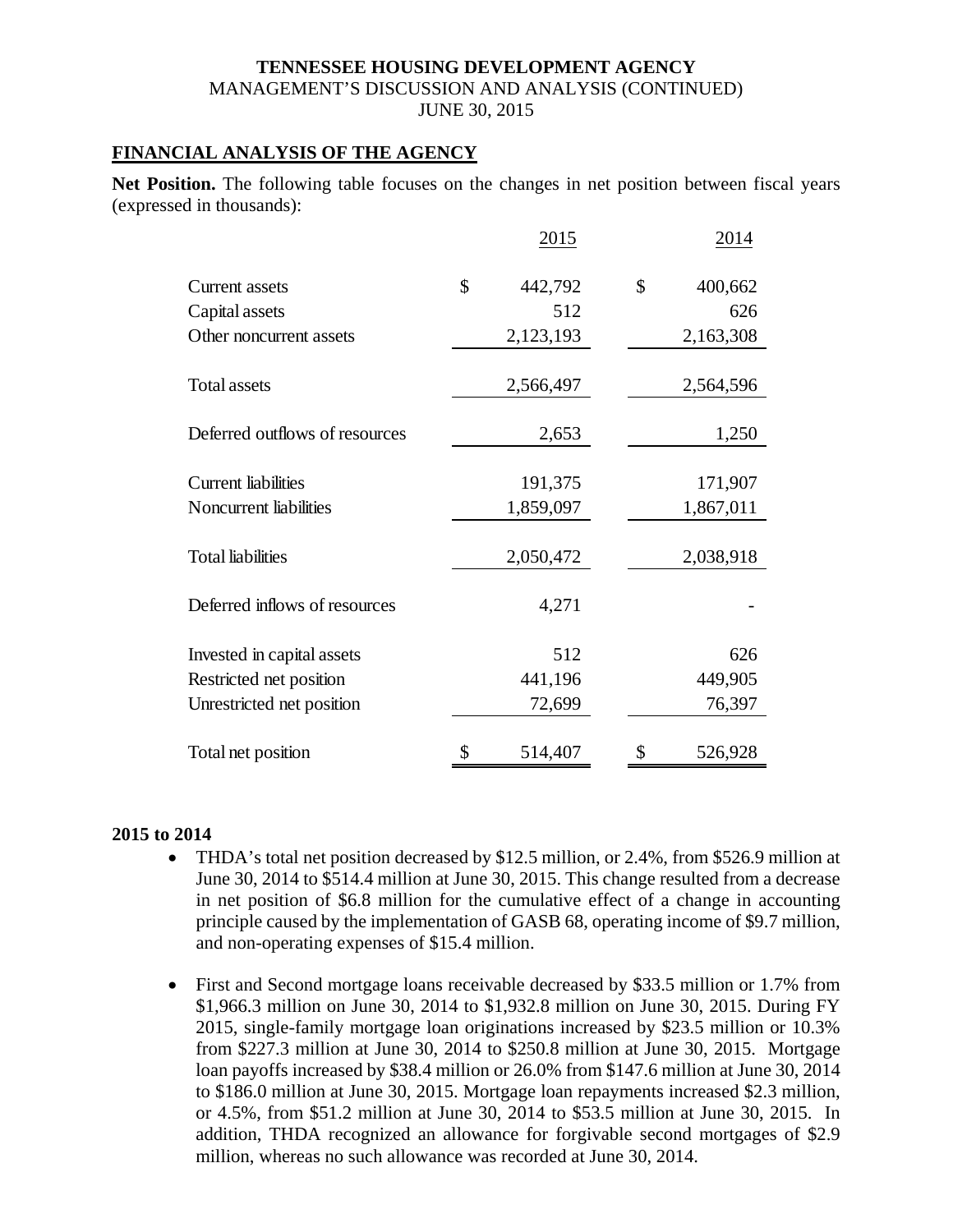# TENNESSEE HOUSING DEVELOPMENT AGENCY
MANAGEMENT'S DISCUSSION AND ANALYSIS (CONTINUED)
JUNE 30, 2015

## FINANCIAL ANALYSIS OF THE AGENCY

**Net Position.** The following table focuses on the changes in net position between fiscal years (expressed in thousands):

| | 2015 | 2014 |
|---|---|---|
| Current assets | $ 442,792 | $ 400,662 |
| Capital assets | 512 | 626 |
| Other noncurrent assets | 2,123,193 | 2,163,308 |
| Total assets | 2,566,497 | 2,564,596 |
| Deferred outflows of resources | 2,653 | 1,250 |
| Current liabilities | 191,375 | 171,907 |
| Noncurrent liabilities | 1,859,097 | 1,867,011 |
| Total liabilities | 2,050,472 | 2,038,918 |
| Deferred inflows of resources | 4,271 | - |
| Invested in capital assets | 512 | 626 |
| Restricted net position | 441,196 | 449,905 |
| Unrestricted net position | 72,699 | 76,397 |
| Total net position | $ 514,407 | $ 526,928 |

**2015 to 2014**

- THDA's total net position decreased by $12.5 million, or 2.4%, from $526.9 million at June 30, 2014 to $514.4 million at June 30, 2015. This change resulted from a decrease in net position of $6.8 million for the cumulative effect of a change in accounting principle caused by the implementation of GASB 68, operating income of $9.7 million, and non-operating expenses of $15.4 million.

- First and Second mortgage loans receivable decreased by $33.5 million or 1.7% from $1,966.3 million on June 30, 2014 to $1,932.8 million on June 30, 2015. During FY 2015, single-family mortgage loan originations increased by $23.5 million or 10.3% from $227.3 million at June 30, 2014 to $250.8 million at June 30, 2015. Mortgage loan payoffs increased by $38.4 million or 26.0% from $147.6 million at June 30, 2014 to $186.0 million at June 30, 2015. Mortgage loan repayments increased $2.3 million, or 4.5%, from $51.2 million at June 30, 2014 to $53.5 million at June 30, 2015. In addition, THDA recognized an allowance for forgivable second mortgages of $2.9 million, whereas no such allowance was recorded at June 30, 2014.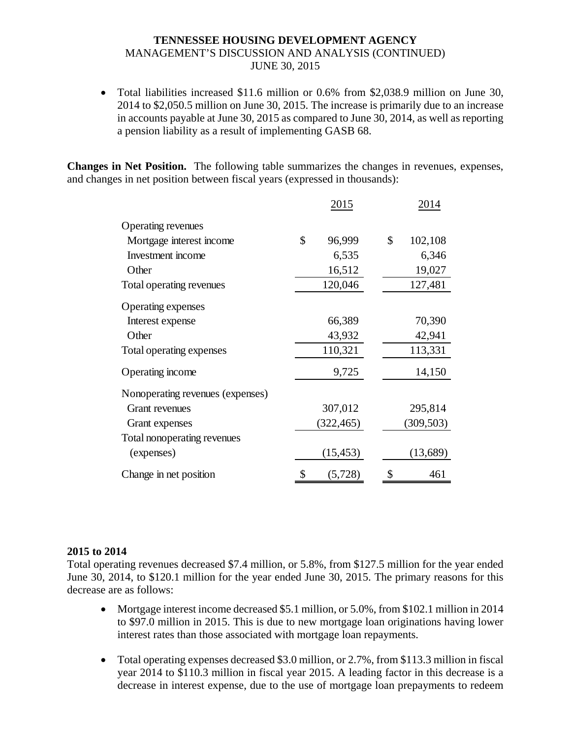- Total liabilities increased $11.6 million or 0.6% from $2,038.9 million on June 30, 2014 to $2,050.5 million on June 30, 2015. The increase is primarily due to an increase in accounts payable at June 30, 2015 as compared to June 30, 2014, as well as reporting a pension liability as a result of implementing GASB 68.

**Changes in Net Position.** The following table summarizes the changes in revenues, expenses, and changes in net position between fiscal years (expressed in thousands):

| | 2015 | 2014 |
|---|---|---|
| Operating revenues | | |
| Mortgage interest income | $ 96,999 | $ 102,108 |
| Investment income | 6,535 | 6,346 |
| Other | 16,512 | 19,027 |
| Total operating revenues | 120,046 | 127,481 |
| Operating expenses | | |
| Interest expense | 66,389 | 70,390 |
| Other | 43,932 | 42,941 |
| Total operating expenses | 110,321 | 113,331 |
| Operating income | 9,725 | 14,150 |
| Nonoperating revenues (expenses) | | |
| Grant revenues | 307,012 | 295,814 |
| Grant expenses | (322,465) | (309,503) |
| Total nonoperating revenues (expenses) | (15,453) | (13,689) |
| Change in net position | $ (5,728) | $ 461 |

**2015 to 2014**

Total operating revenues decreased $7.4 million, or 5.8%, from $127.5 million for the year ended June 30, 2014, to $120.1 million for the year ended June 30, 2015. The primary reasons for this decrease are as follows:

- Mortgage interest income decreased $5.1 million, or 5.0%, from $102.1 million in 2014 to $97.0 million in 2015. This is due to new mortgage loan originations having lower interest rates than those associated with mortgage loan repayments.

- Total operating expenses decreased $3.0 million, or 2.7%, from $113.3 million in fiscal year 2014 to $110.3 million in fiscal year 2015. A leading factor in this decrease is a decrease in interest expense, due to the use of mortgage loan prepayments to redeem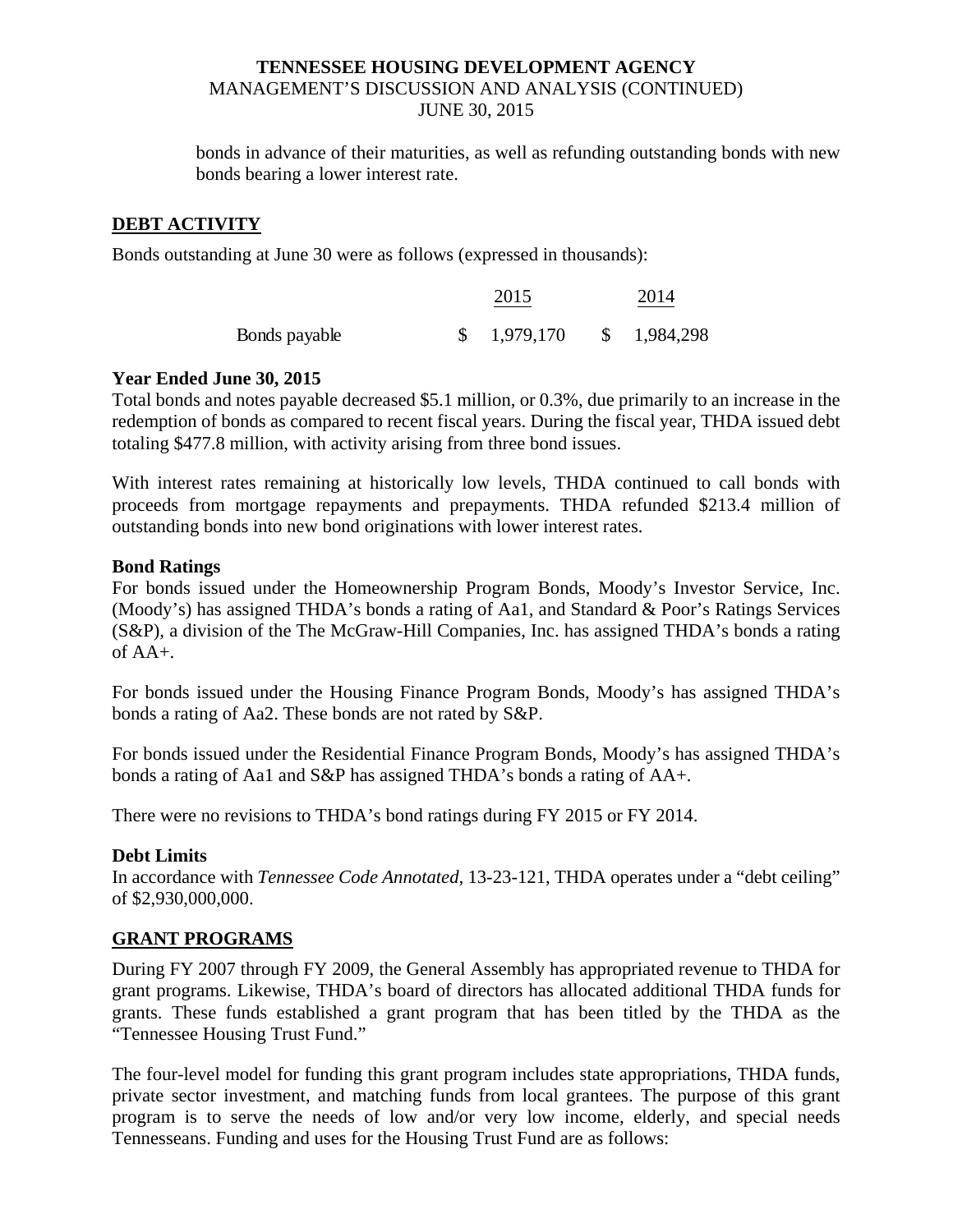bonds in advance of their maturities, as well as refunding outstanding bonds with new bonds bearing a lower interest rate.

## DEBT ACTIVITY

Bonds outstanding at June 30 were as follows (expressed in thousands):

| | 2015 | 2014 |
|---|---|---|
| Bonds payable | $ 1,979,170 | $ 1,984,298 |

**Year Ended June 30, 2015**

Total bonds and notes payable decreased $5.1 million, or 0.3%, due primarily to an increase in the redemption of bonds as compared to recent fiscal years. During the fiscal year, THDA issued debt totaling $477.8 million, with activity arising from three bond issues.

With interest rates remaining at historically low levels, THDA continued to call bonds with proceeds from mortgage repayments and prepayments. THDA refunded $213.4 million of outstanding bonds into new bond originations with lower interest rates.

**Bond Ratings**

For bonds issued under the Homeownership Program Bonds, Moody's Investor Service, Inc. (Moody's) has assigned THDA's bonds a rating of Aa1, and Standard & Poor's Ratings Services (S&P), a division of the The McGraw-Hill Companies, Inc. has assigned THDA's bonds a rating of AA+.

For bonds issued under the Housing Finance Program Bonds, Moody's has assigned THDA's bonds a rating of Aa2. These bonds are not rated by S&P.

For bonds issued under the Residential Finance Program Bonds, Moody's has assigned THDA's bonds a rating of Aa1 and S&P has assigned THDA's bonds a rating of AA+.

There were no revisions to THDA's bond ratings during FY 2015 or FY 2014.

**Debt Limits**

In accordance with *Tennessee Code Annotated*, 13-23-121, THDA operates under a "debt ceiling" of $2,930,000,000.

## GRANT PROGRAMS

During FY 2007 through FY 2009, the General Assembly has appropriated revenue to THDA for grant programs. Likewise, THDA's board of directors has allocated additional THDA funds for grants. These funds established a grant program that has been titled by the THDA as the "Tennessee Housing Trust Fund."

The four-level model for funding this grant program includes state appropriations, THDA funds, private sector investment, and matching funds from local grantees. The purpose of this grant program is to serve the needs of low and/or very low income, elderly, and special needs Tennesseans. Funding and uses for the Housing Trust Fund are as follows: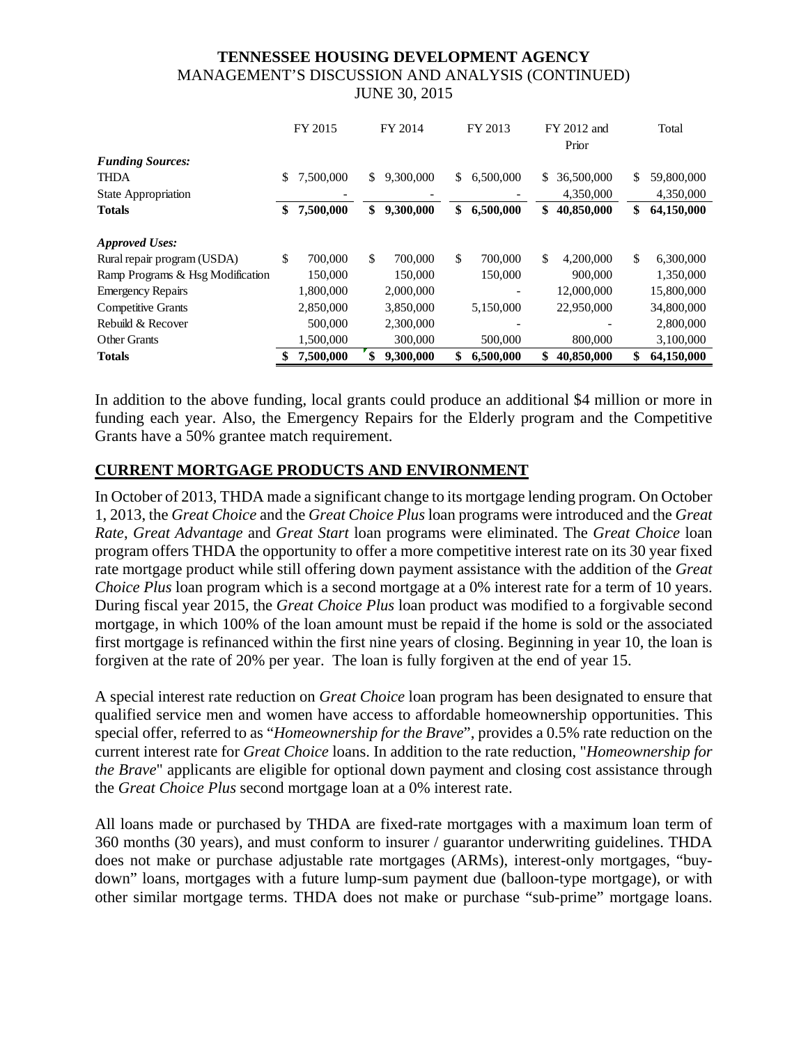**TENNESSEE HOUSING DEVELOPMENT AGENCY**
MANAGEMENT'S DISCUSSION AND ANALYSIS (CONTINUED)
JUNE 30, 2015

| | FY 2015 | FY 2014 | FY 2013 | FY 2012 and Prior | Total |
|---|---|---|---|---|---|
| ***Funding Sources:*** | | | | | |
| THDA | $ 7,500,000 | $ 9,300,000 | $ 6,500,000 | $ 36,500,000 | $ 59,800,000 |
| State Appropriation | - | - | - | 4,350,000 | 4,350,000 |
| **Totals** | **$ 7,500,000** | **$ 9,300,000** | **$ 6,500,000** | **$ 40,850,000** | **$ 64,150,000** |
| | | | | | |
| ***Approved Uses:*** | | | | | |
| Rural repair program (USDA) | $ 700,000 | $ 700,000 | $ 700,000 | $ 4,200,000 | $ 6,300,000 |
| Ramp Programs & Hsg Modification | 150,000 | 150,000 | 150,000 | 900,000 | 1,350,000 |
| Emergency Repairs | 1,800,000 | 2,000,000 | - | 12,000,000 | 15,800,000 |
| Competitive Grants | 2,850,000 | 3,850,000 | 5,150,000 | 22,950,000 | 34,800,000 |
| Rebuild & Recover | 500,000 | 2,300,000 | - | - | 2,800,000 |
| Other Grants | 1,500,000 | 300,000 | 500,000 | 800,000 | 3,100,000 |
| **Totals** | **$ 7,500,000** | **$ 9,300,000** | **$ 6,500,000** | **$ 40,850,000** | **$ 64,150,000** |

In addition to the above funding, local grants could produce an additional $4 million or more in funding each year. Also, the Emergency Repairs for the Elderly program and the Competitive Grants have a 50% grantee match requirement.

## CURRENT MORTGAGE PRODUCTS AND ENVIRONMENT

In October of 2013, THDA made a significant change to its mortgage lending program. On October 1, 2013, the *Great Choice* and the *Great Choice Plus* loan programs were introduced and the *Great Rate*, *Great Advantage* and *Great Start* loan programs were eliminated. The *Great Choice* loan program offers THDA the opportunity to offer a more competitive interest rate on its 30 year fixed rate mortgage product while still offering down payment assistance with the addition of the *Great Choice Plus* loan program which is a second mortgage at a 0% interest rate for a term of 10 years. During fiscal year 2015, the *Great Choice Plus* loan product was modified to a forgivable second mortgage, in which 100% of the loan amount must be repaid if the home is sold or the associated first mortgage is refinanced within the first nine years of closing. Beginning in year 10, the loan is forgiven at the rate of 20% per year. The loan is fully forgiven at the end of year 15.

A special interest rate reduction on *Great Choice* loan program has been designated to ensure that qualified service men and women have access to affordable homeownership opportunities. This special offer, referred to as "*Homeownership for the Brave*", provides a 0.5% rate reduction on the current interest rate for *Great Choice* loans. In addition to the rate reduction, "*Homeownership for the Brave*" applicants are eligible for optional down payment and closing cost assistance through the *Great Choice Plus* second mortgage loan at a 0% interest rate.

All loans made or purchased by THDA are fixed-rate mortgages with a maximum loan term of 360 months (30 years), and must conform to insurer / guarantor underwriting guidelines. THDA does not make or purchase adjustable rate mortgages (ARMs), interest-only mortgages, "buy-down" loans, mortgages with a future lump-sum payment due (balloon-type mortgage), or with other similar mortgage terms. THDA does not make or purchase "sub-prime" mortgage loans.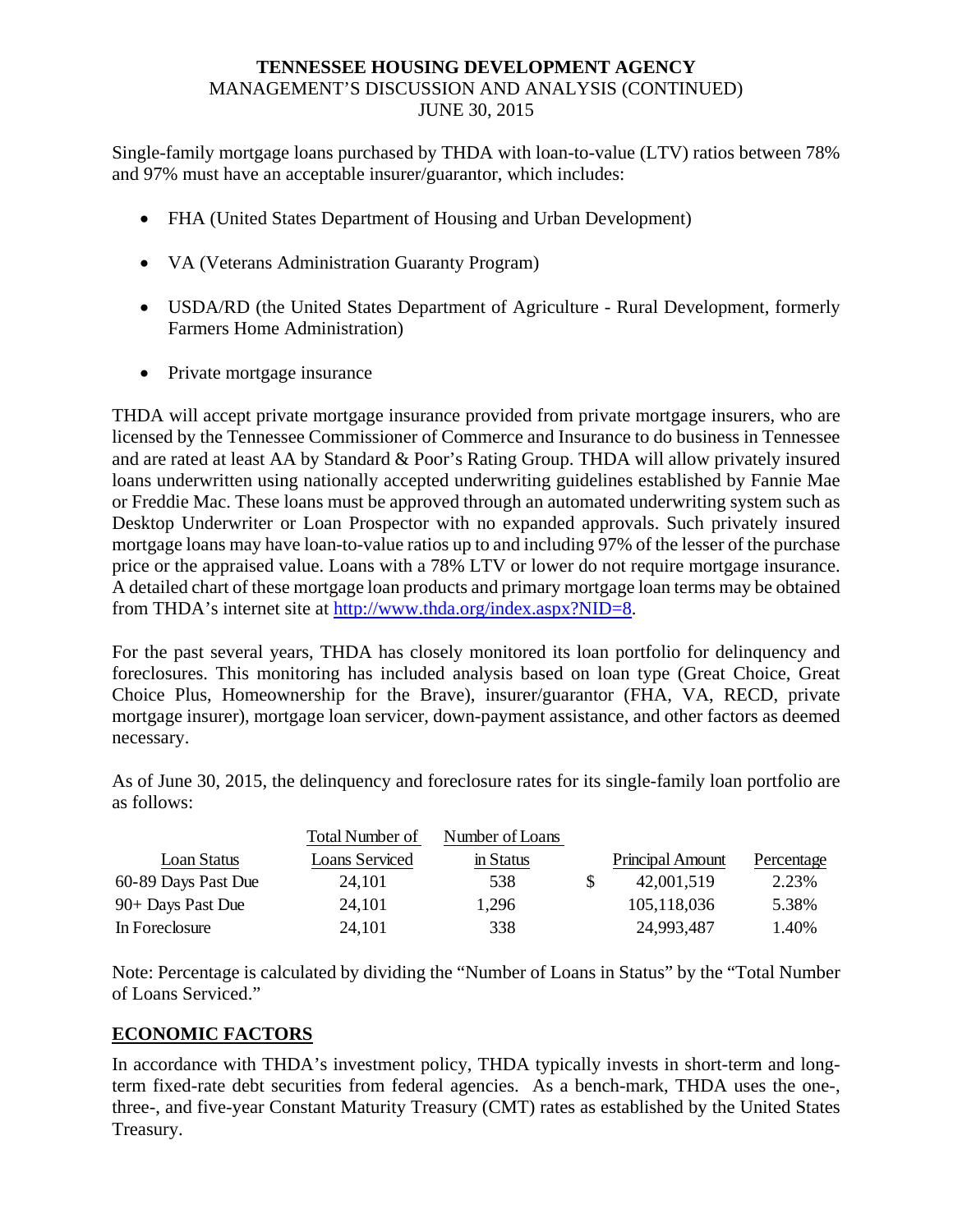Single-family mortgage loans purchased by THDA with loan-to-value (LTV) ratios between 78% and 97% must have an acceptable insurer/guarantor, which includes:

- FHA (United States Department of Housing and Urban Development)
- VA (Veterans Administration Guaranty Program)
- USDA/RD (the United States Department of Agriculture - Rural Development, formerly Farmers Home Administration)
- Private mortgage insurance

THDA will accept private mortgage insurance provided from private mortgage insurers, who are licensed by the Tennessee Commissioner of Commerce and Insurance to do business in Tennessee and are rated at least AA by Standard & Poor's Rating Group. THDA will allow privately insured loans underwritten using nationally accepted underwriting guidelines established by Fannie Mae or Freddie Mac. These loans must be approved through an automated underwriting system such as Desktop Underwriter or Loan Prospector with no expanded approvals. Such privately insured mortgage loans may have loan-to-value ratios up to and including 97% of the lesser of the purchase price or the appraised value. Loans with a 78% LTV or lower do not require mortgage insurance. A detailed chart of these mortgage loan products and primary mortgage loan terms may be obtained from THDA's internet site at http://www.thda.org/index.aspx?NID=8.

For the past several years, THDA has closely monitored its loan portfolio for delinquency and foreclosures. This monitoring has included analysis based on loan type (Great Choice, Great Choice Plus, Homeownership for the Brave), insurer/guarantor (FHA, VA, RECD, private mortgage insurer), mortgage loan servicer, down-payment assistance, and other factors as deemed necessary.

As of June 30, 2015, the delinquency and foreclosure rates for its single-family loan portfolio are as follows:

| Loan Status | Total Number of Loans Serviced | Number of Loans in Status | Principal Amount | Percentage |
|---|---|---|---|---|
| 60-89 Days Past Due | 24,101 | 538 | $ 42,001,519 | 2.23% |
| 90+ Days Past Due | 24,101 | 1,296 | 105,118,036 | 5.38% |
| In Foreclosure | 24,101 | 338 | 24,993,487 | 1.40% |

Note: Percentage is calculated by dividing the "Number of Loans in Status" by the "Total Number of Loans Serviced."

## ECONOMIC FACTORS

In accordance with THDA's investment policy, THDA typically invests in short-term and long-term fixed-rate debt securities from federal agencies. As a bench-mark, THDA uses the one-, three-, and five-year Constant Maturity Treasury (CMT) rates as established by the United States Treasury.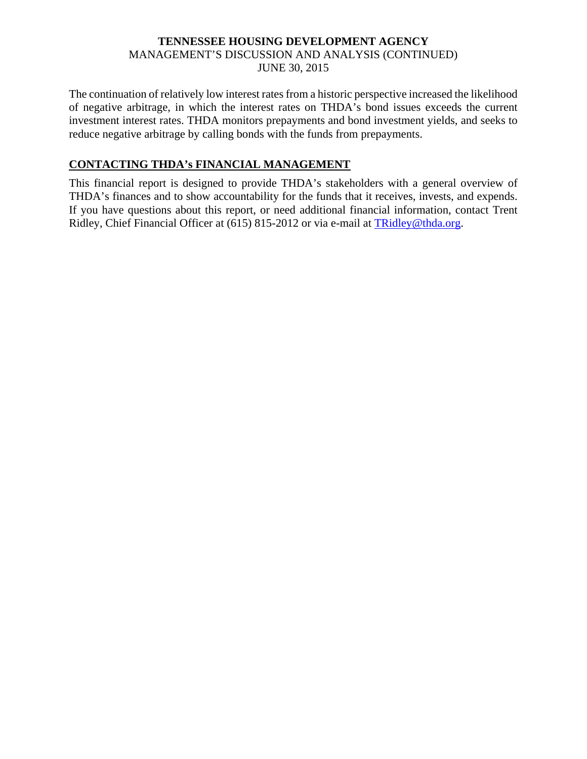The continuation of relatively low interest rates from a historic perspective increased the likelihood of negative arbitrage, in which the interest rates on THDA's bond issues exceeds the current investment interest rates. THDA monitors prepayments and bond investment yields, and seeks to reduce negative arbitrage by calling bonds with the funds from prepayments.

## CONTACTING THDA's FINANCIAL MANAGEMENT

This financial report is designed to provide THDA's stakeholders with a general overview of THDA's finances and to show accountability for the funds that it receives, invests, and expends. If you have questions about this report, or need additional financial information, contact Trent Ridley, Chief Financial Officer at (615) 815-2012 or via e-mail at TRidley@thda.org.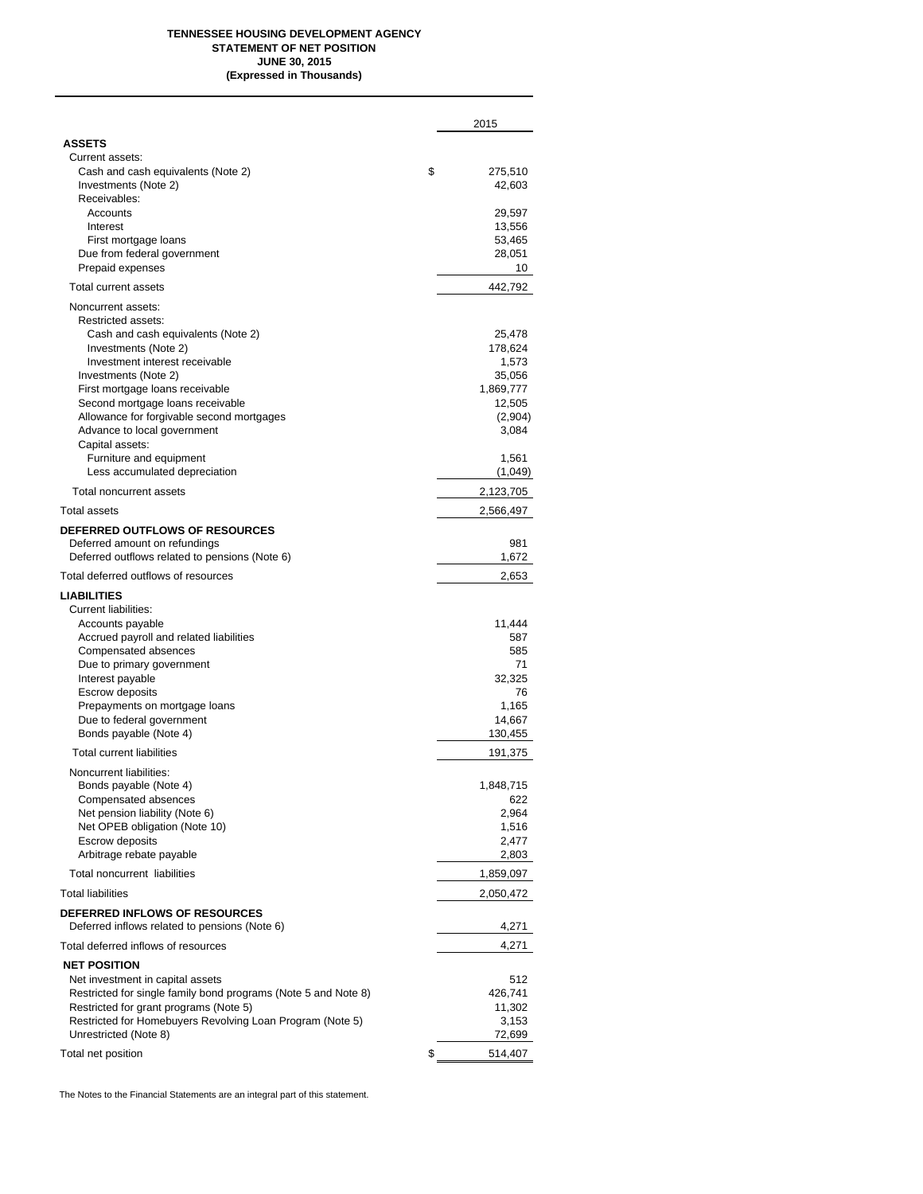**TENNESSEE HOUSING DEVELOPMENT AGENCY**
**STATEMENT OF NET POSITION**
**JUNE 30, 2015**
**(Expressed in Thousands)**

| | 2015 |
|---|---|
| **ASSETS** | |
| Current assets: | |
| Cash and cash equivalents (Note 2) | $ 275,510 |
| Investments (Note 2) | 42,603 |
| Receivables: | |
| Accounts | 29,597 |
| Interest | 13,556 |
| First mortgage loans | 53,465 |
| Due from federal government | 28,051 |
| Prepaid expenses | 10 |
| Total current assets | 442,792 |
| Noncurrent assets: | |
| Restricted assets: | |
| Cash and cash equivalents (Note 2) | 25,478 |
| Investments (Note 2) | 178,624 |
| Investment interest receivable | 1,573 |
| Investments (Note 2) | 35,056 |
| First mortgage loans receivable | 1,869,777 |
| Second mortgage loans receivable | 12,505 |
| Allowance for forgivable second mortgages | (2,904) |
| Advance to local government | 3,084 |
| Capital assets: | |
| Furniture and equipment | 1,561 |
| Less accumulated depreciation | (1,049) |
| Total noncurrent assets | 2,123,705 |
| Total assets | 2,566,497 |
| **DEFERRED OUTFLOWS OF RESOURCES** | |
| Deferred amount on refundings | 981 |
| Deferred outflows related to pensions (Note 6) | 1,672 |
| Total deferred outflows of resources | 2,653 |
| **LIABILITIES** | |
| Current liabilities: | |
| Accounts payable | 11,444 |
| Accrued payroll and related liabilities | 587 |
| Compensated absences | 585 |
| Due to primary government | 71 |
| Interest payable | 32,325 |
| Escrow deposits | 76 |
| Prepayments on mortgage loans | 1,165 |
| Due to federal government | 14,667 |
| Bonds payable (Note 4) | 130,455 |
| Total current liabilities | 191,375 |
| Noncurrent liabilities: | |
| Bonds payable (Note 4) | 1,848,715 |
| Compensated absences | 622 |
| Net pension liability (Note 6) | 2,964 |
| Net OPEB obligation (Note 10) | 1,516 |
| Escrow deposits | 2,477 |
| Arbitrage rebate payable | 2,803 |
| Total noncurrent liabilities | 1,859,097 |
| Total liabilities | 2,050,472 |
| **DEFERRED INFLOWS OF RESOURCES** | |
| Deferred inflows related to pensions (Note 6) | 4,271 |
| Total deferred inflows of resources | 4,271 |
| **NET POSITION** | |
| Net investment in capital assets | 512 |
| Restricted for single family bond programs (Note 5 and Note 8) | 426,741 |
| Restricted for grant programs (Note 5) | 11,302 |
| Restricted for Homebuyers Revolving Loan Program (Note 5) | 3,153 |
| Unrestricted (Note 8) | 72,699 |
| Total net position | $ 514,407 |

The Notes to the Financial Statements are an integral part of this statement.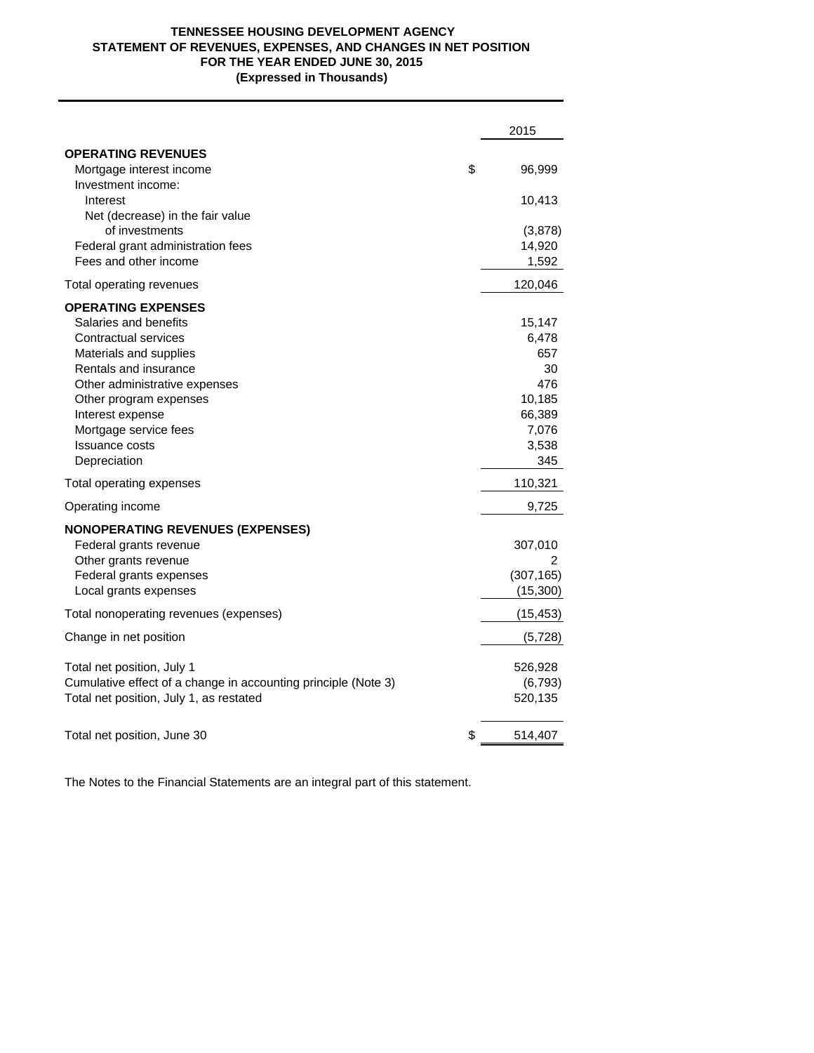# TENNESSEE HOUSING DEVELOPMENT AGENCY
## STATEMENT OF REVENUES, EXPENSES, AND CHANGES IN NET POSITION
### FOR THE YEAR ENDED JUNE 30, 2015
### (Expressed in Thousands)

| | | 2015 |
|---|---|---|
| **OPERATING REVENUES** | | |
| Mortgage interest income | $ | 96,999 |
| Investment income: | | |
| Interest | | 10,413 |
| Net (decrease) in the fair value of investments | | (3,878) |
| Federal grant administration fees | | 14,920 |
| Fees and other income | | 1,592 |
| Total operating revenues | | 120,046 |
| **OPERATING EXPENSES** | | |
| Salaries and benefits | | 15,147 |
| Contractual services | | 6,478 |
| Materials and supplies | | 657 |
| Rentals and insurance | | 30 |
| Other administrative expenses | | 476 |
| Other program expenses | | 10,185 |
| Interest expense | | 66,389 |
| Mortgage service fees | | 7,076 |
| Issuance costs | | 3,538 |
| Depreciation | | 345 |
| Total operating expenses | | 110,321 |
| Operating income | | 9,725 |
| **NONOPERATING REVENUES (EXPENSES)** | | |
| Federal grants revenue | | 307,010 |
| Other grants revenue | | 2 |
| Federal grants expenses | | (307,165) |
| Local grants expenses | | (15,300) |
| Total nonoperating revenues (expenses) | | (15,453) |
| Change in net position | | (5,728) |
| Total net position, July 1 | | 526,928 |
| Cumulative effect of a change in accounting principle (Note 3) | | (6,793) |
| Total net position, July 1, as restated | | 520,135 |
| Total net position, June 30 | $ | 514,407 |

The Notes to the Financial Statements are an integral part of this statement.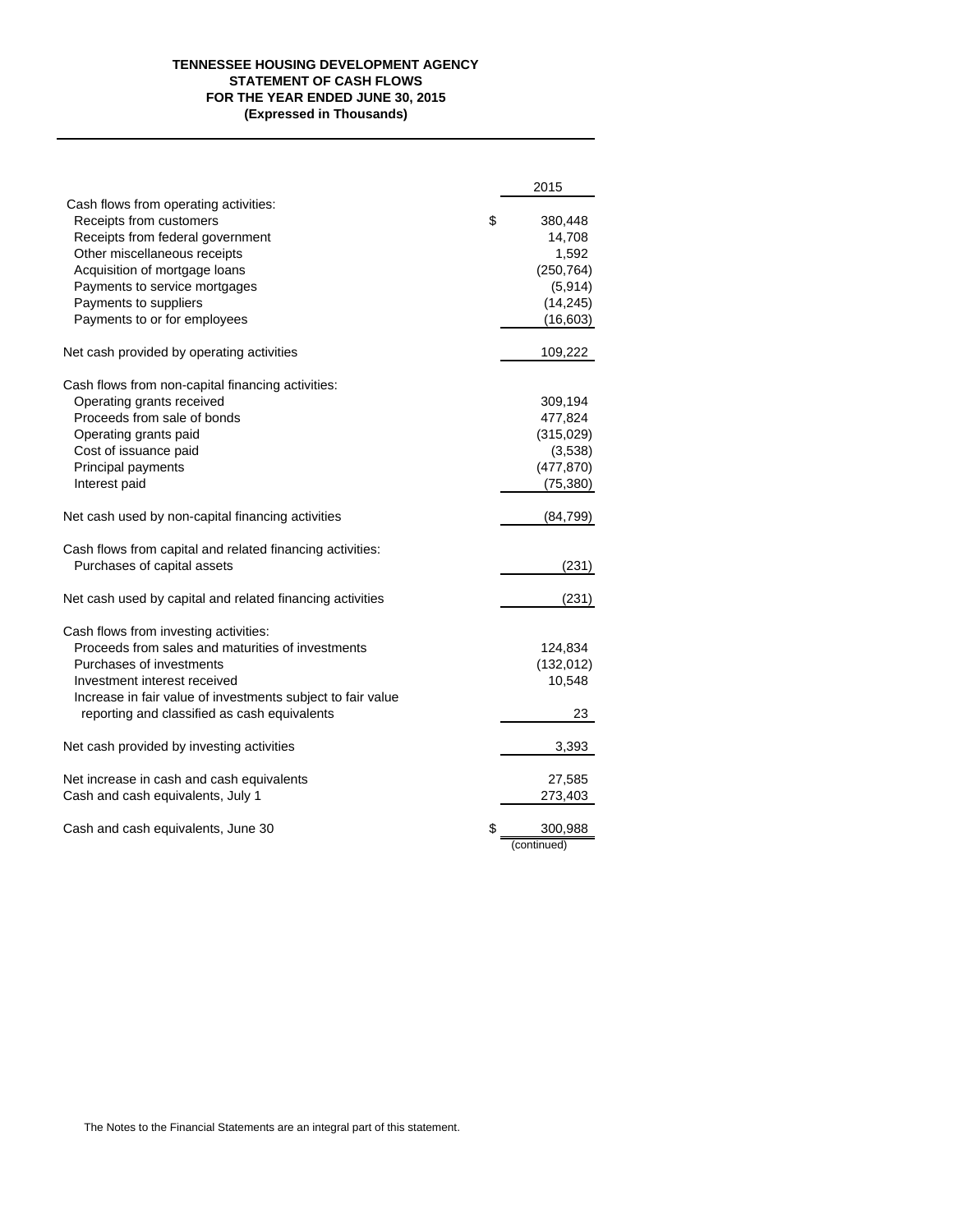# TENNESSEE HOUSING DEVELOPMENT AGENCY
## STATEMENT OF CASH FLOWS
### FOR THE YEAR ENDED JUNE 30, 2015
### (Expressed in Thousands)

| | 2015 |
|---|---|
| Cash flows from operating activities: | |
| Receipts from customers | $ 380,448 |
| Receipts from federal government | 14,708 |
| Other miscellaneous receipts | 1,592 |
| Acquisition of mortgage loans | (250,764) |
| Payments to service mortgages | (5,914) |
| Payments to suppliers | (14,245) |
| Payments to or for employees | (16,603) |
| Net cash provided by operating activities | 109,222 |
| Cash flows from non-capital financing activities: | |
| Operating grants received | 309,194 |
| Proceeds from sale of bonds | 477,824 |
| Operating grants paid | (315,029) |
| Cost of issuance paid | (3,538) |
| Principal payments | (477,870) |
| Interest paid | (75,380) |
| Net cash used by non-capital financing activities | (84,799) |
| Cash flows from capital and related financing activities: | |
| Purchases of capital assets | (231) |
| Net cash used by capital and related financing activities | (231) |
| Cash flows from investing activities: | |
| Proceeds from sales and maturities of investments | 124,834 |
| Purchases of investments | (132,012) |
| Investment interest received | 10,548 |
| Increase in fair value of investments subject to fair value reporting and classified as cash equivalents | 23 |
| Net cash provided by investing activities | 3,393 |
| Net increase in cash and cash equivalents | 27,585 |
| Cash and cash equivalents, July 1 | 273,403 |
| Cash and cash equivalents, June 30 | $ 300,988 |

(continued)

The Notes to the Financial Statements are an integral part of this statement.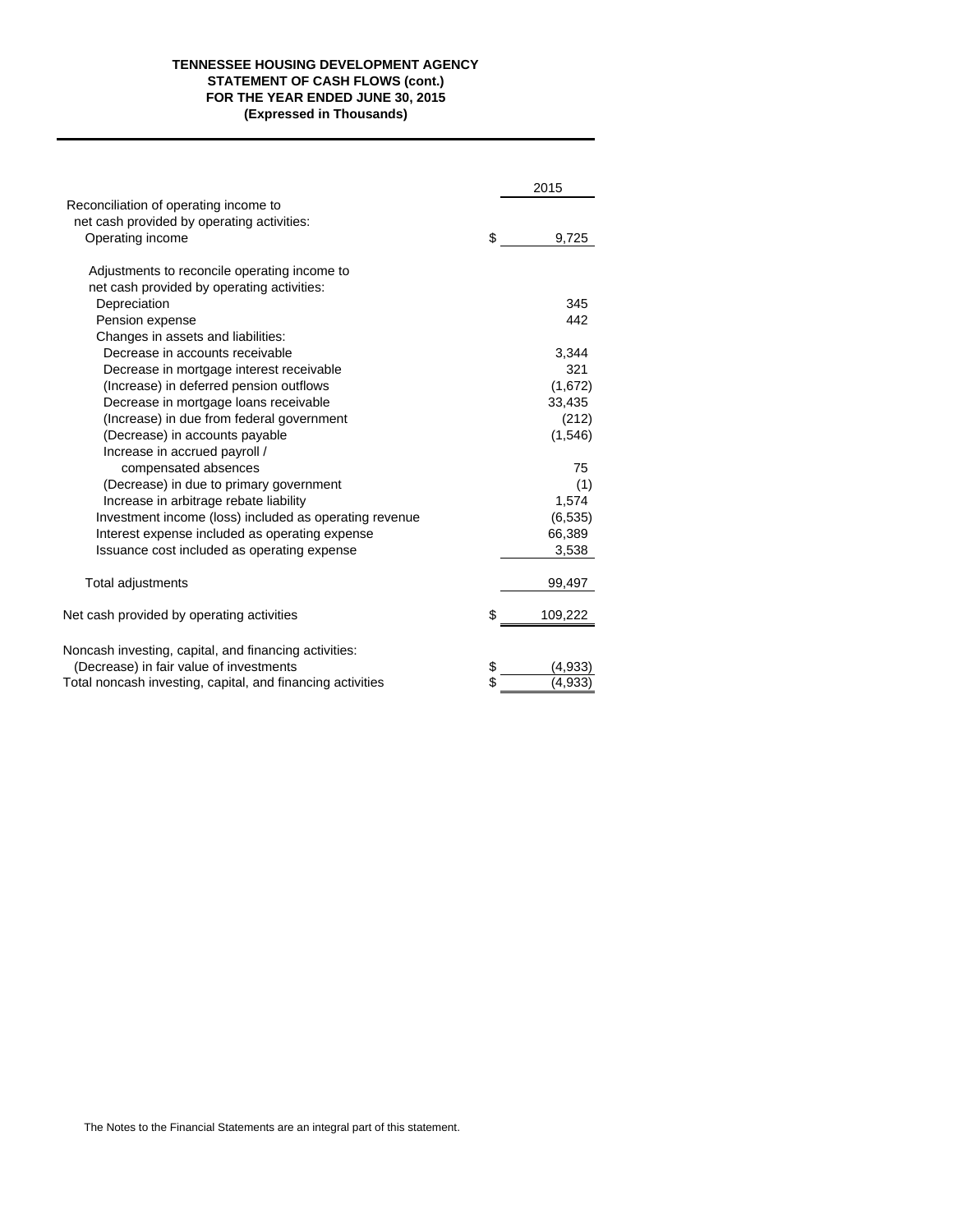# TENNESSEE HOUSING DEVELOPMENT AGENCY
## STATEMENT OF CASH FLOWS (cont.)
## FOR THE YEAR ENDED JUNE 30, 2015
## (Expressed in Thousands)

| | 2015 |
|---|---|
| Reconciliation of operating income to net cash provided by operating activities: | |
| Operating income | $ 9,725 |
| Adjustments to reconcile operating income to net cash provided by operating activities: | |
| Depreciation | 345 |
| Pension expense | 442 |
| Changes in assets and liabilities: | |
| Decrease in accounts receivable | 3,344 |
| Decrease in mortgage interest receivable | 321 |
| (Increase) in deferred pension outflows | (1,672) |
| Decrease in mortgage loans receivable | 33,435 |
| (Increase) in due from federal government | (212) |
| (Decrease) in accounts payable | (1,546) |
| Increase in accrued payroll / compensated absences | 75 |
| (Decrease) in due to primary government | (1) |
| Increase in arbitrage rebate liability | 1,574 |
| Investment income (loss) included as operating revenue | (6,535) |
| Interest expense included as operating expense | 66,389 |
| Issuance cost included as operating expense | 3,538 |
| Total adjustments | 99,497 |
| Net cash provided by operating activities | $ 109,222 |
| Noncash investing, capital, and financing activities: | |
| (Decrease) in fair value of investments | $ (4,933) |
| Total noncash investing, capital, and financing activities | $ (4,933) |

The Notes to the Financial Statements are an integral part of this statement.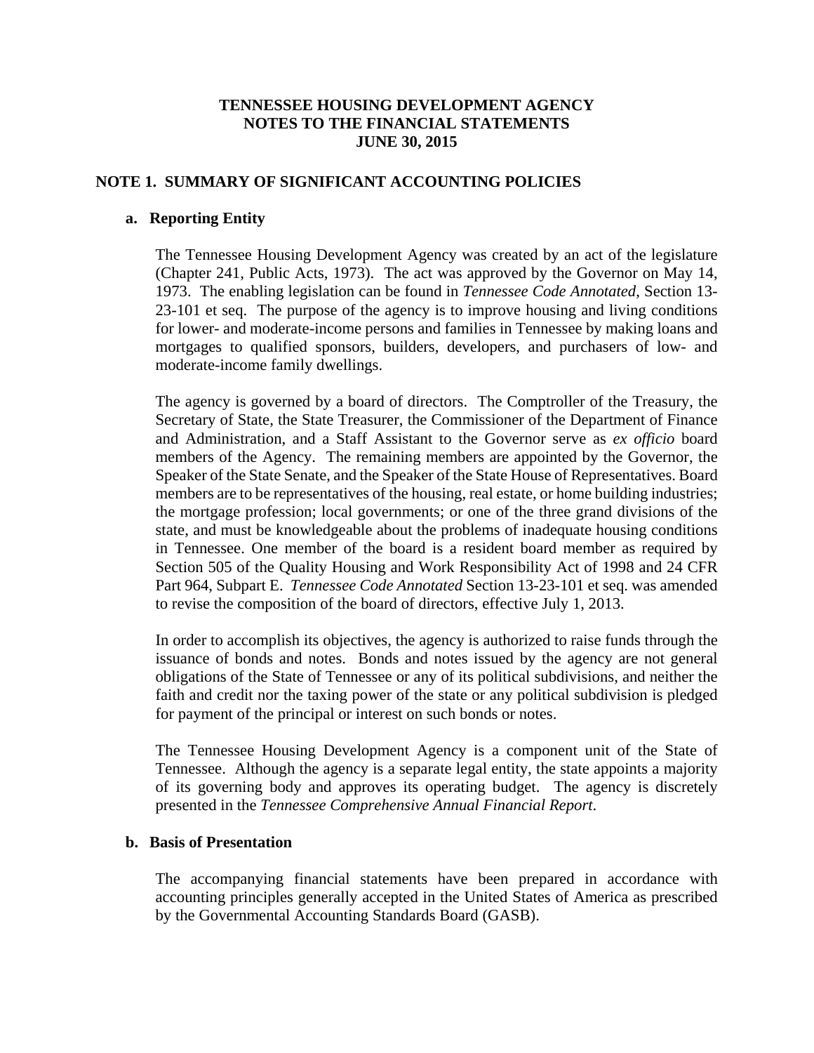# TENNESSEE HOUSING DEVELOPMENT AGENCY
# NOTES TO THE FINANCIAL STATEMENTS
# JUNE 30, 2015

## NOTE 1. SUMMARY OF SIGNIFICANT ACCOUNTING POLICIES

### a. Reporting Entity

The Tennessee Housing Development Agency was created by an act of the legislature (Chapter 241, Public Acts, 1973). The act was approved by the Governor on May 14, 1973. The enabling legislation can be found in *Tennessee Code Annotated*, Section 13-23-101 et seq. The purpose of the agency is to improve housing and living conditions for lower- and moderate-income persons and families in Tennessee by making loans and mortgages to qualified sponsors, builders, developers, and purchasers of low- and moderate-income family dwellings.

The agency is governed by a board of directors. The Comptroller of the Treasury, the Secretary of State, the State Treasurer, the Commissioner of the Department of Finance and Administration, and a Staff Assistant to the Governor serve as *ex officio* board members of the Agency. The remaining members are appointed by the Governor, the Speaker of the State Senate, and the Speaker of the State House of Representatives. Board members are to be representatives of the housing, real estate, or home building industries; the mortgage profession; local governments; or one of the three grand divisions of the state, and must be knowledgeable about the problems of inadequate housing conditions in Tennessee. One member of the board is a resident board member as required by Section 505 of the Quality Housing and Work Responsibility Act of 1998 and 24 CFR Part 964, Subpart E. *Tennessee Code Annotated* Section 13-23-101 et seq. was amended to revise the composition of the board of directors, effective July 1, 2013.

In order to accomplish its objectives, the agency is authorized to raise funds through the issuance of bonds and notes. Bonds and notes issued by the agency are not general obligations of the State of Tennessee or any of its political subdivisions, and neither the faith and credit nor the taxing power of the state or any political subdivision is pledged for payment of the principal or interest on such bonds or notes.

The Tennessee Housing Development Agency is a component unit of the State of Tennessee. Although the agency is a separate legal entity, the state appoints a majority of its governing body and approves its operating budget. The agency is discretely presented in the *Tennessee Comprehensive Annual Financial Report*.

### b. Basis of Presentation

The accompanying financial statements have been prepared in accordance with accounting principles generally accepted in the United States of America as prescribed by the Governmental Accounting Standards Board (GASB).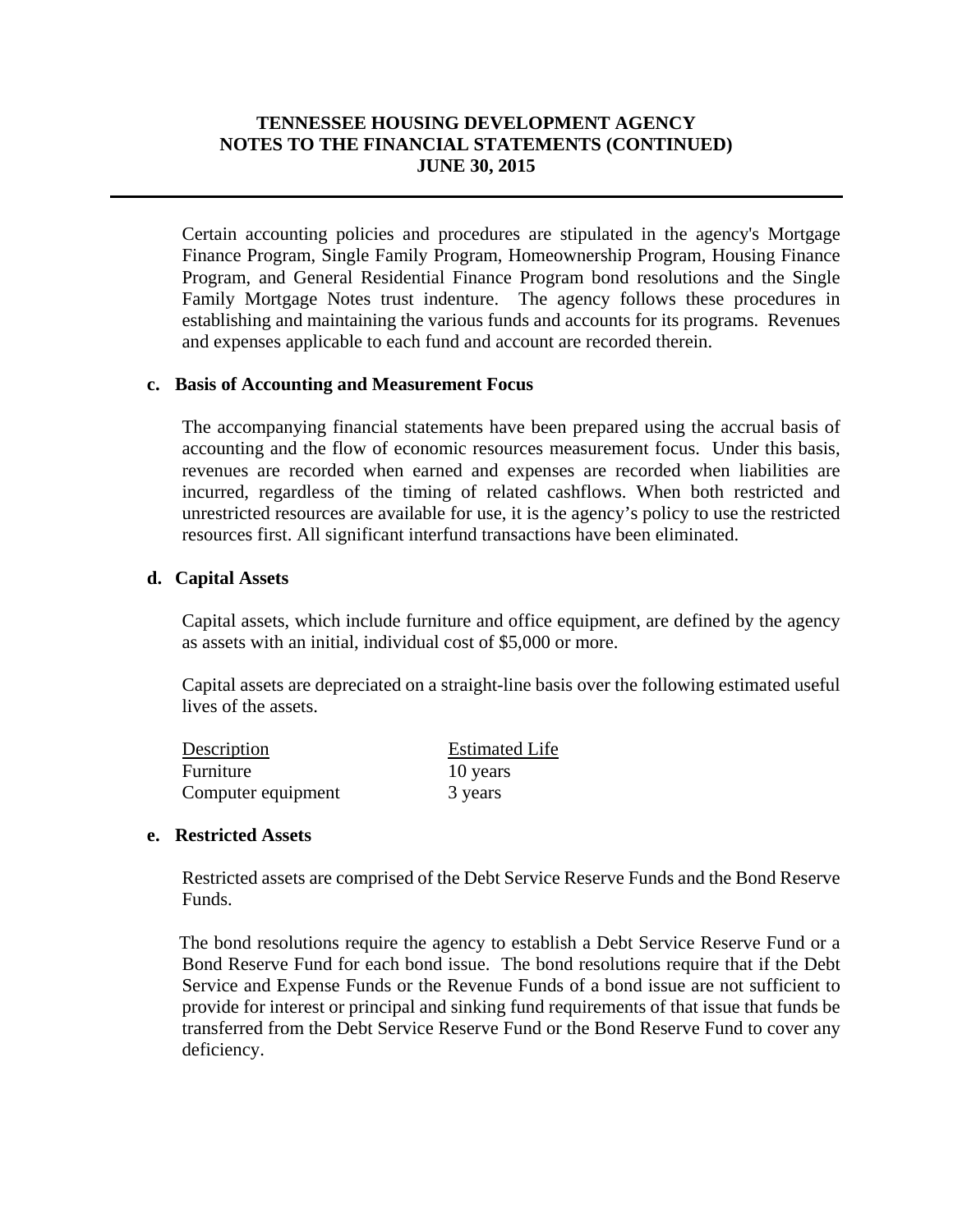Certain accounting policies and procedures are stipulated in the agency's Mortgage Finance Program, Single Family Program, Homeownership Program, Housing Finance Program, and General Residential Finance Program bond resolutions and the Single Family Mortgage Notes trust indenture. The agency follows these procedures in establishing and maintaining the various funds and accounts for its programs. Revenues and expenses applicable to each fund and account are recorded therein.

**c. Basis of Accounting and Measurement Focus**

The accompanying financial statements have been prepared using the accrual basis of accounting and the flow of economic resources measurement focus. Under this basis, revenues are recorded when earned and expenses are recorded when liabilities are incurred, regardless of the timing of related cashflows. When both restricted and unrestricted resources are available for use, it is the agency's policy to use the restricted resources first. All significant interfund transactions have been eliminated.

**d. Capital Assets**

Capital assets, which include furniture and office equipment, are defined by the agency as assets with an initial, individual cost of $5,000 or more.

Capital assets are depreciated on a straight-line basis over the following estimated useful lives of the assets.

| Description | Estimated Life |
|---|---|
| Furniture | 10 years |
| Computer equipment | 3 years |

**e. Restricted Assets**

Restricted assets are comprised of the Debt Service Reserve Funds and the Bond Reserve Funds.

The bond resolutions require the agency to establish a Debt Service Reserve Fund or a Bond Reserve Fund for each bond issue. The bond resolutions require that if the Debt Service and Expense Funds or the Revenue Funds of a bond issue are not sufficient to provide for interest or principal and sinking fund requirements of that issue that funds be transferred from the Debt Service Reserve Fund or the Bond Reserve Fund to cover any deficiency.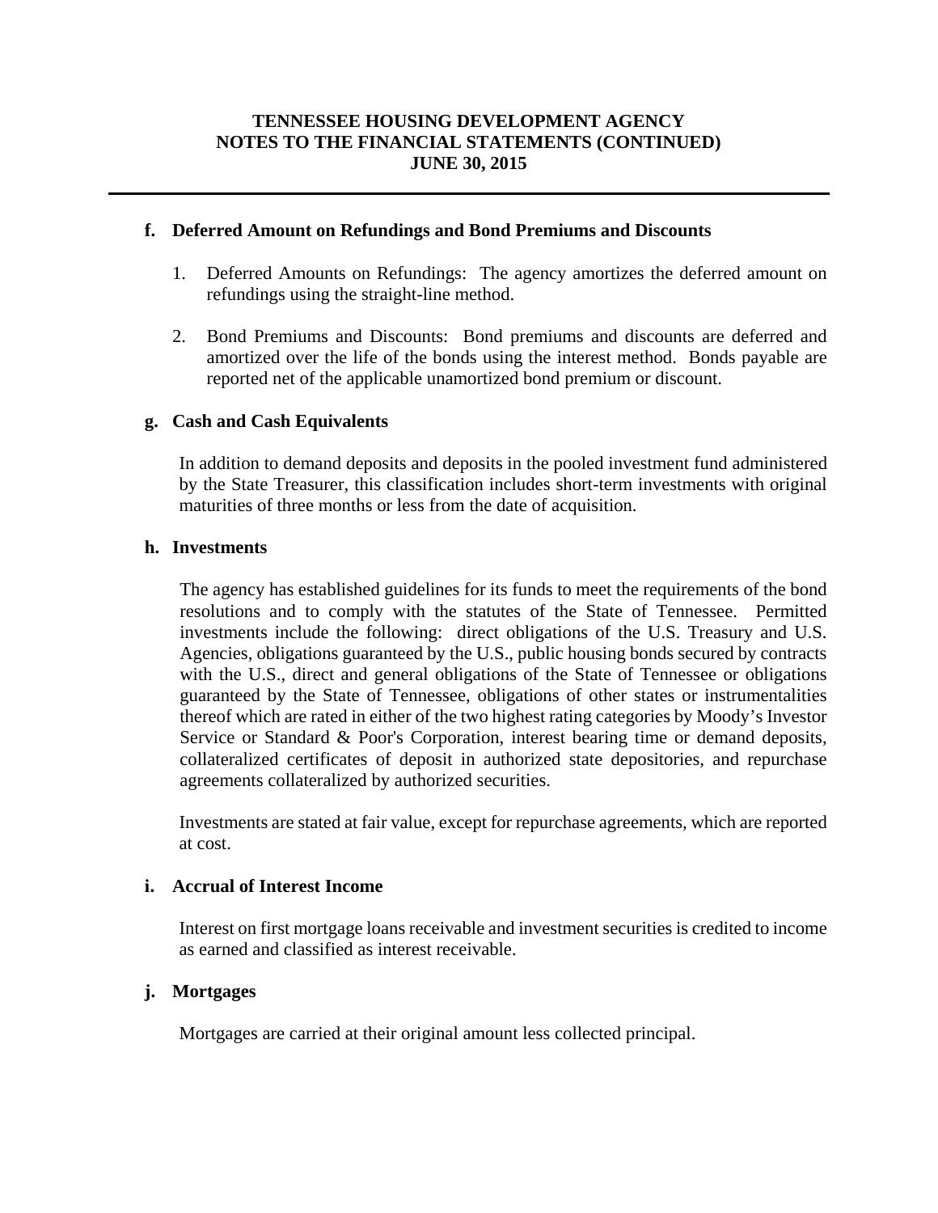**f. Deferred Amount on Refundings and Bond Premiums and Discounts**

1. Deferred Amounts on Refundings: The agency amortizes the deferred amount on refundings using the straight-line method.

2. Bond Premiums and Discounts: Bond premiums and discounts are deferred and amortized over the life of the bonds using the interest method. Bonds payable are reported net of the applicable unamortized bond premium or discount.

**g. Cash and Cash Equivalents**

In addition to demand deposits and deposits in the pooled investment fund administered by the State Treasurer, this classification includes short-term investments with original maturities of three months or less from the date of acquisition.

**h. Investments**

The agency has established guidelines for its funds to meet the requirements of the bond resolutions and to comply with the statutes of the State of Tennessee. Permitted investments include the following: direct obligations of the U.S. Treasury and U.S. Agencies, obligations guaranteed by the U.S., public housing bonds secured by contracts with the U.S., direct and general obligations of the State of Tennessee or obligations guaranteed by the State of Tennessee, obligations of other states or instrumentalities thereof which are rated in either of the two highest rating categories by Moody's Investor Service or Standard & Poor's Corporation, interest bearing time or demand deposits, collateralized certificates of deposit in authorized state depositories, and repurchase agreements collateralized by authorized securities.

Investments are stated at fair value, except for repurchase agreements, which are reported at cost.

**i. Accrual of Interest Income**

Interest on first mortgage loans receivable and investment securities is credited to income as earned and classified as interest receivable.

**j. Mortgages**

Mortgages are carried at their original amount less collected principal.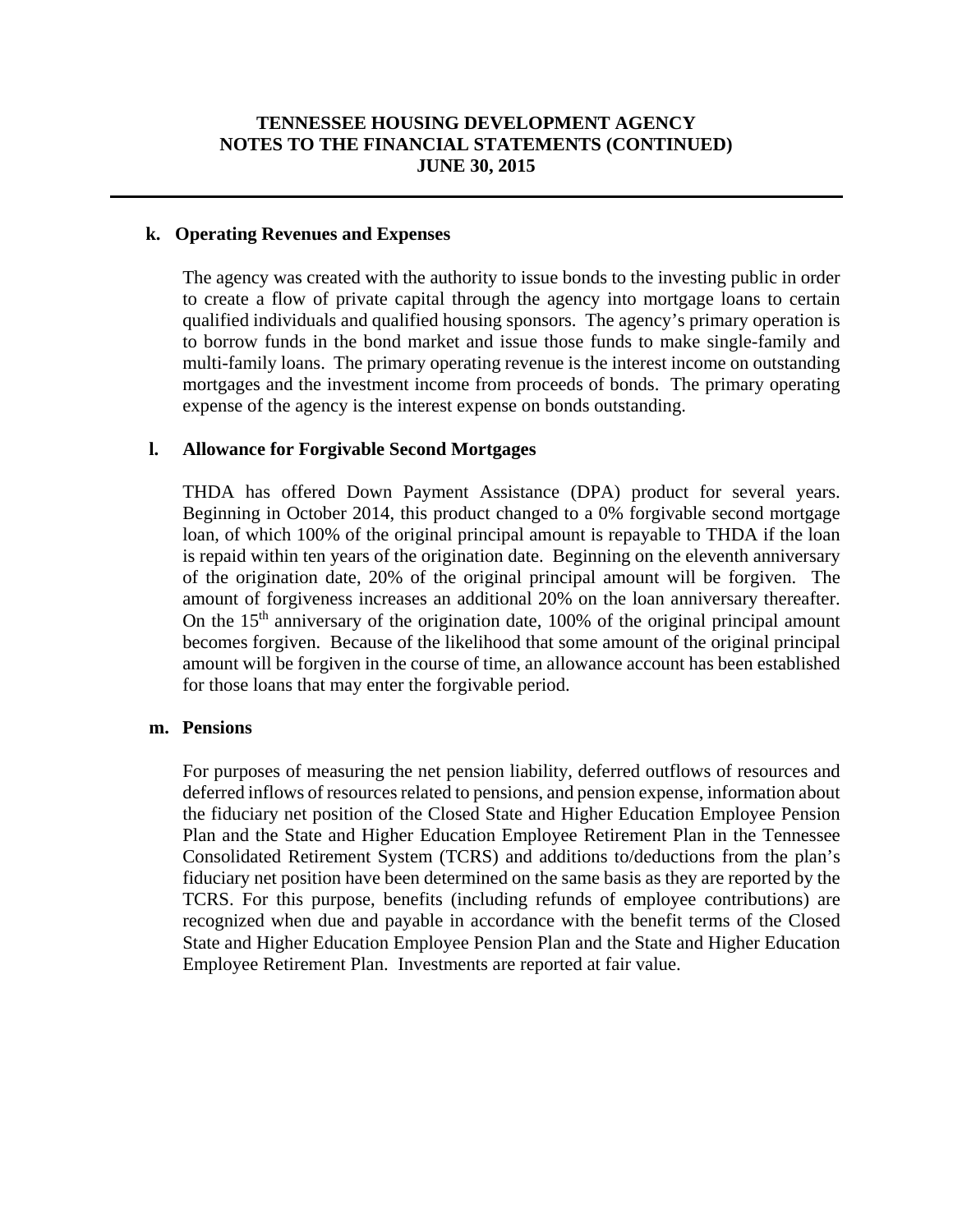# TENNESSEE HOUSING DEVELOPMENT AGENCY
# NOTES TO THE FINANCIAL STATEMENTS (CONTINUED)
# JUNE 30, 2015

**k. Operating Revenues and Expenses**

The agency was created with the authority to issue bonds to the investing public in order to create a flow of private capital through the agency into mortgage loans to certain qualified individuals and qualified housing sponsors. The agency's primary operation is to borrow funds in the bond market and issue those funds to make single-family and multi-family loans. The primary operating revenue is the interest income on outstanding mortgages and the investment income from proceeds of bonds. The primary operating expense of the agency is the interest expense on bonds outstanding.

**l. Allowance for Forgivable Second Mortgages**

THDA has offered Down Payment Assistance (DPA) product for several years. Beginning in October 2014, this product changed to a 0% forgivable second mortgage loan, of which 100% of the original principal amount is repayable to THDA if the loan is repaid within ten years of the origination date. Beginning on the eleventh anniversary of the origination date, 20% of the original principal amount will be forgiven. The amount of forgiveness increases an additional 20% on the loan anniversary thereafter. On the 15th anniversary of the origination date, 100% of the original principal amount becomes forgiven. Because of the likelihood that some amount of the original principal amount will be forgiven in the course of time, an allowance account has been established for those loans that may enter the forgivable period.

**m. Pensions**

For purposes of measuring the net pension liability, deferred outflows of resources and deferred inflows of resources related to pensions, and pension expense, information about the fiduciary net position of the Closed State and Higher Education Employee Pension Plan and the State and Higher Education Employee Retirement Plan in the Tennessee Consolidated Retirement System (TCRS) and additions to/deductions from the plan's fiduciary net position have been determined on the same basis as they are reported by the TCRS. For this purpose, benefits (including refunds of employee contributions) are recognized when due and payable in accordance with the benefit terms of the Closed State and Higher Education Employee Pension Plan and the State and Higher Education Employee Retirement Plan. Investments are reported at fair value.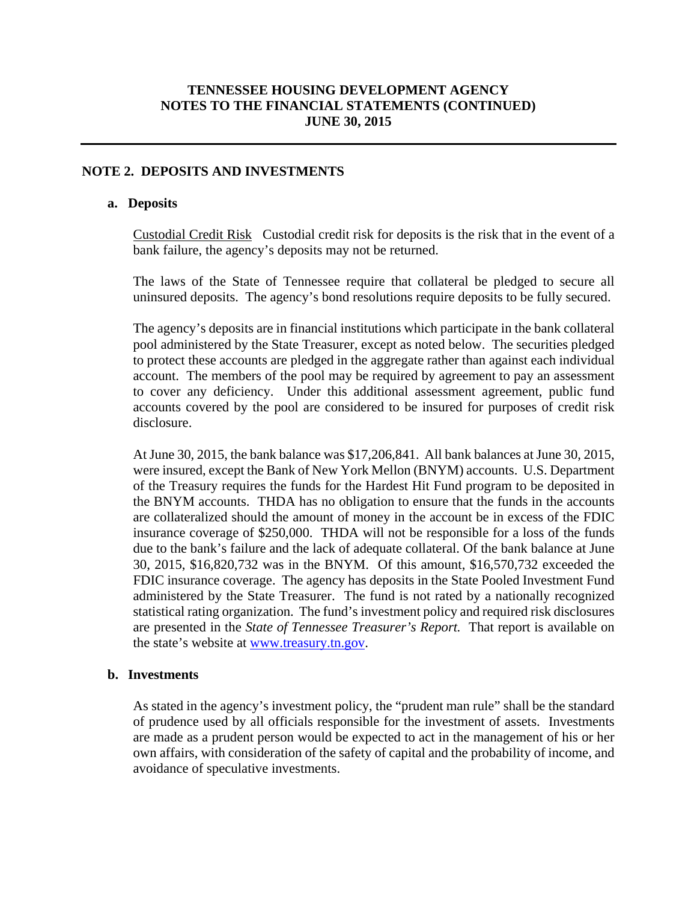## NOTE 2. DEPOSITS AND INVESTMENTS

### a. Deposits

Custodial Credit Risk   Custodial credit risk for deposits is the risk that in the event of a bank failure, the agency's deposits may not be returned.

The laws of the State of Tennessee require that collateral be pledged to secure all uninsured deposits. The agency's bond resolutions require deposits to be fully secured.

The agency's deposits are in financial institutions which participate in the bank collateral pool administered by the State Treasurer, except as noted below. The securities pledged to protect these accounts are pledged in the aggregate rather than against each individual account. The members of the pool may be required by agreement to pay an assessment to cover any deficiency. Under this additional assessment agreement, public fund accounts covered by the pool are considered to be insured for purposes of credit risk disclosure.

At June 30, 2015, the bank balance was $17,206,841. All bank balances at June 30, 2015, were insured, except the Bank of New York Mellon (BNYM) accounts. U.S. Department of the Treasury requires the funds for the Hardest Hit Fund program to be deposited in the BNYM accounts. THDA has no obligation to ensure that the funds in the accounts are collateralized should the amount of money in the account be in excess of the FDIC insurance coverage of $250,000. THDA will not be responsible for a loss of the funds due to the bank's failure and the lack of adequate collateral. Of the bank balance at June 30, 2015, $16,820,732 was in the BNYM. Of this amount, $16,570,732 exceeded the FDIC insurance coverage. The agency has deposits in the State Pooled Investment Fund administered by the State Treasurer. The fund is not rated by a nationally recognized statistical rating organization. The fund's investment policy and required risk disclosures are presented in the *State of Tennessee Treasurer's Report.* That report is available on the state's website at www.treasury.tn.gov.

### b. Investments

As stated in the agency's investment policy, the "prudent man rule" shall be the standard of prudence used by all officials responsible for the investment of assets. Investments are made as a prudent person would be expected to act in the management of his or her own affairs, with consideration of the safety of capital and the probability of income, and avoidance of speculative investments.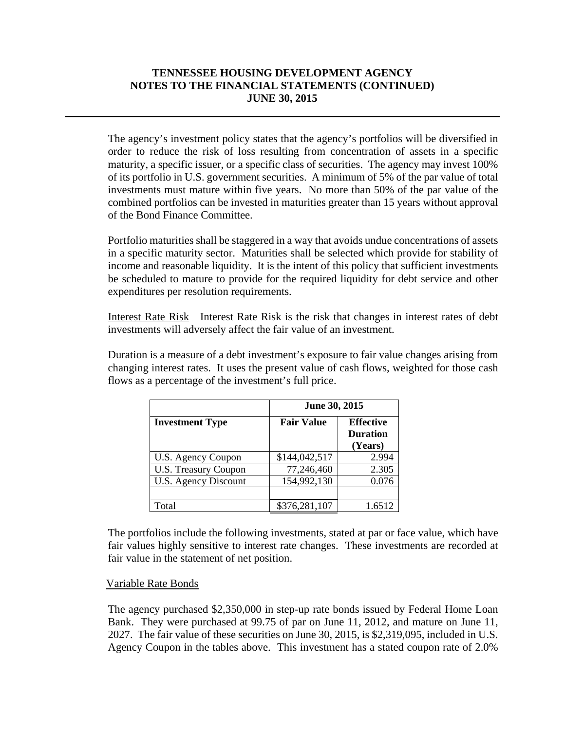The agency's investment policy states that the agency's portfolios will be diversified in order to reduce the risk of loss resulting from concentration of assets in a specific maturity, a specific issuer, or a specific class of securities. The agency may invest 100% of its portfolio in U.S. government securities. A minimum of 5% of the par value of total investments must mature within five years. No more than 50% of the par value of the combined portfolios can be invested in maturities greater than 15 years without approval of the Bond Finance Committee.

Portfolio maturities shall be staggered in a way that avoids undue concentrations of assets in a specific maturity sector. Maturities shall be selected which provide for stability of income and reasonable liquidity. It is the intent of this policy that sufficient investments be scheduled to mature to provide for the required liquidity for debt service and other expenditures per resolution requirements.

Interest Rate Risk Interest Rate Risk is the risk that changes in interest rates of debt investments will adversely affect the fair value of an investment.

Duration is a measure of a debt investment's exposure to fair value changes arising from changing interest rates. It uses the present value of cash flows, weighted for those cash flows as a percentage of the investment's full price.

| | **June 30, 2015** | |
|---|---|---|
| **Investment Type** | **Fair Value** | **Effective Duration (Years)** |
| U.S. Agency Coupon | $144,042,517 | 2.994 |
| U.S. Treasury Coupon | 77,246,460 | 2.305 |
| U.S. Agency Discount | 154,992,130 | 0.076 |
| | | |
| Total | $376,281,107 | 1.6512 |

The portfolios include the following investments, stated at par or face value, which have fair values highly sensitive to interest rate changes. These investments are recorded at fair value in the statement of net position.

Variable Rate Bonds

The agency purchased $2,350,000 in step-up rate bonds issued by Federal Home Loan Bank. They were purchased at 99.75 of par on June 11, 2012, and mature on June 11, 2027. The fair value of these securities on June 30, 2015, is $2,319,095, included in U.S. Agency Coupon in the tables above. This investment has a stated coupon rate of 2.0%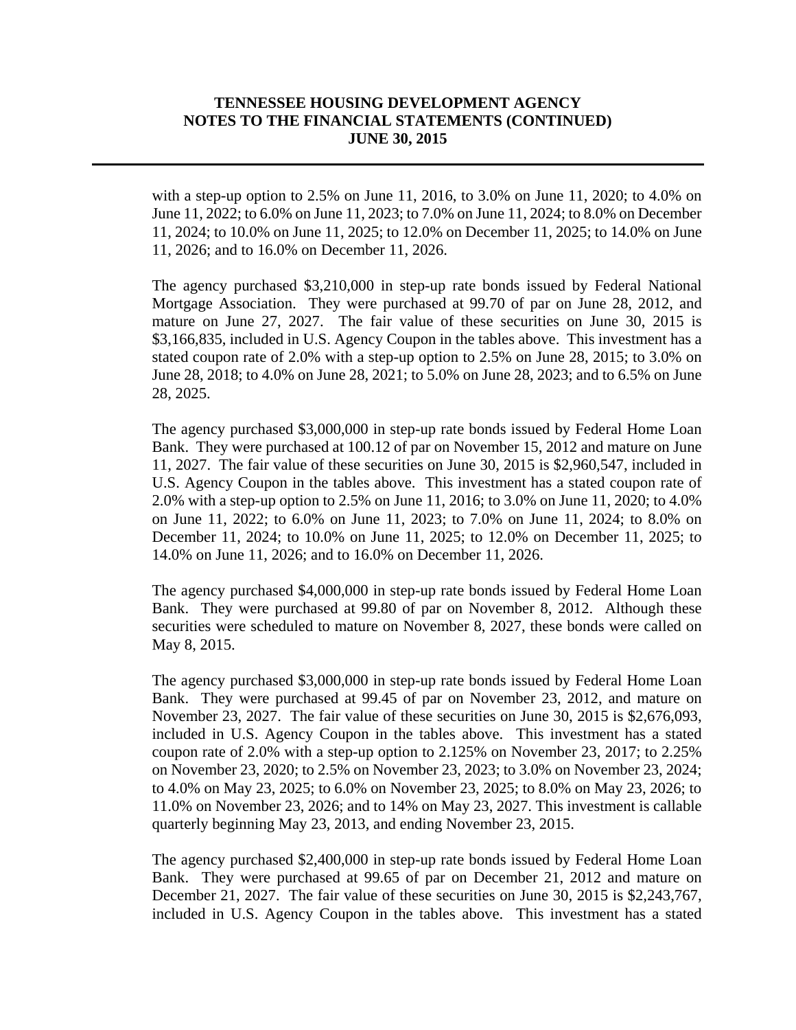with a step-up option to 2.5% on June 11, 2016, to 3.0% on June 11, 2020; to 4.0% on June 11, 2022; to 6.0% on June 11, 2023; to 7.0% on June 11, 2024; to 8.0% on December 11, 2024; to 10.0% on June 11, 2025; to 12.0% on December 11, 2025; to 14.0% on June 11, 2026; and to 16.0% on December 11, 2026.

The agency purchased $3,210,000 in step-up rate bonds issued by Federal National Mortgage Association. They were purchased at 99.70 of par on June 28, 2012, and mature on June 27, 2027. The fair value of these securities on June 30, 2015 is $3,166,835, included in U.S. Agency Coupon in the tables above. This investment has a stated coupon rate of 2.0% with a step-up option to 2.5% on June 28, 2015; to 3.0% on June 28, 2018; to 4.0% on June 28, 2021; to 5.0% on June 28, 2023; and to 6.5% on June 28, 2025.

The agency purchased $3,000,000 in step-up rate bonds issued by Federal Home Loan Bank. They were purchased at 100.12 of par on November 15, 2012 and mature on June 11, 2027. The fair value of these securities on June 30, 2015 is $2,960,547, included in U.S. Agency Coupon in the tables above. This investment has a stated coupon rate of 2.0% with a step-up option to 2.5% on June 11, 2016; to 3.0% on June 11, 2020; to 4.0% on June 11, 2022; to 6.0% on June 11, 2023; to 7.0% on June 11, 2024; to 8.0% on December 11, 2024; to 10.0% on June 11, 2025; to 12.0% on December 11, 2025; to 14.0% on June 11, 2026; and to 16.0% on December 11, 2026.

The agency purchased $4,000,000 in step-up rate bonds issued by Federal Home Loan Bank. They were purchased at 99.80 of par on November 8, 2012. Although these securities were scheduled to mature on November 8, 2027, these bonds were called on May 8, 2015.

The agency purchased $3,000,000 in step-up rate bonds issued by Federal Home Loan Bank. They were purchased at 99.45 of par on November 23, 2012, and mature on November 23, 2027. The fair value of these securities on June 30, 2015 is $2,676,093, included in U.S. Agency Coupon in the tables above. This investment has a stated coupon rate of 2.0% with a step-up option to 2.125% on November 23, 2017; to 2.25% on November 23, 2020; to 2.5% on November 23, 2023; to 3.0% on November 23, 2024; to 4.0% on May 23, 2025; to 6.0% on November 23, 2025; to 8.0% on May 23, 2026; to 11.0% on November 23, 2026; and to 14% on May 23, 2027. This investment is callable quarterly beginning May 23, 2013, and ending November 23, 2015.

The agency purchased $2,400,000 in step-up rate bonds issued by Federal Home Loan Bank. They were purchased at 99.65 of par on December 21, 2012 and mature on December 21, 2027. The fair value of these securities on June 30, 2015 is $2,243,767, included in U.S. Agency Coupon in the tables above. This investment has a stated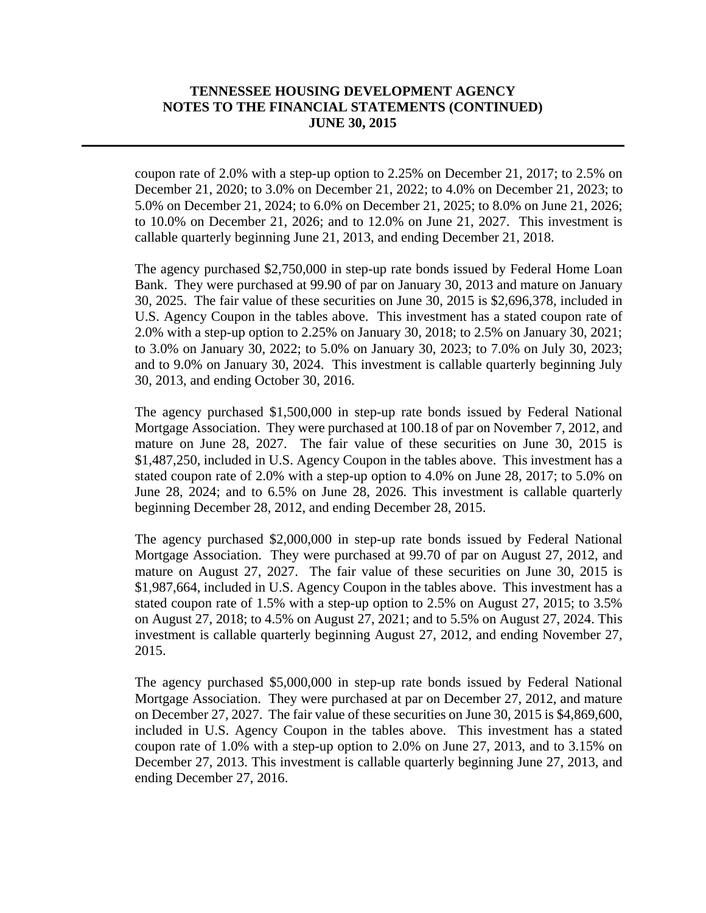coupon rate of 2.0% with a step-up option to 2.25% on December 21, 2017; to 2.5% on December 21, 2020; to 3.0% on December 21, 2022; to 4.0% on December 21, 2023; to 5.0% on December 21, 2024; to 6.0% on December 21, 2025; to 8.0% on June 21, 2026; to 10.0% on December 21, 2026; and to 12.0% on June 21, 2027. This investment is callable quarterly beginning June 21, 2013, and ending December 21, 2018.

The agency purchased $2,750,000 in step-up rate bonds issued by Federal Home Loan Bank. They were purchased at 99.90 of par on January 30, 2013 and mature on January 30, 2025. The fair value of these securities on June 30, 2015 is $2,696,378, included in U.S. Agency Coupon in the tables above. This investment has a stated coupon rate of 2.0% with a step-up option to 2.25% on January 30, 2018; to 2.5% on January 30, 2021; to 3.0% on January 30, 2022; to 5.0% on January 30, 2023; to 7.0% on July 30, 2023; and to 9.0% on January 30, 2024. This investment is callable quarterly beginning July 30, 2013, and ending October 30, 2016.

The agency purchased $1,500,000 in step-up rate bonds issued by Federal National Mortgage Association. They were purchased at 100.18 of par on November 7, 2012, and mature on June 28, 2027. The fair value of these securities on June 30, 2015 is $1,487,250, included in U.S. Agency Coupon in the tables above. This investment has a stated coupon rate of 2.0% with a step-up option to 4.0% on June 28, 2017; to 5.0% on June 28, 2024; and to 6.5% on June 28, 2026. This investment is callable quarterly beginning December 28, 2012, and ending December 28, 2015.

The agency purchased $2,000,000 in step-up rate bonds issued by Federal National Mortgage Association. They were purchased at 99.70 of par on August 27, 2012, and mature on August 27, 2027. The fair value of these securities on June 30, 2015 is $1,987,664, included in U.S. Agency Coupon in the tables above. This investment has a stated coupon rate of 1.5% with a step-up option to 2.5% on August 27, 2015; to 3.5% on August 27, 2018; to 4.5% on August 27, 2021; and to 5.5% on August 27, 2024. This investment is callable quarterly beginning August 27, 2012, and ending November 27, 2015.

The agency purchased $5,000,000 in step-up rate bonds issued by Federal National Mortgage Association. They were purchased at par on December 27, 2012, and mature on December 27, 2027. The fair value of these securities on June 30, 2015 is $4,869,600, included in U.S. Agency Coupon in the tables above. This investment has a stated coupon rate of 1.0% with a step-up option to 2.0% on June 27, 2013, and to 3.15% on December 27, 2013. This investment is callable quarterly beginning June 27, 2013, and ending December 27, 2016.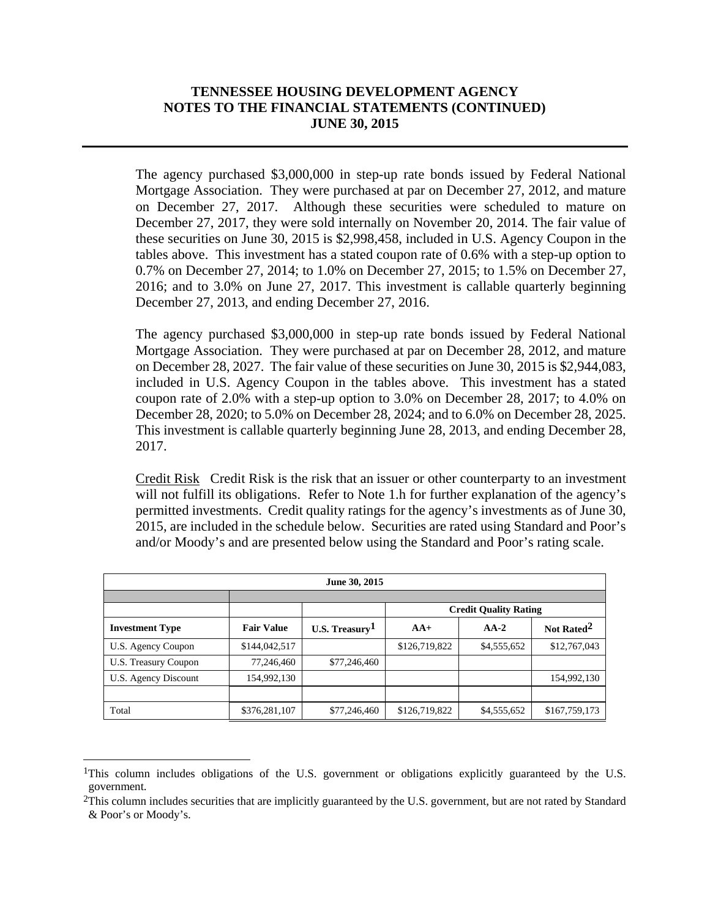The agency purchased $3,000,000 in step-up rate bonds issued by Federal National Mortgage Association. They were purchased at par on December 27, 2012, and mature on December 27, 2017. Although these securities were scheduled to mature on December 27, 2017, they were sold internally on November 20, 2014. The fair value of these securities on June 30, 2015 is $2,998,458, included in U.S. Agency Coupon in the tables above. This investment has a stated coupon rate of 0.6% with a step-up option to 0.7% on December 27, 2014; to 1.0% on December 27, 2015; to 1.5% on December 27, 2016; and to 3.0% on June 27, 2017. This investment is callable quarterly beginning December 27, 2013, and ending December 27, 2016.

The agency purchased $3,000,000 in step-up rate bonds issued by Federal National Mortgage Association. They were purchased at par on December 28, 2012, and mature on December 28, 2027. The fair value of these securities on June 30, 2015 is $2,944,083, included in U.S. Agency Coupon in the tables above. This investment has a stated coupon rate of 2.0% with a step-up option to 3.0% on December 28, 2017; to 4.0% on December 28, 2020; to 5.0% on December 28, 2024; and to 6.0% on December 28, 2025. This investment is callable quarterly beginning June 28, 2013, and ending December 28, 2017.

Credit Risk Credit Risk is the risk that an issuer or other counterparty to an investment will not fulfill its obligations. Refer to Note 1.h for further explanation of the agency's permitted investments. Credit quality ratings for the agency's investments as of June 30, 2015, are included in the schedule below. Securities are rated using Standard and Poor's and/or Moody's and are presented below using the Standard and Poor's rating scale.

| June 30, 2015 | | | | | |
|---|---|---|---|---|---|
| | | | Credit Quality Rating | | |
| **Investment Type** | **Fair Value** | **U.S. Treasury[1]** | **AA+** | **AA-2** | **Not Rated[2]** |
| U.S. Agency Coupon | $144,042,517 | | $126,719,822 | $4,555,652 | $12,767,043 |
| U.S. Treasury Coupon | 77,246,460 | $77,246,460 | | | |
| U.S. Agency Discount | 154,992,130 | | | | 154,992,130 |
| Total | $376,281,107 | $77,246,460 | $126,719,822 | $4,555,652 | $167,759,173 |

[1]This column includes obligations of the U.S. government or obligations explicitly guaranteed by the U.S. government.

[2]This column includes securities that are implicitly guaranteed by the U.S. government, but are not rated by Standard & Poor's or Moody's.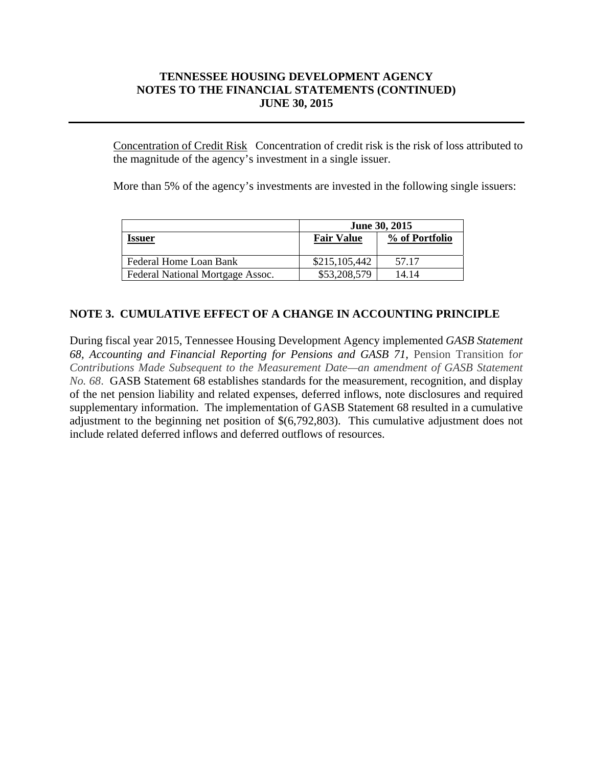Concentration of Credit Risk Concentration of credit risk is the risk of loss attributed to the magnitude of the agency's investment in a single issuer.

More than 5% of the agency's investments are invested in the following single issuers:

| | June 30, 2015 | |
|---|---|---|
| **Issuer** | **Fair Value** | **% of Portfolio** |
| Federal Home Loan Bank | $215,105,442 | 57.17 |
| Federal National Mortgage Assoc. | $53,208,579 | 14.14 |

## NOTE 3. CUMULATIVE EFFECT OF A CHANGE IN ACCOUNTING PRINCIPLE

During fiscal year 2015, Tennessee Housing Development Agency implemented *GASB Statement 68, Accounting and Financial Reporting for Pensions and GASB 71*, Pension Transition f*or Contributions Made Subsequent to the Measurement Date—an amendment of GASB Statement No. 68*. GASB Statement 68 establishes standards for the measurement, recognition, and display of the net pension liability and related expenses, deferred inflows, note disclosures and required supplementary information. The implementation of GASB Statement 68 resulted in a cumulative adjustment to the beginning net position of $(6,792,803). This cumulative adjustment does not include related deferred inflows and deferred outflows of resources.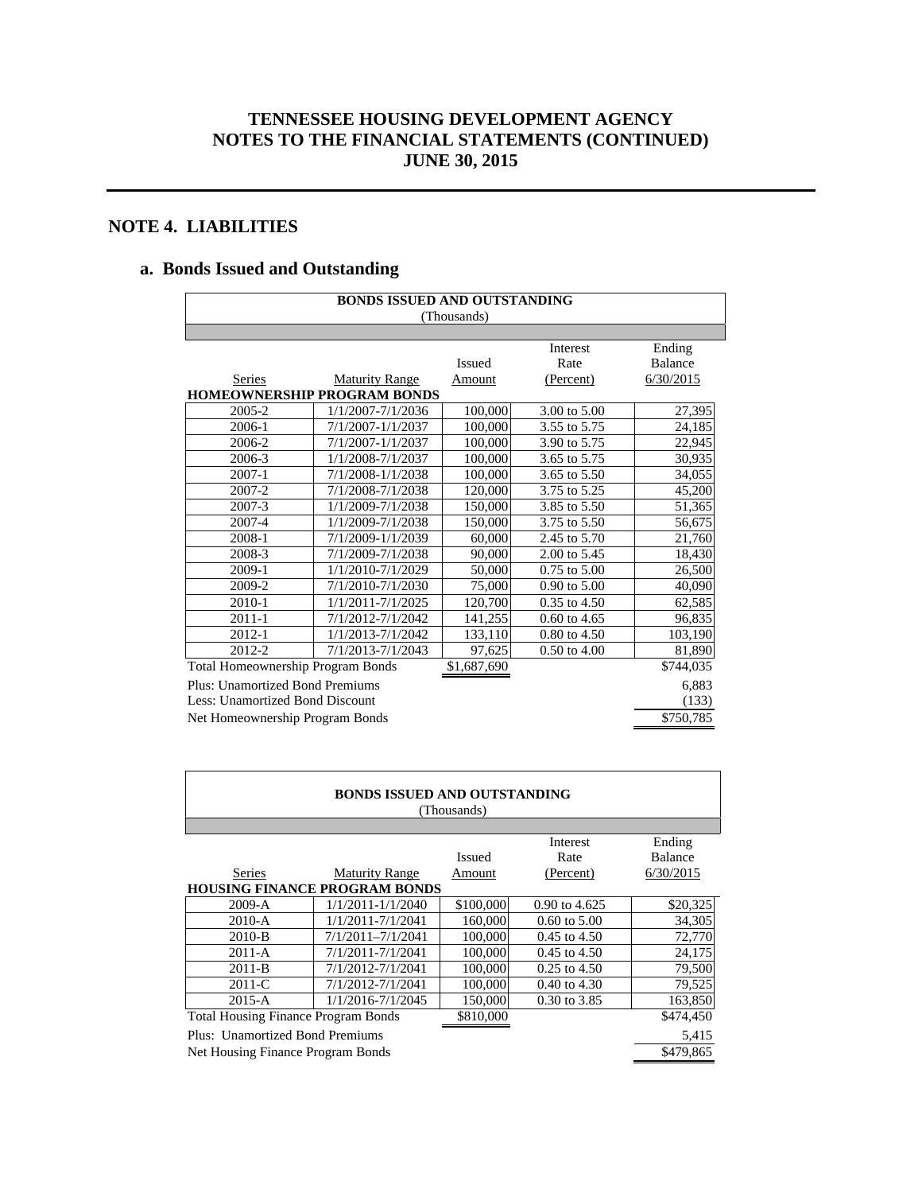**TENNESSEE HOUSING DEVELOPMENT AGENCY**
**NOTES TO THE FINANCIAL STATEMENTS (CONTINUED)**
**JUNE 30, 2015**

## NOTE 4. LIABILITIES

### a. Bonds Issued and Outstanding

**BONDS ISSUED AND OUTSTANDING**
(Thousands)

| Series | Maturity Range | Issued Amount | Interest Rate (Percent) | Ending Balance 6/30/2015 |
|---|---|---|---|---|
| **HOMEOWNERSHIP PROGRAM BONDS** | | | | |
| 2005-2 | 1/1/2007-7/1/2036 | 100,000 | 3.00 to 5.00 | 27,395 |
| 2006-1 | 7/1/2007-1/1/2037 | 100,000 | 3.55 to 5.75 | 24,185 |
| 2006-2 | 7/1/2007-1/1/2037 | 100,000 | 3.90 to 5.75 | 22,945 |
| 2006-3 | 1/1/2008-7/1/2037 | 100,000 | 3.65 to 5.75 | 30,935 |
| 2007-1 | 7/1/2008-1/1/2038 | 100,000 | 3.65 to 5.50 | 34,055 |
| 2007-2 | 7/1/2008-7/1/2038 | 120,000 | 3.75 to 5.25 | 45,200 |
| 2007-3 | 1/1/2009-7/1/2038 | 150,000 | 3.85 to 5.50 | 51,365 |
| 2007-4 | 1/1/2009-7/1/2038 | 150,000 | 3.75 to 5.50 | 56,675 |
| 2008-1 | 7/1/2009-1/1/2039 | 60,000 | 2.45 to 5.70 | 21,760 |
| 2008-3 | 7/1/2009-7/1/2038 | 90,000 | 2.00 to 5.45 | 18,430 |
| 2009-1 | 1/1/2010-7/1/2029 | 50,000 | 0.75 to 5.00 | 26,500 |
| 2009-2 | 7/1/2010-7/1/2030 | 75,000 | 0.90 to 5.00 | 40,090 |
| 2010-1 | 1/1/2011-7/1/2025 | 120,700 | 0.35 to 4.50 | 62,585 |
| 2011-1 | 7/1/2012-7/1/2042 | 141,255 | 0.60 to 4.65 | 96,835 |
| 2012-1 | 1/1/2013-7/1/2042 | 133,110 | 0.80 to 4.50 | 103,190 |
| 2012-2 | 7/1/2013-7/1/2043 | 97,625 | 0.50 to 4.00 | 81,890 |
| Total Homeownership Program Bonds | | $1,687,690 | | $744,035 |
| Plus: Unamortized Bond Premiums | | | | 6,883 |
| Less: Unamortized Bond Discount | | | | (133) |
| Net Homeownership Program Bonds | | | | $750,785 |

**BONDS ISSUED AND OUTSTANDING**
(Thousands)

| Series | Maturity Range | Issued Amount | Interest Rate (Percent) | Ending Balance 6/30/2015 |
|---|---|---|---|---|
| **HOUSING FINANCE PROGRAM BONDS** | | | | |
| 2009-A | 1/1/2011-1/1/2040 | $100,000 | 0.90 to 4.625 | $20,325 |
| 2010-A | 1/1/2011-7/1/2041 | 160,000 | 0.60 to 5.00 | 34,305 |
| 2010-B | 7/1/2011–7/1/2041 | 100,000 | 0.45 to 4.50 | 72,770 |
| 2011-A | 7/1/2011-7/1/2041 | 100,000 | 0.45 to 4.50 | 24,175 |
| 2011-B | 7/1/2012-7/1/2041 | 100,000 | 0.25 to 4.50 | 79,500 |
| 2011-C | 7/1/2012-7/1/2041 | 100,000 | 0.40 to 4.30 | 79,525 |
| 2015-A | 1/1/2016-7/1/2045 | 150,000 | 0.30 to 3.85 | 163,850 |
| Total Housing Finance Program Bonds | | $810,000 | | $474,450 |
| Plus: Unamortized Bond Premiums | | | | 5,415 |
| Net Housing Finance Program Bonds | | | | $479,865 |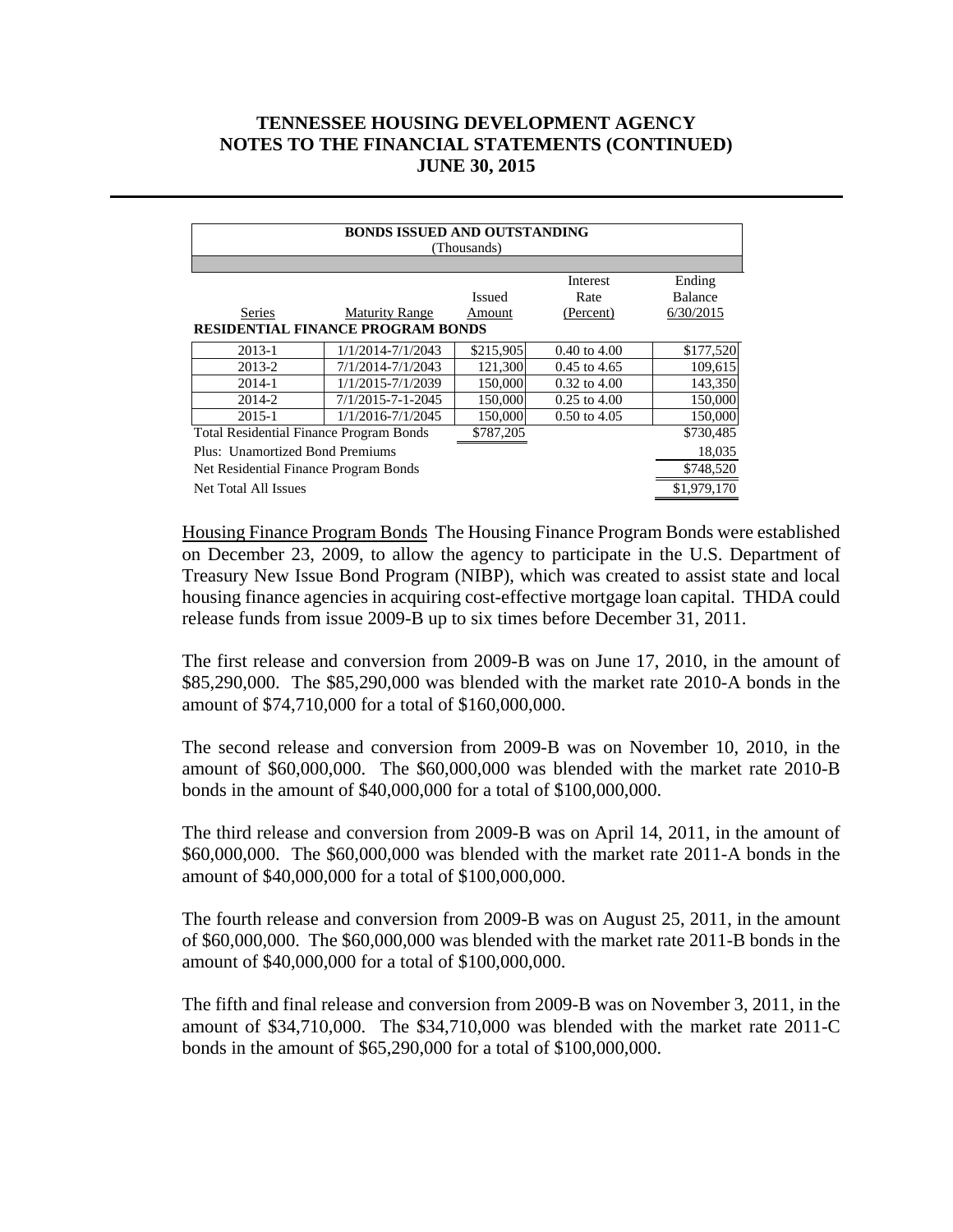# TENNESSEE HOUSING DEVELOPMENT AGENCY
# NOTES TO THE FINANCIAL STATEMENTS (CONTINUED)
# JUNE 30, 2015

| BONDS ISSUED AND OUTSTANDING (Thousands) | | | | |
|---|---|---|---|---|
| Series | Maturity Range | Issued Amount | Interest Rate (Percent) | Ending Balance 6/30/2015 |
| **RESIDENTIAL FINANCE PROGRAM BONDS** | | | | |
| 2013-1 | 1/1/2014-7/1/2043 | $215,905 | 0.40 to 4.00 | $177,520 |
| 2013-2 | 7/1/2014-7/1/2043 | 121,300 | 0.45 to 4.65 | 109,615 |
| 2014-1 | 1/1/2015-7/1/2039 | 150,000 | 0.32 to 4.00 | 143,350 |
| 2014-2 | 7/1/2015-7-1-2045 | 150,000 | 0.25 to 4.00 | 150,000 |
| 2015-1 | 1/1/2016-7/1/2045 | 150,000 | 0.50 to 4.05 | 150,000 |
| Total Residential Finance Program Bonds | | $787,205 | | $730,485 |
| Plus: Unamortized Bond Premiums | | | | 18,035 |
| Net Residential Finance Program Bonds | | | | $748,520 |
| Net Total All Issues | | | | $1,979,170 |

Housing Finance Program Bonds The Housing Finance Program Bonds were established on December 23, 2009, to allow the agency to participate in the U.S. Department of Treasury New Issue Bond Program (NIBP), which was created to assist state and local housing finance agencies in acquiring cost-effective mortgage loan capital. THDA could release funds from issue 2009-B up to six times before December 31, 2011.

The first release and conversion from 2009-B was on June 17, 2010, in the amount of $85,290,000. The $85,290,000 was blended with the market rate 2010-A bonds in the amount of $74,710,000 for a total of $160,000,000.

The second release and conversion from 2009-B was on November 10, 2010, in the amount of $60,000,000. The $60,000,000 was blended with the market rate 2010-B bonds in the amount of $40,000,000 for a total of $100,000,000.

The third release and conversion from 2009-B was on April 14, 2011, in the amount of $60,000,000. The $60,000,000 was blended with the market rate 2011-A bonds in the amount of $40,000,000 for a total of $100,000,000.

The fourth release and conversion from 2009-B was on August 25, 2011, in the amount of $60,000,000. The $60,000,000 was blended with the market rate 2011-B bonds in the amount of $40,000,000 for a total of $100,000,000.

The fifth and final release and conversion from 2009-B was on November 3, 2011, in the amount of $34,710,000. The $34,710,000 was blended with the market rate 2011-C bonds in the amount of $65,290,000 for a total of $100,000,000.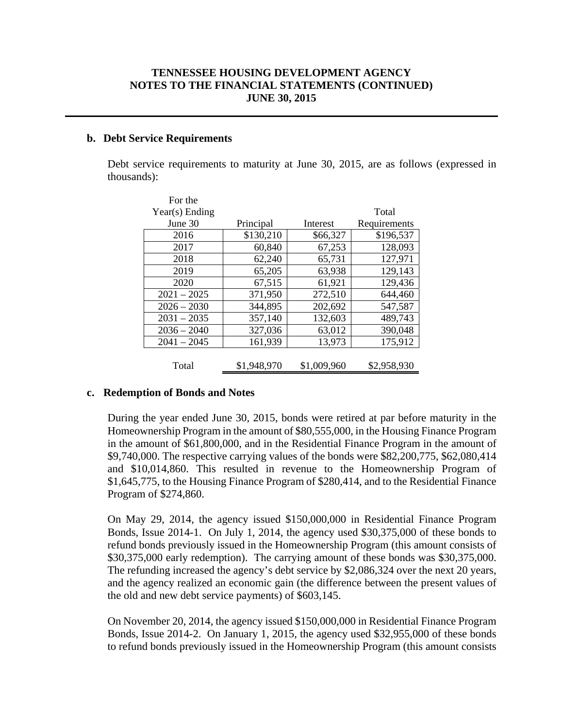### b. Debt Service Requirements

Debt service requirements to maturity at June 30, 2015, are as follows (expressed in thousands):

| For the Year(s) Ending June 30 | Principal | Interest | Total Requirements |
|---|---|---|---|
| 2016 | $130,210 | $66,327 | $196,537 |
| 2017 | 60,840 | 67,253 | 128,093 |
| 2018 | 62,240 | 65,731 | 127,971 |
| 2019 | 65,205 | 63,938 | 129,143 |
| 2020 | 67,515 | 61,921 | 129,436 |
| 2021 – 2025 | 371,950 | 272,510 | 644,460 |
| 2026 – 2030 | 344,895 | 202,692 | 547,587 |
| 2031 – 2035 | 357,140 | 132,603 | 489,743 |
| 2036 – 2040 | 327,036 | 63,012 | 390,048 |
| 2041 – 2045 | 161,939 | 13,973 | 175,912 |
| Total | $1,948,970 | $1,009,960 | $2,958,930 |

### c. Redemption of Bonds and Notes

During the year ended June 30, 2015, bonds were retired at par before maturity in the Homeownership Program in the amount of $80,555,000, in the Housing Finance Program in the amount of $61,800,000, and in the Residential Finance Program in the amount of $9,740,000. The respective carrying values of the bonds were $82,200,775, $62,080,414 and $10,014,860. This resulted in revenue to the Homeownership Program of $1,645,775, to the Housing Finance Program of $280,414, and to the Residential Finance Program of $274,860.

On May 29, 2014, the agency issued $150,000,000 in Residential Finance Program Bonds, Issue 2014-1. On July 1, 2014, the agency used $30,375,000 of these bonds to refund bonds previously issued in the Homeownership Program (this amount consists of $30,375,000 early redemption). The carrying amount of these bonds was $30,375,000. The refunding increased the agency's debt service by $2,086,324 over the next 20 years, and the agency realized an economic gain (the difference between the present values of the old and new debt service payments) of $603,145.

On November 20, 2014, the agency issued $150,000,000 in Residential Finance Program Bonds, Issue 2014-2. On January 1, 2015, the agency used $32,955,000 of these bonds to refund bonds previously issued in the Homeownership Program (this amount consists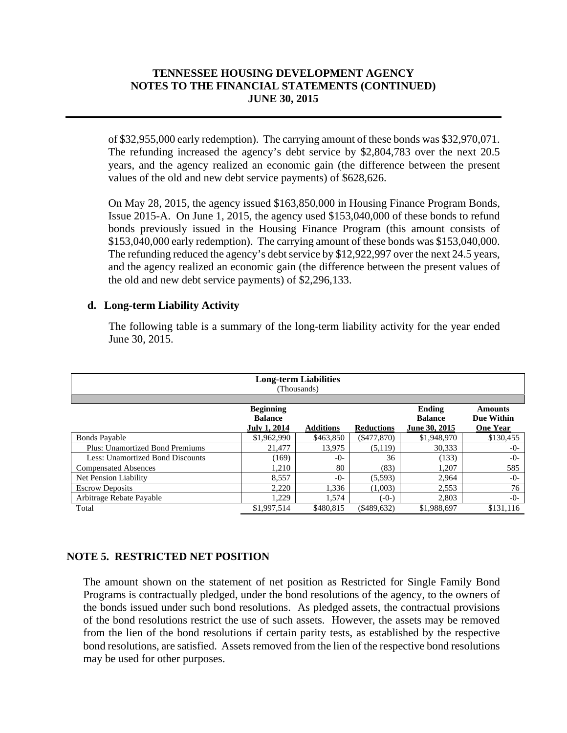of $32,955,000 early redemption). The carrying amount of these bonds was $32,970,071. The refunding increased the agency's debt service by $2,804,783 over the next 20.5 years, and the agency realized an economic gain (the difference between the present values of the old and new debt service payments) of $628,626.

On May 28, 2015, the agency issued $163,850,000 in Housing Finance Program Bonds, Issue 2015-A. On June 1, 2015, the agency used $153,040,000 of these bonds to refund bonds previously issued in the Housing Finance Program (this amount consists of $153,040,000 early redemption). The carrying amount of these bonds was $153,040,000. The refunding reduced the agency's debt service by $12,922,997 over the next 24.5 years, and the agency realized an economic gain (the difference between the present values of the old and new debt service payments) of $2,296,133.

### d. Long-term Liability Activity

The following table is a summary of the long-term liability activity for the year ended June 30, 2015.

**Long-term Liabilities**
(Thousands)

| | Beginning Balance July 1, 2014 | Additions | Reductions | Ending Balance June 30, 2015 | Amounts Due Within One Year |
|---|---|---|---|---|---|
| Bonds Payable | $1,962,990 | $463,850 | ($477,870) | $1,948,970 | $130,455 |
| Plus: Unamortized Bond Premiums | 21,477 | 13,975 | (5,119) | 30,333 | -0- |
| Less: Unamortized Bond Discounts | (169) | -0- | 36 | (133) | -0- |
| Compensated Absences | 1,210 | 80 | (83) | 1,207 | 585 |
| Net Pension Liability | 8,557 | -0- | (5,593) | 2,964 | -0- |
| Escrow Deposits | 2,220 | 1,336 | (1,003) | 2,553 | 76 |
| Arbitrage Rebate Payable | 1,229 | 1,574 | (-0-) | 2,803 | -0- |
| Total | $1,997,514 | $480,815 | ($489,632) | $1,988,697 | $131,116 |

## NOTE 5. RESTRICTED NET POSITION

The amount shown on the statement of net position as Restricted for Single Family Bond Programs is contractually pledged, under the bond resolutions of the agency, to the owners of the bonds issued under such bond resolutions. As pledged assets, the contractual provisions of the bond resolutions restrict the use of such assets. However, the assets may be removed from the lien of the bond resolutions if certain parity tests, as established by the respective bond resolutions, are satisfied. Assets removed from the lien of the respective bond resolutions may be used for other purposes.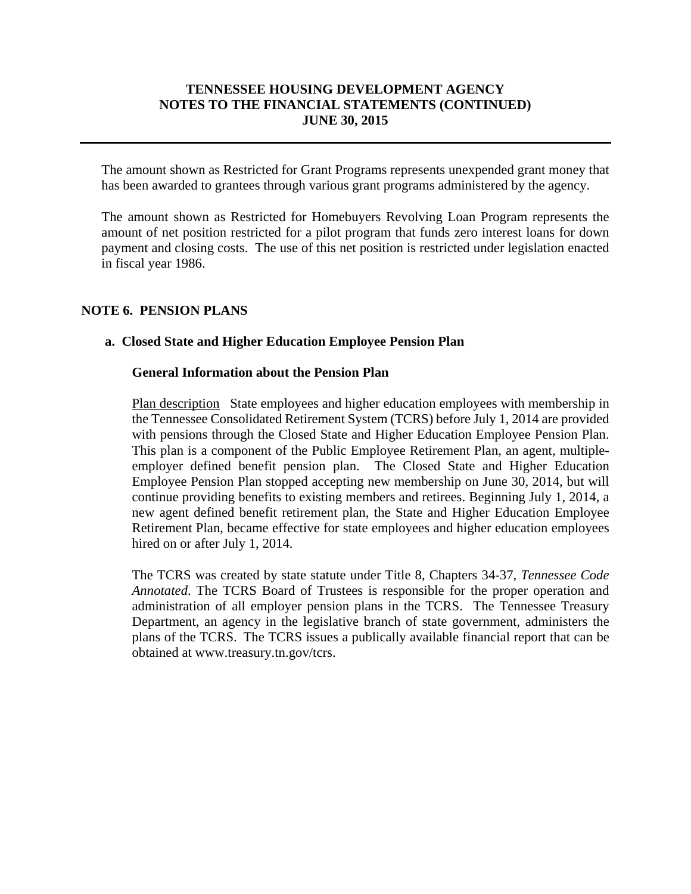The amount shown as Restricted for Grant Programs represents unexpended grant money that has been awarded to grantees through various grant programs administered by the agency.

The amount shown as Restricted for Homebuyers Revolving Loan Program represents the amount of net position restricted for a pilot program that funds zero interest loans for down payment and closing costs. The use of this net position is restricted under legislation enacted in fiscal year 1986.

## NOTE 6. PENSION PLANS

### a. Closed State and Higher Education Employee Pension Plan

#### General Information about the Pension Plan

Plan description State employees and higher education employees with membership in the Tennessee Consolidated Retirement System (TCRS) before July 1, 2014 are provided with pensions through the Closed State and Higher Education Employee Pension Plan. This plan is a component of the Public Employee Retirement Plan, an agent, multiple-employer defined benefit pension plan. The Closed State and Higher Education Employee Pension Plan stopped accepting new membership on June 30, 2014, but will continue providing benefits to existing members and retirees. Beginning July 1, 2014, a new agent defined benefit retirement plan, the State and Higher Education Employee Retirement Plan, became effective for state employees and higher education employees hired on or after July 1, 2014.

The TCRS was created by state statute under Title 8, Chapters 34-37, *Tennessee Code Annotated*. The TCRS Board of Trustees is responsible for the proper operation and administration of all employer pension plans in the TCRS. The Tennessee Treasury Department, an agency in the legislative branch of state government, administers the plans of the TCRS. The TCRS issues a publically available financial report that can be obtained at www.treasury.tn.gov/tcrs.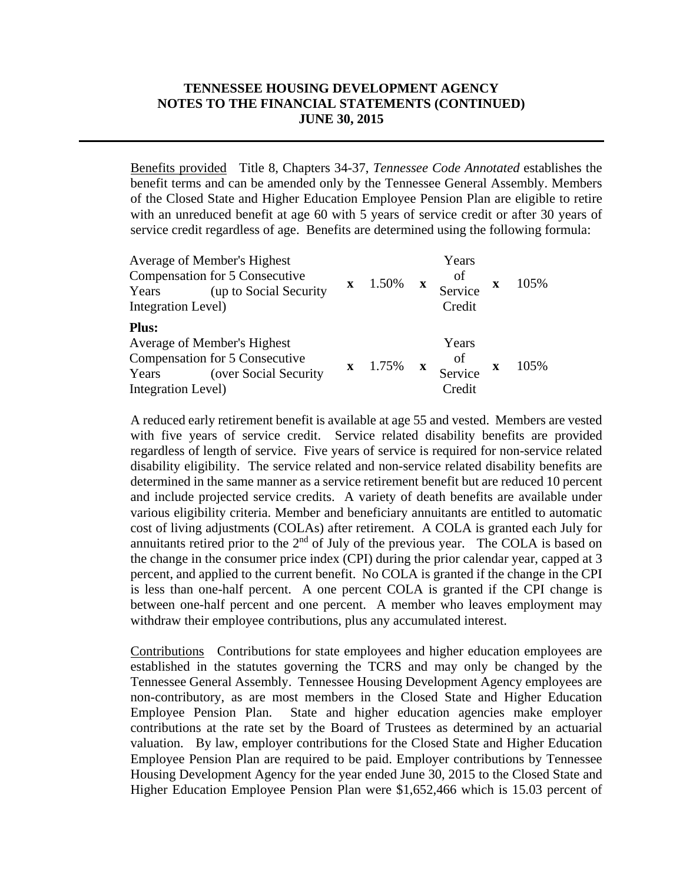**TENNESSEE HOUSING DEVELOPMENT AGENCY**
**NOTES TO THE FINANCIAL STATEMENTS (CONTINUED)**
**JUNE 30, 2015**

Benefits provided Title 8, Chapters 34-37, *Tennessee Code Annotated* establishes the benefit terms and can be amended only by the Tennessee General Assembly. Members of the Closed State and Higher Education Employee Pension Plan are eligible to retire with an unreduced benefit at age 60 with 5 years of service credit or after 30 years of service credit regardless of age. Benefits are determined using the following formula:

| | | | | | | |
|---|---|---|---|---|---|---|
| Average of Member's Highest Compensation for 5 Consecutive Years (up to Social Security Integration Level) | **x** | 1.50% | **x** | Years of Service Credit | **x** | 105% |
| **Plus:** Average of Member's Highest Compensation for 5 Consecutive Years (over Social Security Integration Level) | **x** | 1.75% | **x** | Years of Service Credit | **x** | 105% |

A reduced early retirement benefit is available at age 55 and vested. Members are vested with five years of service credit. Service related disability benefits are provided regardless of length of service. Five years of service is required for non-service related disability eligibility. The service related and non-service related disability benefits are determined in the same manner as a service retirement benefit but are reduced 10 percent and include projected service credits. A variety of death benefits are available under various eligibility criteria. Member and beneficiary annuitants are entitled to automatic cost of living adjustments (COLAs) after retirement. A COLA is granted each July for annuitants retired prior to the 2nd of July of the previous year. The COLA is based on the change in the consumer price index (CPI) during the prior calendar year, capped at 3 percent, and applied to the current benefit. No COLA is granted if the change in the CPI is less than one-half percent. A one percent COLA is granted if the CPI change is between one-half percent and one percent. A member who leaves employment may withdraw their employee contributions, plus any accumulated interest.

Contributions Contributions for state employees and higher education employees are established in the statutes governing the TCRS and may only be changed by the Tennessee General Assembly. Tennessee Housing Development Agency employees are non-contributory, as are most members in the Closed State and Higher Education Employee Pension Plan. State and higher education agencies make employer contributions at the rate set by the Board of Trustees as determined by an actuarial valuation. By law, employer contributions for the Closed State and Higher Education Employee Pension Plan are required to be paid. Employer contributions by Tennessee Housing Development Agency for the year ended June 30, 2015 to the Closed State and Higher Education Employee Pension Plan were $1,652,466 which is 15.03 percent of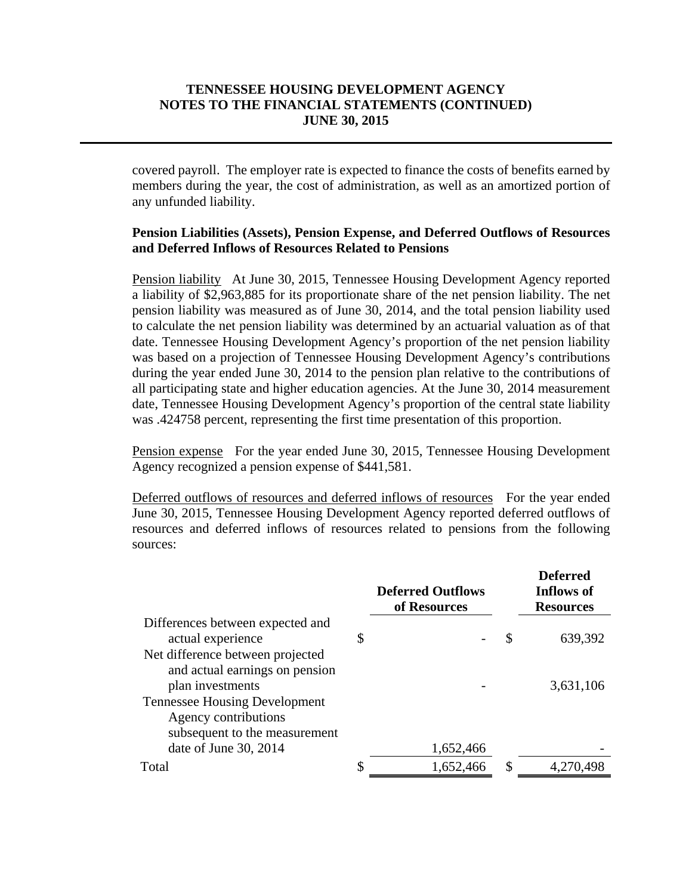covered payroll. The employer rate is expected to finance the costs of benefits earned by members during the year, the cost of administration, as well as an amortized portion of any unfunded liability.

**Pension Liabilities (Assets), Pension Expense, and Deferred Outflows of Resources and Deferred Inflows of Resources Related to Pensions**

Pension liability At June 30, 2015, Tennessee Housing Development Agency reported a liability of $2,963,885 for its proportionate share of the net pension liability. The net pension liability was measured as of June 30, 2014, and the total pension liability used to calculate the net pension liability was determined by an actuarial valuation as of that date. Tennessee Housing Development Agency's proportion of the net pension liability was based on a projection of Tennessee Housing Development Agency's contributions during the year ended June 30, 2014 to the pension plan relative to the contributions of all participating state and higher education agencies. At the June 30, 2014 measurement date, Tennessee Housing Development Agency's proportion of the central state liability was .424758 percent, representing the first time presentation of this proportion.

Pension expense For the year ended June 30, 2015, Tennessee Housing Development Agency recognized a pension expense of $441,581.

Deferred outflows of resources and deferred inflows of resources For the year ended June 30, 2015, Tennessee Housing Development Agency reported deferred outflows of resources and deferred inflows of resources related to pensions from the following sources:

| | Deferred Outflows of Resources | Deferred Inflows of Resources |
|---|---|---|
| Differences between expected and actual experience | $ - | $ 639,392 |
| Net difference between projected and actual earnings on pension plan investments | - | 3,631,106 |
| Tennessee Housing Development Agency contributions subsequent to the measurement date of June 30, 2014 | 1,652,466 | - |
| Total | $ 1,652,466 | $ 4,270,498 |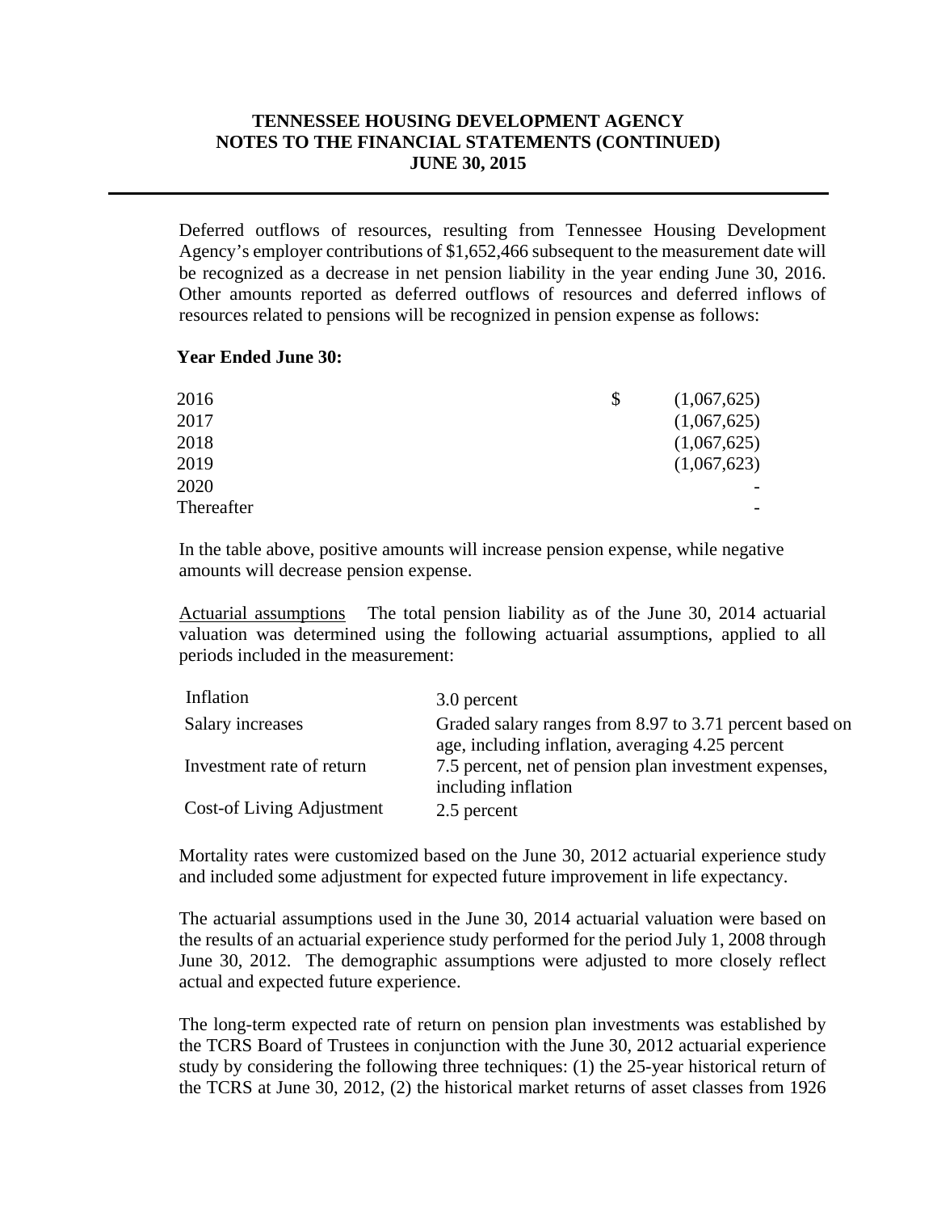Deferred outflows of resources, resulting from Tennessee Housing Development Agency's employer contributions of $1,652,466 subsequent to the measurement date will be recognized as a decrease in net pension liability in the year ending June 30, 2016. Other amounts reported as deferred outflows of resources and deferred inflows of resources related to pensions will be recognized in pension expense as follows:

**Year Ended June 30:**

| | | |
|---|---|---|
| 2016 | $ | (1,067,625) |
| 2017 | | (1,067,625) |
| 2018 | | (1,067,625) |
| 2019 | | (1,067,623) |
| 2020 | | - |
| Thereafter | | - |

In the table above, positive amounts will increase pension expense, while negative amounts will decrease pension expense.

Actuarial assumptions The total pension liability as of the June 30, 2014 actuarial valuation was determined using the following actuarial assumptions, applied to all periods included in the measurement:

| | |
|---|---|
| Inflation | 3.0 percent |
| Salary increases | Graded salary ranges from 8.97 to 3.71 percent based on age, including inflation, averaging 4.25 percent |
| Investment rate of return | 7.5 percent, net of pension plan investment expenses, including inflation |
| Cost-of Living Adjustment | 2.5 percent |

Mortality rates were customized based on the June 30, 2012 actuarial experience study and included some adjustment for expected future improvement in life expectancy.

The actuarial assumptions used in the June 30, 2014 actuarial valuation were based on the results of an actuarial experience study performed for the period July 1, 2008 through June 30, 2012. The demographic assumptions were adjusted to more closely reflect actual and expected future experience.

The long-term expected rate of return on pension plan investments was established by the TCRS Board of Trustees in conjunction with the June 30, 2012 actuarial experience study by considering the following three techniques: (1) the 25-year historical return of the TCRS at June 30, 2012, (2) the historical market returns of asset classes from 1926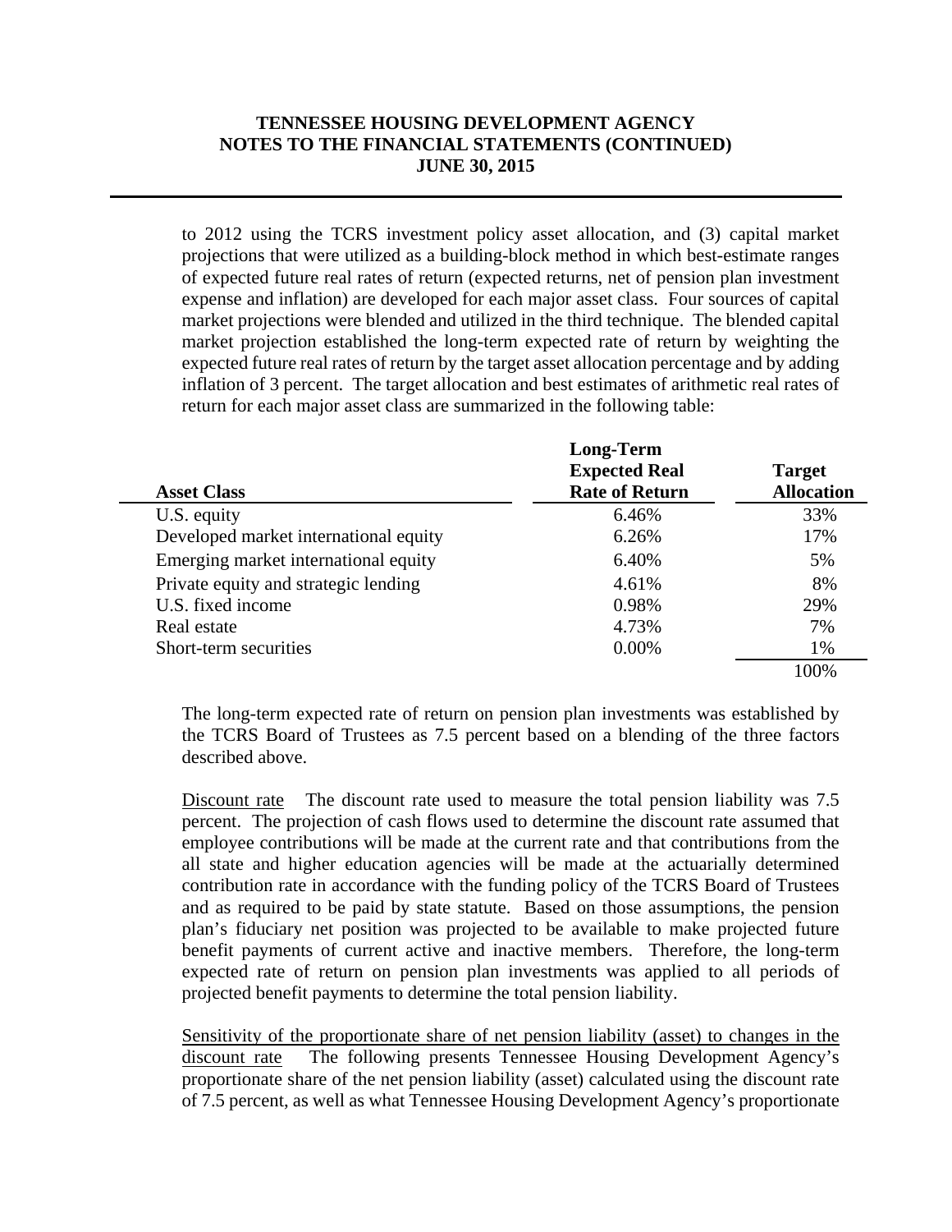to 2012 using the TCRS investment policy asset allocation, and (3) capital market projections that were utilized as a building-block method in which best-estimate ranges of expected future real rates of return (expected returns, net of pension plan investment expense and inflation) are developed for each major asset class. Four sources of capital market projections were blended and utilized in the third technique. The blended capital market projection established the long-term expected rate of return by weighting the expected future real rates of return by the target asset allocation percentage and by adding inflation of 3 percent. The target allocation and best estimates of arithmetic real rates of return for each major asset class are summarized in the following table:

| Asset Class | Long-Term Expected Real Rate of Return | Target Allocation |
|---|---|---|
| U.S. equity | 6.46% | 33% |
| Developed market international equity | 6.26% | 17% |
| Emerging market international equity | 6.40% | 5% |
| Private equity and strategic lending | 4.61% | 8% |
| U.S. fixed income | 0.98% | 29% |
| Real estate | 4.73% | 7% |
| Short-term securities | 0.00% | 1% |
| | | 100% |

The long-term expected rate of return on pension plan investments was established by the TCRS Board of Trustees as 7.5 percent based on a blending of the three factors described above.

Discount rate The discount rate used to measure the total pension liability was 7.5 percent. The projection of cash flows used to determine the discount rate assumed that employee contributions will be made at the current rate and that contributions from the all state and higher education agencies will be made at the actuarially determined contribution rate in accordance with the funding policy of the TCRS Board of Trustees and as required to be paid by state statute. Based on those assumptions, the pension plan's fiduciary net position was projected to be available to make projected future benefit payments of current active and inactive members. Therefore, the long-term expected rate of return on pension plan investments was applied to all periods of projected benefit payments to determine the total pension liability.

Sensitivity of the proportionate share of net pension liability (asset) to changes in the discount rate The following presents Tennessee Housing Development Agency's proportionate share of the net pension liability (asset) calculated using the discount rate of 7.5 percent, as well as what Tennessee Housing Development Agency's proportionate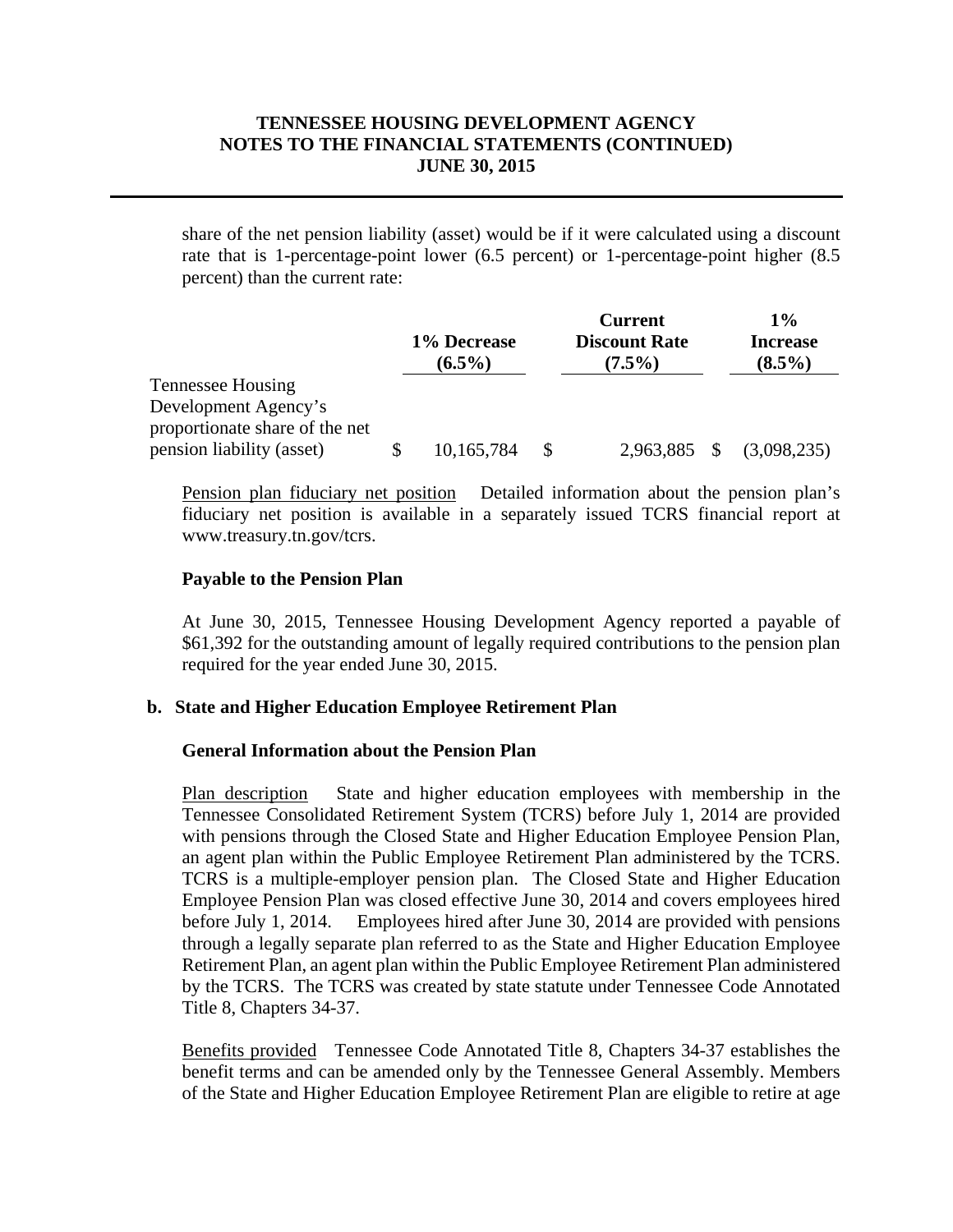share of the net pension liability (asset) would be if it were calculated using a discount rate that is 1-percentage-point lower (6.5 percent) or 1-percentage-point higher (8.5 percent) than the current rate:

| | 1% Decrease (6.5%) | Current Discount Rate (7.5%) | 1% Increase (8.5%) |
|---|---|---|---|
| Tennessee Housing Development Agency's proportionate share of the net pension liability (asset) | $ 10,165,784 | $ 2,963,885 | $ (3,098,235) |

Pension plan fiduciary net position    Detailed information about the pension plan's fiduciary net position is available in a separately issued TCRS financial report at www.treasury.tn.gov/tcrs.

**Payable to the Pension Plan**

At June 30, 2015, Tennessee Housing Development Agency reported a payable of $61,392 for the outstanding amount of legally required contributions to the pension plan required for the year ended June 30, 2015.

**b. State and Higher Education Employee Retirement Plan**

**General Information about the Pension Plan**

Plan description    State and higher education employees with membership in the Tennessee Consolidated Retirement System (TCRS) before July 1, 2014 are provided with pensions through the Closed State and Higher Education Employee Pension Plan, an agent plan within the Public Employee Retirement Plan administered by the TCRS. TCRS is a multiple-employer pension plan. The Closed State and Higher Education Employee Pension Plan was closed effective June 30, 2014 and covers employees hired before July 1, 2014. Employees hired after June 30, 2014 are provided with pensions through a legally separate plan referred to as the State and Higher Education Employee Retirement Plan, an agent plan within the Public Employee Retirement Plan administered by the TCRS. The TCRS was created by state statute under Tennessee Code Annotated Title 8, Chapters 34-37.

Benefits provided    Tennessee Code Annotated Title 8, Chapters 34-37 establishes the benefit terms and can be amended only by the Tennessee General Assembly. Members of the State and Higher Education Employee Retirement Plan are eligible to retire at age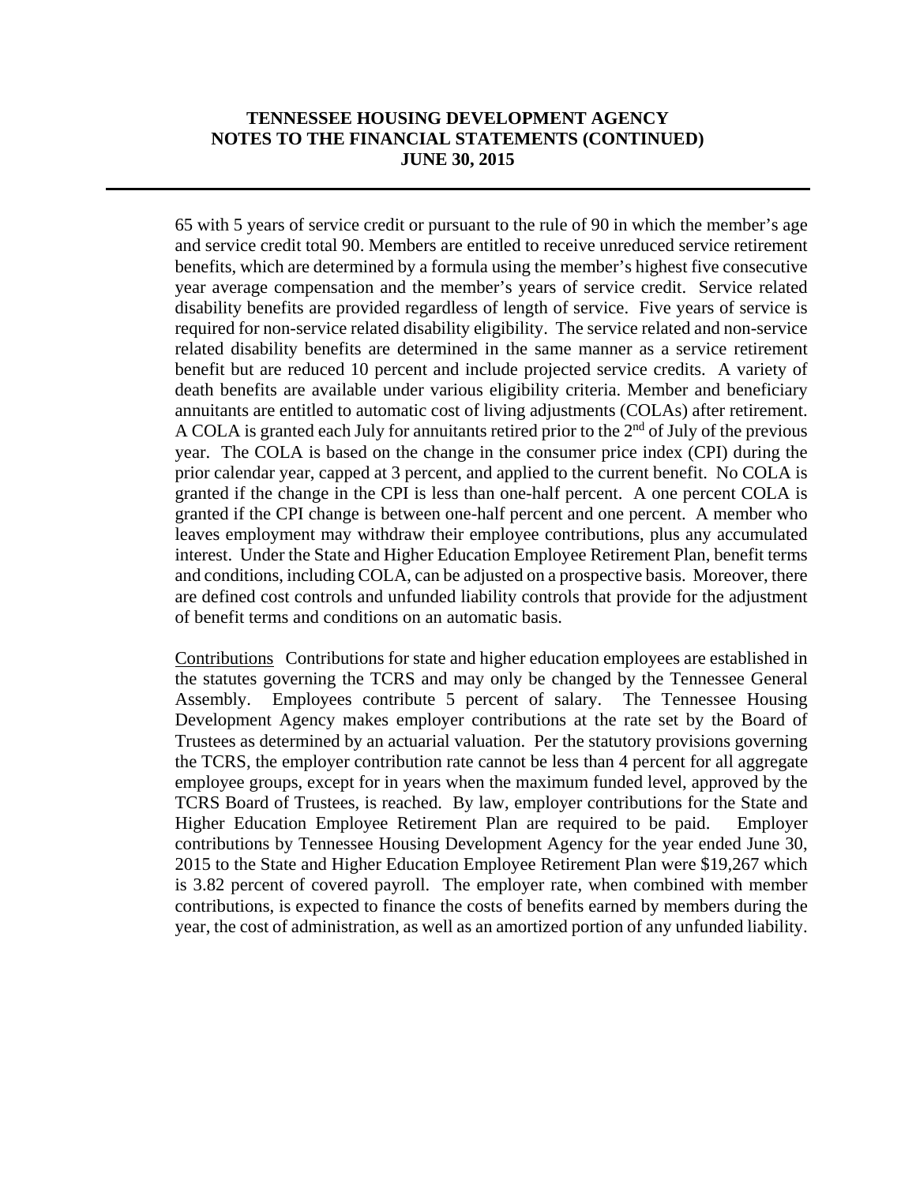65 with 5 years of service credit or pursuant to the rule of 90 in which the member's age and service credit total 90. Members are entitled to receive unreduced service retirement benefits, which are determined by a formula using the member's highest five consecutive year average compensation and the member's years of service credit. Service related disability benefits are provided regardless of length of service. Five years of service is required for non-service related disability eligibility. The service related and non-service related disability benefits are determined in the same manner as a service retirement benefit but are reduced 10 percent and include projected service credits. A variety of death benefits are available under various eligibility criteria. Member and beneficiary annuitants are entitled to automatic cost of living adjustments (COLAs) after retirement. A COLA is granted each July for annuitants retired prior to the 2nd of July of the previous year. The COLA is based on the change in the consumer price index (CPI) during the prior calendar year, capped at 3 percent, and applied to the current benefit. No COLA is granted if the change in the CPI is less than one-half percent. A one percent COLA is granted if the CPI change is between one-half percent and one percent. A member who leaves employment may withdraw their employee contributions, plus any accumulated interest. Under the State and Higher Education Employee Retirement Plan, benefit terms and conditions, including COLA, can be adjusted on a prospective basis. Moreover, there are defined cost controls and unfunded liability controls that provide for the adjustment of benefit terms and conditions on an automatic basis.

Contributions Contributions for state and higher education employees are established in the statutes governing the TCRS and may only be changed by the Tennessee General Assembly. Employees contribute 5 percent of salary. The Tennessee Housing Development Agency makes employer contributions at the rate set by the Board of Trustees as determined by an actuarial valuation. Per the statutory provisions governing the TCRS, the employer contribution rate cannot be less than 4 percent for all aggregate employee groups, except for in years when the maximum funded level, approved by the TCRS Board of Trustees, is reached. By law, employer contributions for the State and Higher Education Employee Retirement Plan are required to be paid. Employer contributions by Tennessee Housing Development Agency for the year ended June 30, 2015 to the State and Higher Education Employee Retirement Plan were $19,267 which is 3.82 percent of covered payroll. The employer rate, when combined with member contributions, is expected to finance the costs of benefits earned by members during the year, the cost of administration, as well as an amortized portion of any unfunded liability.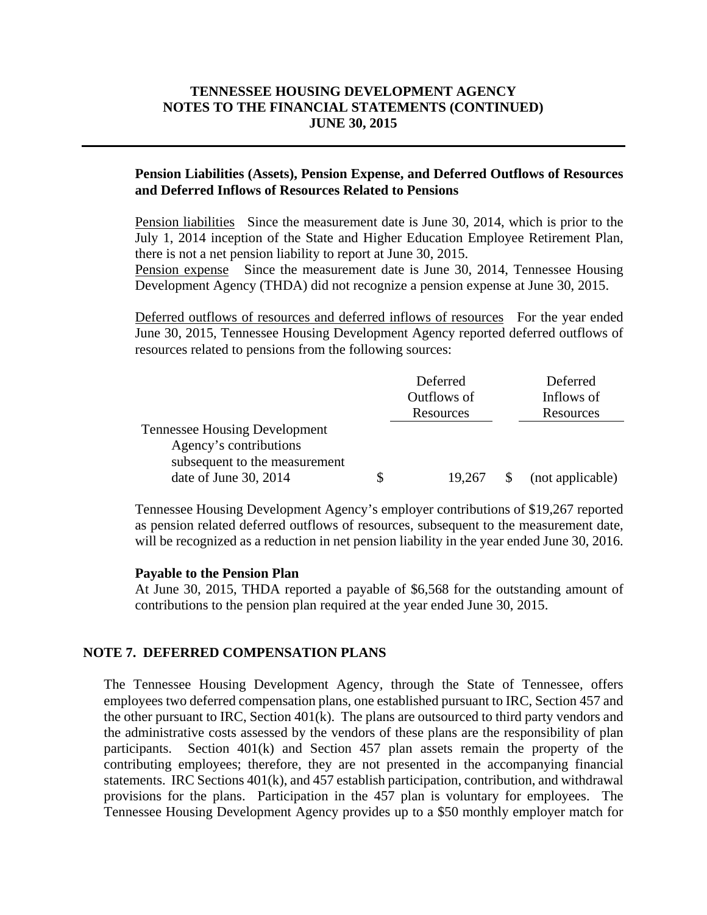**TENNESSEE HOUSING DEVELOPMENT AGENCY**
**NOTES TO THE FINANCIAL STATEMENTS (CONTINUED)**
**JUNE 30, 2015**

**Pension Liabilities (Assets), Pension Expense, and Deferred Outflows of Resources and Deferred Inflows of Resources Related to Pensions**

Pension liabilities Since the measurement date is June 30, 2014, which is prior to the July 1, 2014 inception of the State and Higher Education Employee Retirement Plan, there is not a net pension liability to report at June 30, 2015.
Pension expense Since the measurement date is June 30, 2014, Tennessee Housing Development Agency (THDA) did not recognize a pension expense at June 30, 2015.

Deferred outflows of resources and deferred inflows of resources For the year ended June 30, 2015, Tennessee Housing Development Agency reported deferred outflows of resources related to pensions from the following sources:

| | Deferred Outflows of Resources | Deferred Inflows of Resources |
|---|---|---|
| Tennessee Housing Development Agency's contributions subsequent to the measurement date of June 30, 2014 | $ 19,267 | $ (not applicable) |

Tennessee Housing Development Agency's employer contributions of $19,267 reported as pension related deferred outflows of resources, subsequent to the measurement date, will be recognized as a reduction in net pension liability in the year ended June 30, 2016.

**Payable to the Pension Plan**
At June 30, 2015, THDA reported a payable of $6,568 for the outstanding amount of contributions to the pension plan required at the year ended June 30, 2015.

## NOTE 7. DEFERRED COMPENSATION PLANS

The Tennessee Housing Development Agency, through the State of Tennessee, offers employees two deferred compensation plans, one established pursuant to IRC, Section 457 and the other pursuant to IRC, Section 401(k). The plans are outsourced to third party vendors and the administrative costs assessed by the vendors of these plans are the responsibility of plan participants. Section 401(k) and Section 457 plan assets remain the property of the contributing employees; therefore, they are not presented in the accompanying financial statements. IRC Sections 401(k), and 457 establish participation, contribution, and withdrawal provisions for the plans. Participation in the 457 plan is voluntary for employees. The Tennessee Housing Development Agency provides up to a $50 monthly employer match for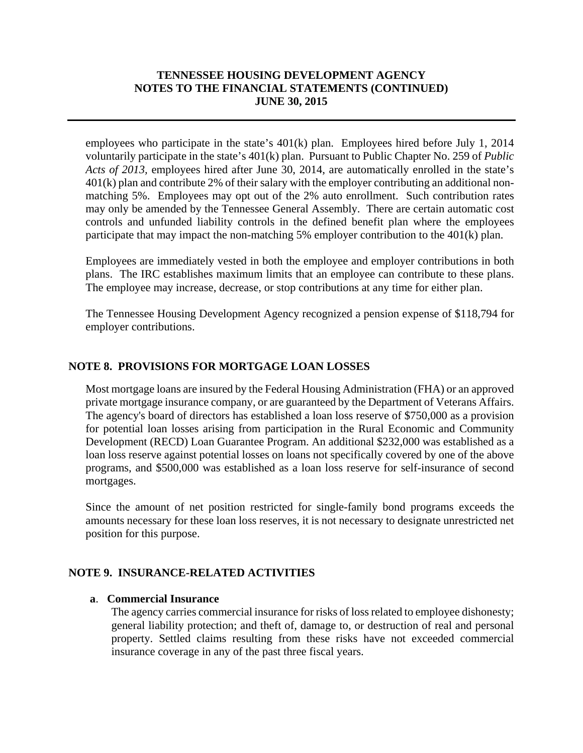employees who participate in the state's 401(k) plan. Employees hired before July 1, 2014 voluntarily participate in the state's 401(k) plan. Pursuant to Public Chapter No. 259 of *Public Acts of 2013*, employees hired after June 30, 2014, are automatically enrolled in the state's 401(k) plan and contribute 2% of their salary with the employer contributing an additional non-matching 5%. Employees may opt out of the 2% auto enrollment. Such contribution rates may only be amended by the Tennessee General Assembly. There are certain automatic cost controls and unfunded liability controls in the defined benefit plan where the employees participate that may impact the non-matching 5% employer contribution to the 401(k) plan.

Employees are immediately vested in both the employee and employer contributions in both plans. The IRC establishes maximum limits that an employee can contribute to these plans. The employee may increase, decrease, or stop contributions at any time for either plan.

The Tennessee Housing Development Agency recognized a pension expense of $118,794 for employer contributions.

## NOTE 8. PROVISIONS FOR MORTGAGE LOAN LOSSES

Most mortgage loans are insured by the Federal Housing Administration (FHA) or an approved private mortgage insurance company, or are guaranteed by the Department of Veterans Affairs. The agency's board of directors has established a loan loss reserve of $750,000 as a provision for potential loan losses arising from participation in the Rural Economic and Community Development (RECD) Loan Guarantee Program. An additional $232,000 was established as a loan loss reserve against potential losses on loans not specifically covered by one of the above programs, and $500,000 was established as a loan loss reserve for self-insurance of second mortgages.

Since the amount of net position restricted for single-family bond programs exceeds the amounts necessary for these loan loss reserves, it is not necessary to designate unrestricted net position for this purpose.

## NOTE 9. INSURANCE-RELATED ACTIVITIES

### a. Commercial Insurance

The agency carries commercial insurance for risks of loss related to employee dishonesty; general liability protection; and theft of, damage to, or destruction of real and personal property. Settled claims resulting from these risks have not exceeded commercial insurance coverage in any of the past three fiscal years.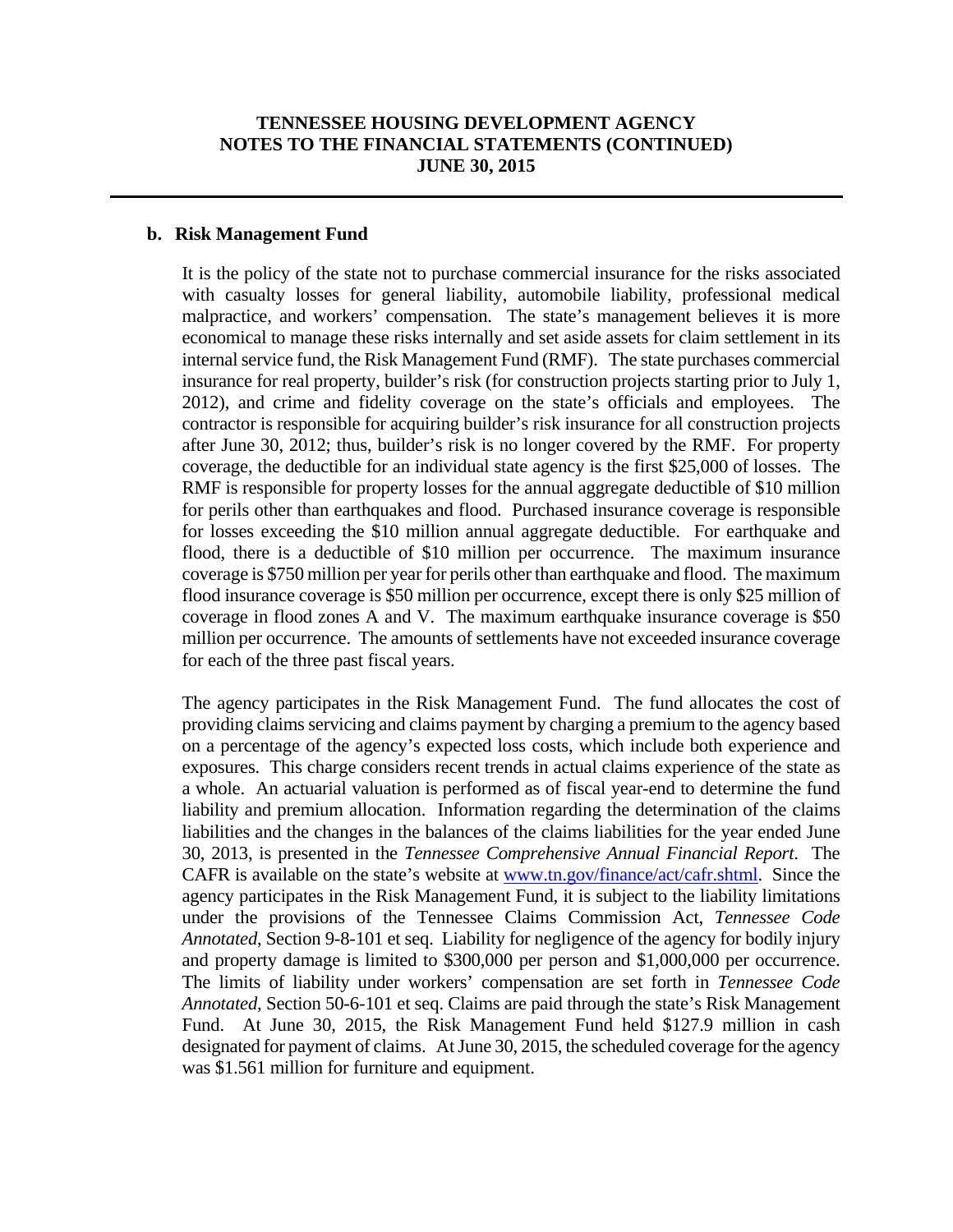**b. Risk Management Fund**

It is the policy of the state not to purchase commercial insurance for the risks associated with casualty losses for general liability, automobile liability, professional medical malpractice, and workers' compensation. The state's management believes it is more economical to manage these risks internally and set aside assets for claim settlement in its internal service fund, the Risk Management Fund (RMF). The state purchases commercial insurance for real property, builder's risk (for construction projects starting prior to July 1, 2012), and crime and fidelity coverage on the state's officials and employees. The contractor is responsible for acquiring builder's risk insurance for all construction projects after June 30, 2012; thus, builder's risk is no longer covered by the RMF. For property coverage, the deductible for an individual state agency is the first $25,000 of losses. The RMF is responsible for property losses for the annual aggregate deductible of $10 million for perils other than earthquakes and flood. Purchased insurance coverage is responsible for losses exceeding the $10 million annual aggregate deductible. For earthquake and flood, there is a deductible of $10 million per occurrence. The maximum insurance coverage is $750 million per year for perils other than earthquake and flood. The maximum flood insurance coverage is $50 million per occurrence, except there is only $25 million of coverage in flood zones A and V. The maximum earthquake insurance coverage is $50 million per occurrence. The amounts of settlements have not exceeded insurance coverage for each of the three past fiscal years.

The agency participates in the Risk Management Fund. The fund allocates the cost of providing claims servicing and claims payment by charging a premium to the agency based on a percentage of the agency's expected loss costs, which include both experience and exposures. This charge considers recent trends in actual claims experience of the state as a whole. An actuarial valuation is performed as of fiscal year-end to determine the fund liability and premium allocation. Information regarding the determination of the claims liabilities and the changes in the balances of the claims liabilities for the year ended June 30, 2013, is presented in the *Tennessee Comprehensive Annual Financial Report*. The CAFR is available on the state's website at www.tn.gov/finance/act/cafr.shtml. Since the agency participates in the Risk Management Fund, it is subject to the liability limitations under the provisions of the Tennessee Claims Commission Act, *Tennessee Code Annotated*, Section 9-8-101 et seq. Liability for negligence of the agency for bodily injury and property damage is limited to $300,000 per person and $1,000,000 per occurrence. The limits of liability under workers' compensation are set forth in *Tennessee Code Annotated,* Section 50-6-101 et seq. Claims are paid through the state's Risk Management Fund. At June 30, 2015, the Risk Management Fund held $127.9 million in cash designated for payment of claims. At June 30, 2015, the scheduled coverage for the agency was $1.561 million for furniture and equipment.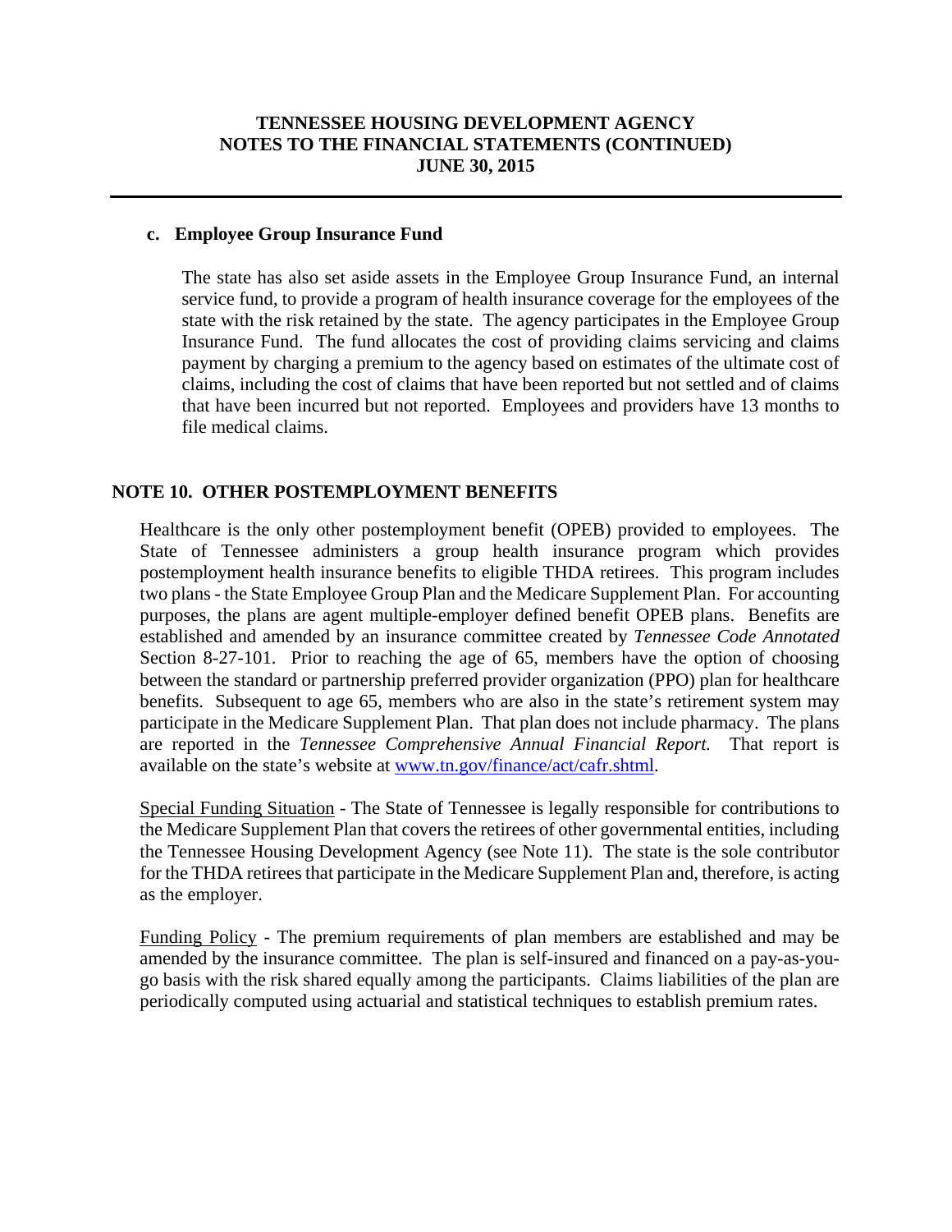### c. Employee Group Insurance Fund

The state has also set aside assets in the Employee Group Insurance Fund, an internal service fund, to provide a program of health insurance coverage for the employees of the state with the risk retained by the state. The agency participates in the Employee Group Insurance Fund. The fund allocates the cost of providing claims servicing and claims payment by charging a premium to the agency based on estimates of the ultimate cost of claims, including the cost of claims that have been reported but not settled and of claims that have been incurred but not reported. Employees and providers have 13 months to file medical claims.

## NOTE 10. OTHER POSTEMPLOYMENT BENEFITS

Healthcare is the only other postemployment benefit (OPEB) provided to employees. The State of Tennessee administers a group health insurance program which provides postemployment health insurance benefits to eligible THDA retirees. This program includes two plans - the State Employee Group Plan and the Medicare Supplement Plan. For accounting purposes, the plans are agent multiple-employer defined benefit OPEB plans. Benefits are established and amended by an insurance committee created by *Tennessee Code Annotated* Section 8-27-101. Prior to reaching the age of 65, members have the option of choosing between the standard or partnership preferred provider organization (PPO) plan for healthcare benefits. Subsequent to age 65, members who are also in the state's retirement system may participate in the Medicare Supplement Plan. That plan does not include pharmacy. The plans are reported in the *Tennessee Comprehensive Annual Financial Report.* That report is available on the state's website at [www.tn.gov/finance/act/cafr.shtml](www.tn.gov/finance/act/cafr.shtml).

Special Funding Situation - The State of Tennessee is legally responsible for contributions to the Medicare Supplement Plan that covers the retirees of other governmental entities, including the Tennessee Housing Development Agency (see Note 11). The state is the sole contributor for the THDA retirees that participate in the Medicare Supplement Plan and, therefore, is acting as the employer.

Funding Policy - The premium requirements of plan members are established and may be amended by the insurance committee. The plan is self-insured and financed on a pay-as-you-go basis with the risk shared equally among the participants. Claims liabilities of the plan are periodically computed using actuarial and statistical techniques to establish premium rates.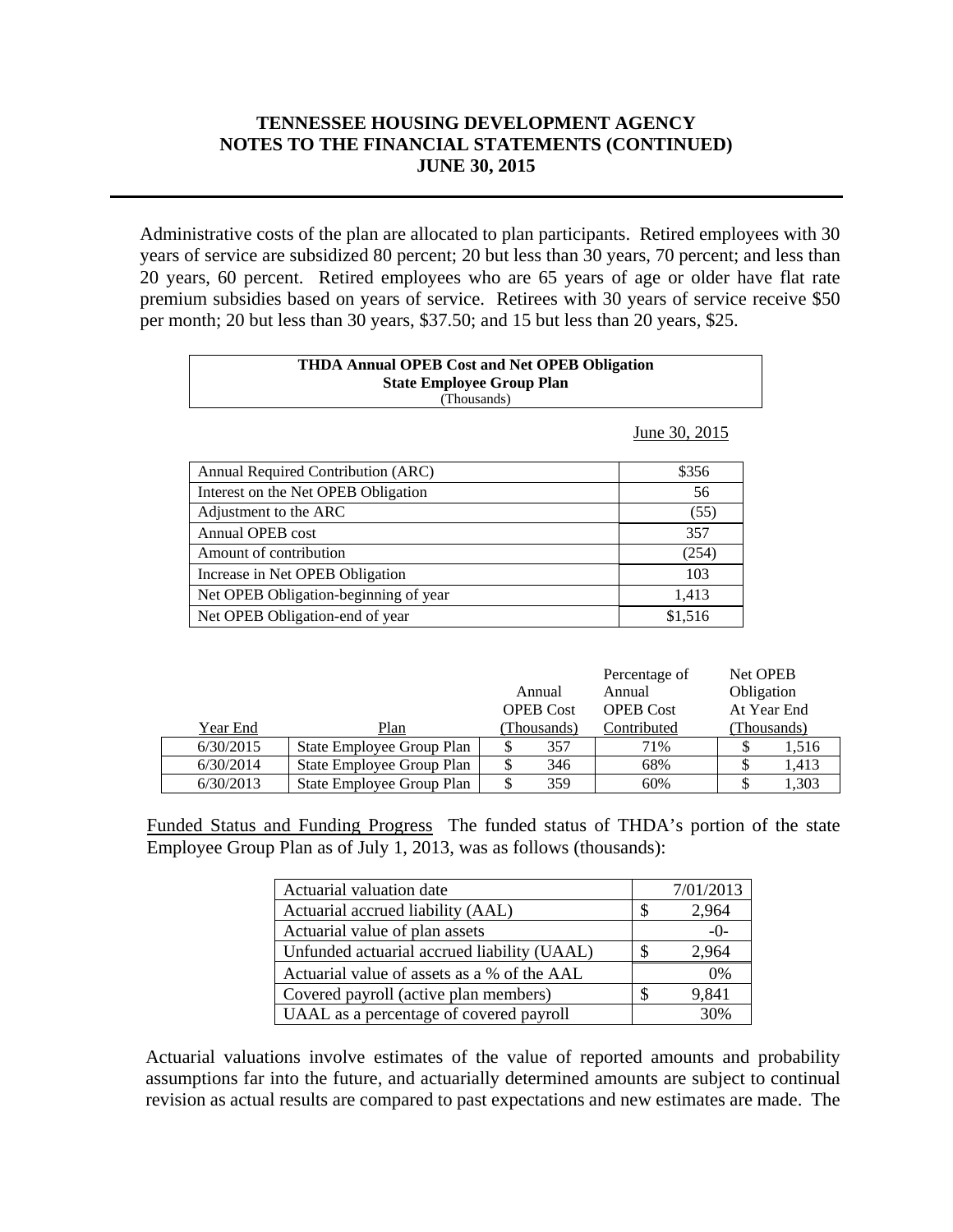Administrative costs of the plan are allocated to plan participants. Retired employees with 30 years of service are subsidized 80 percent; 20 but less than 30 years, 70 percent; and less than 20 years, 60 percent. Retired employees who are 65 years of age or older have flat rate premium subsidies based on years of service. Retirees with 30 years of service receive $50 per month; 20 but less than 30 years, $37.50; and 15 but less than 20 years, $25.

**THDA Annual OPEB Cost and Net OPEB Obligation**
**State Employee Group Plan**
(Thousands)

| | June 30, 2015 |
|---|---|
| Annual Required Contribution (ARC) | $356 |
| Interest on the Net OPEB Obligation | 56 |
| Adjustment to the ARC | (55) |
| Annual OPEB cost | 357 |
| Amount of contribution | (254) |
| Increase in Net OPEB Obligation | 103 |
| Net OPEB Obligation-beginning of year | 1,413 |
| Net OPEB Obligation-end of year | $1,516 |

| Year End | Plan | Annual OPEB Cost (Thousands) | Percentage of Annual OPEB Cost Contributed | Net OPEB Obligation At Year End (Thousands) |
|---|---|---|---|---|
| 6/30/2015 | State Employee Group Plan | $ 357 | 71% | $ 1,516 |
| 6/30/2014 | State Employee Group Plan | $ 346 | 68% | $ 1,413 |
| 6/30/2013 | State Employee Group Plan | $ 359 | 60% | $ 1,303 |

Funded Status and Funding Progress The funded status of THDA's portion of the state Employee Group Plan as of July 1, 2013, was as follows (thousands):

| | |
|---|---|
| Actuarial valuation date | 7/01/2013 |
| Actuarial accrued liability (AAL) | $ 2,964 |
| Actuarial value of plan assets | -0- |
| Unfunded actuarial accrued liability (UAAL) | $ 2,964 |
| Actuarial value of assets as a % of the AAL | 0% |
| Covered payroll (active plan members) | $ 9,841 |
| UAAL as a percentage of covered payroll | 30% |

Actuarial valuations involve estimates of the value of reported amounts and probability assumptions far into the future, and actuarially determined amounts are subject to continual revision as actual results are compared to past expectations and new estimates are made. The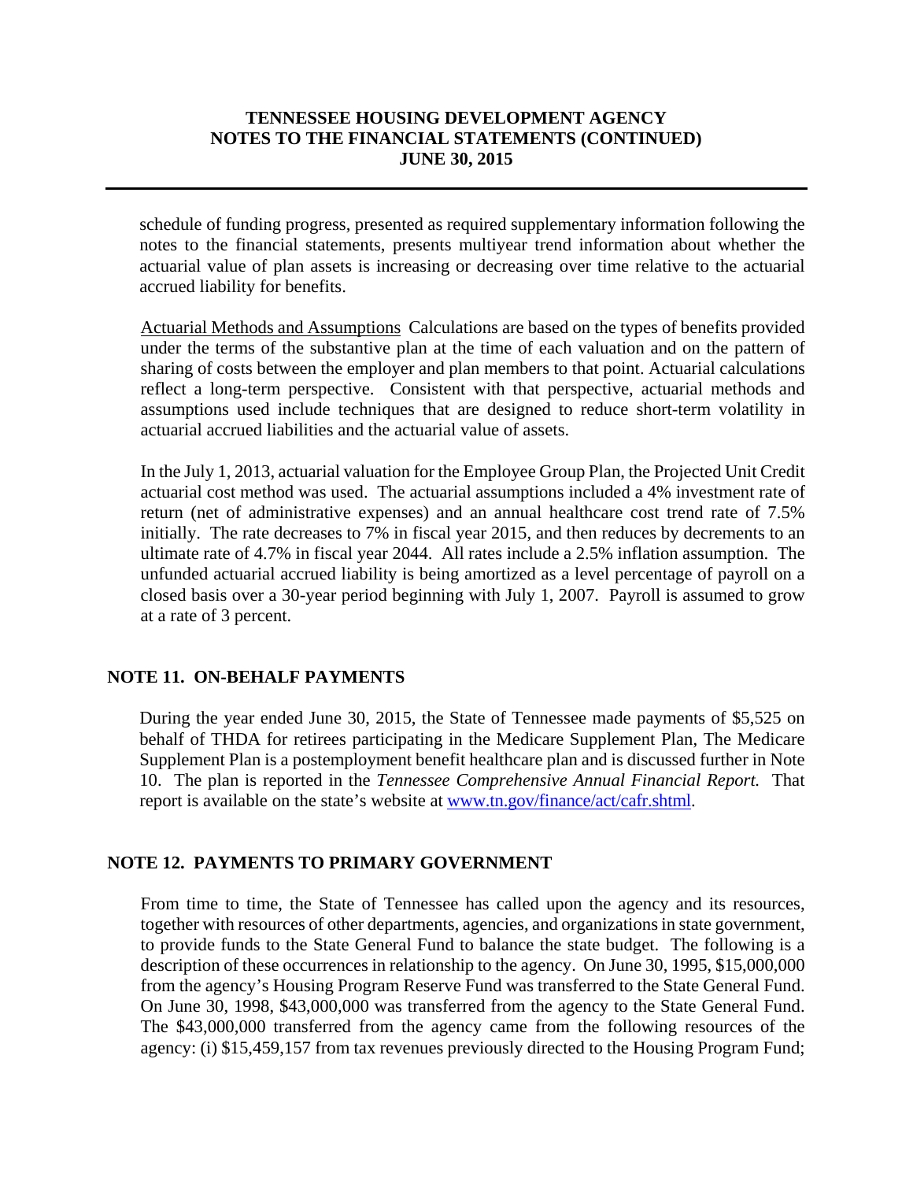schedule of funding progress, presented as required supplementary information following the notes to the financial statements, presents multiyear trend information about whether the actuarial value of plan assets is increasing or decreasing over time relative to the actuarial accrued liability for benefits.

Actuarial Methods and Assumptions Calculations are based on the types of benefits provided under the terms of the substantive plan at the time of each valuation and on the pattern of sharing of costs between the employer and plan members to that point. Actuarial calculations reflect a long-term perspective. Consistent with that perspective, actuarial methods and assumptions used include techniques that are designed to reduce short-term volatility in actuarial accrued liabilities and the actuarial value of assets.

In the July 1, 2013, actuarial valuation for the Employee Group Plan, the Projected Unit Credit actuarial cost method was used. The actuarial assumptions included a 4% investment rate of return (net of administrative expenses) and an annual healthcare cost trend rate of 7.5% initially. The rate decreases to 7% in fiscal year 2015, and then reduces by decrements to an ultimate rate of 4.7% in fiscal year 2044. All rates include a 2.5% inflation assumption. The unfunded actuarial accrued liability is being amortized as a level percentage of payroll on a closed basis over a 30-year period beginning with July 1, 2007. Payroll is assumed to grow at a rate of 3 percent.

## NOTE 11. ON-BEHALF PAYMENTS

During the year ended June 30, 2015, the State of Tennessee made payments of $5,525 on behalf of THDA for retirees participating in the Medicare Supplement Plan, The Medicare Supplement Plan is a postemployment benefit healthcare plan and is discussed further in Note 10. The plan is reported in the *Tennessee Comprehensive Annual Financial Report.* That report is available on the state's website at www.tn.gov/finance/act/cafr.shtml.

## NOTE 12. PAYMENTS TO PRIMARY GOVERNMENT

From time to time, the State of Tennessee has called upon the agency and its resources, together with resources of other departments, agencies, and organizations in state government, to provide funds to the State General Fund to balance the state budget. The following is a description of these occurrences in relationship to the agency. On June 30, 1995, $15,000,000 from the agency's Housing Program Reserve Fund was transferred to the State General Fund. On June 30, 1998, $43,000,000 was transferred from the agency to the State General Fund. The $43,000,000 transferred from the agency came from the following resources of the agency: (i) $15,459,157 from tax revenues previously directed to the Housing Program Fund;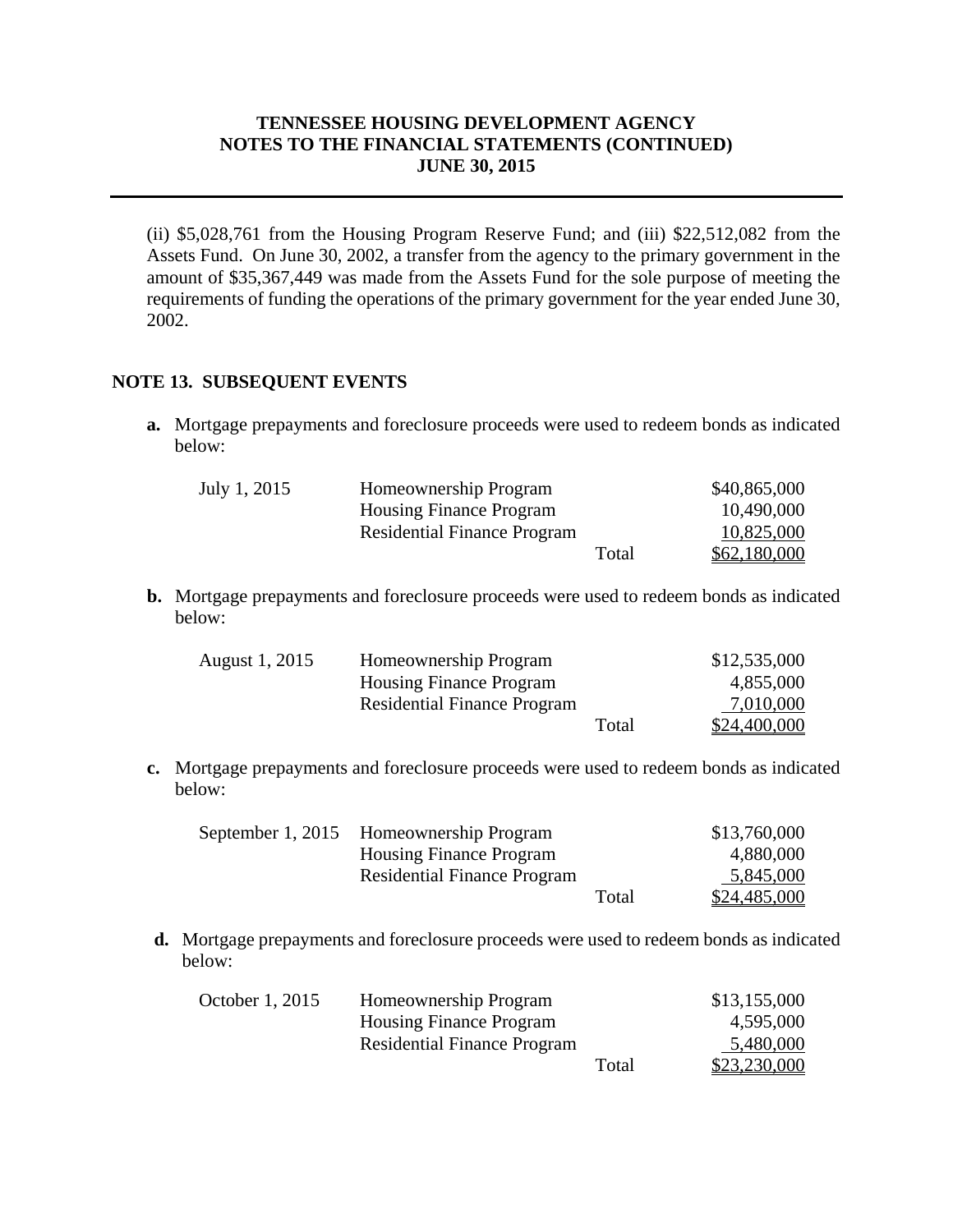(ii) $5,028,761 from the Housing Program Reserve Fund; and (iii) $22,512,082 from the Assets Fund. On June 30, 2002, a transfer from the agency to the primary government in the amount of $35,367,449 was made from the Assets Fund for the sole purpose of meeting the requirements of funding the operations of the primary government for the year ended June 30, 2002.

## NOTE 13. SUBSEQUENT EVENTS

**a.** Mortgage prepayments and foreclosure proceeds were used to redeem bonds as indicated below:

| | | | |
|---|---|---|---|
| July 1, 2015 | Homeownership Program | | $40,865,000 |
| | Housing Finance Program | | 10,490,000 |
| | Residential Finance Program | | 10,825,000 |
| | | Total | $62,180,000 |

**b.** Mortgage prepayments and foreclosure proceeds were used to redeem bonds as indicated below:

| | | | |
|---|---|---|---|
| August 1, 2015 | Homeownership Program | | $12,535,000 |
| | Housing Finance Program | | 4,855,000 |
| | Residential Finance Program | | 7,010,000 |
| | | Total | $24,400,000 |

**c.** Mortgage prepayments and foreclosure proceeds were used to redeem bonds as indicated below:

| | | | |
|---|---|---|---|
| September 1, 2015 | Homeownership Program | | $13,760,000 |
| | Housing Finance Program | | 4,880,000 |
| | Residential Finance Program | | 5,845,000 |
| | | Total | $24,485,000 |

**d.** Mortgage prepayments and foreclosure proceeds were used to redeem bonds as indicated below:

| | | | |
|---|---|---|---|
| October 1, 2015 | Homeownership Program | | $13,155,000 |
| | Housing Finance Program | | 4,595,000 |
| | Residential Finance Program | | 5,480,000 |
| | | Total | $23,230,000 |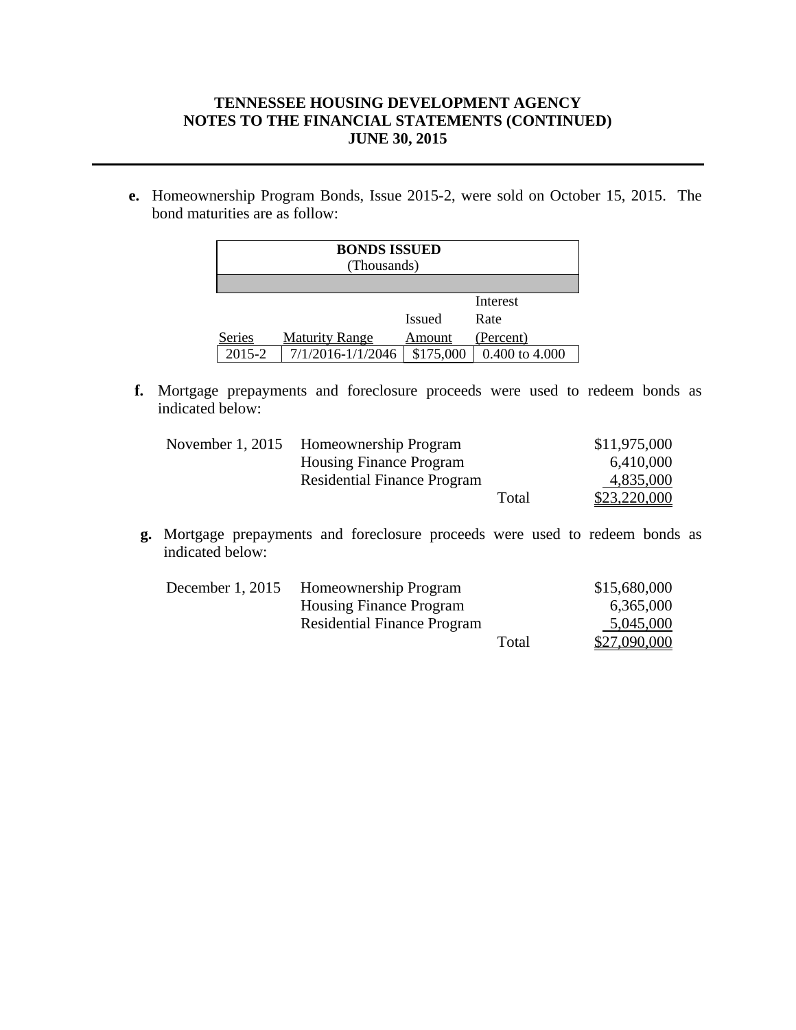**TENNESSEE HOUSING DEVELOPMENT AGENCY**
**NOTES TO THE FINANCIAL STATEMENTS (CONTINUED)**
**JUNE 30, 2015**

**e.** Homeownership Program Bonds, Issue 2015-2, were sold on October 15, 2015. The bond maturities are as follow:

| **BONDS ISSUED** (Thousands) | | | |
|---|---|---|---|
| Series | Maturity Range | Issued Amount | Interest Rate (Percent) |
| 2015-2 | 7/1/2016-1/1/2046 | $175,000 | 0.400 to 4.000 |

**f.** Mortgage prepayments and foreclosure proceeds were used to redeem bonds as indicated below:

| | | | |
|---|---|---|---|
| November 1, 2015 | Homeownership Program | | $11,975,000 |
| | Housing Finance Program | | 6,410,000 |
| | Residential Finance Program | | 4,835,000 |
| | | Total | $23,220,000 |

**g.** Mortgage prepayments and foreclosure proceeds were used to redeem bonds as indicated below:

| | | | |
|---|---|---|---|
| December 1, 2015 | Homeownership Program | | $15,680,000 |
| | Housing Finance Program | | 6,365,000 |
| | Residential Finance Program | | 5,045,000 |
| | | Total | $27,090,000 |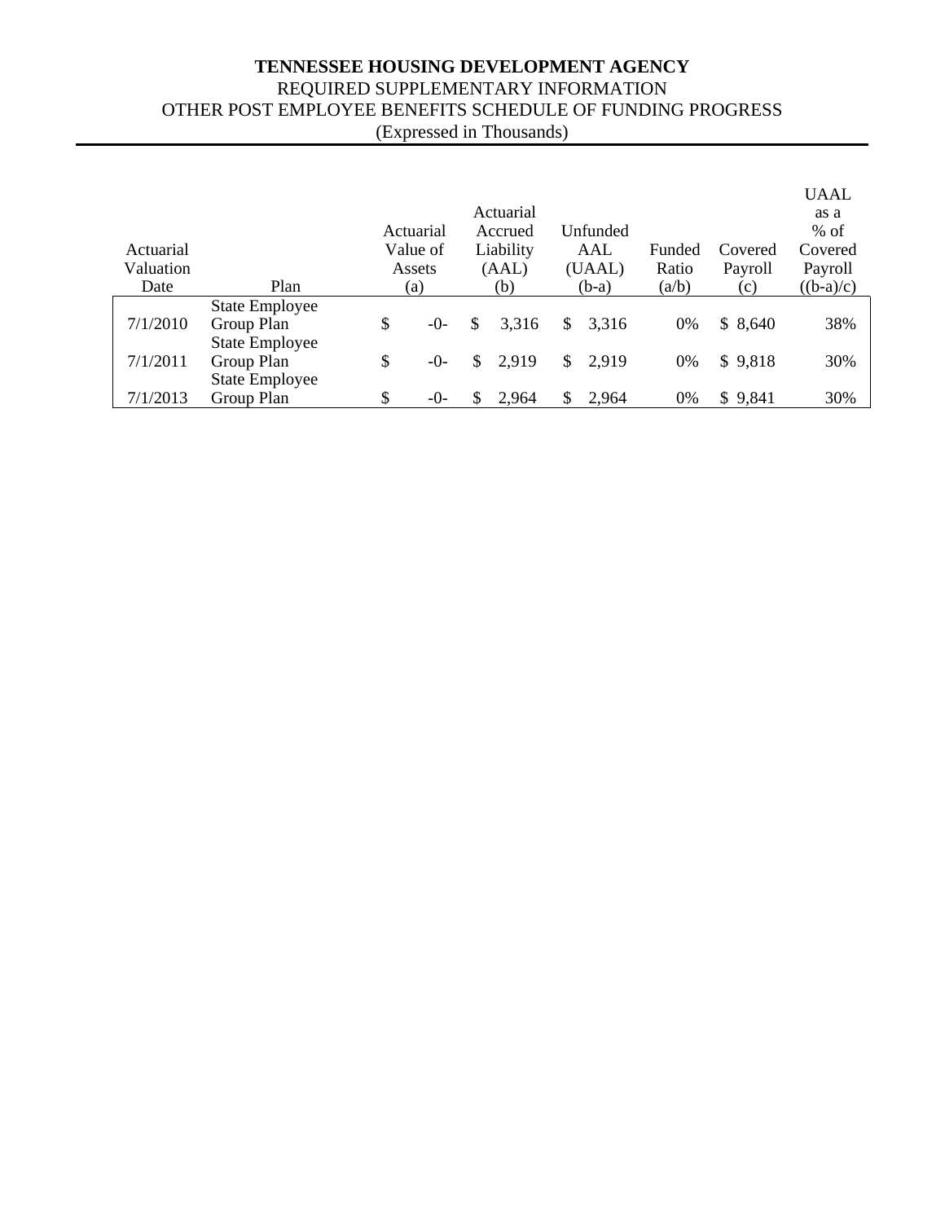**TENNESSEE HOUSING DEVELOPMENT AGENCY**

REQUIRED SUPPLEMENTARY INFORMATION

OTHER POST EMPLOYEE BENEFITS SCHEDULE OF FUNDING PROGRESS

(Expressed in Thousands)

| Actuarial Valuation Date | Plan | Actuarial Value of Assets (a) | Actuarial Accrued Liability (AAL) (b) | Unfunded AAL (UAAL) (b-a) | Funded Ratio (a/b) | Covered Payroll (c) | UAAL as a % of Covered Payroll ((b-a)/c) |
|---|---|---|---|---|---|---|---|
| 7/1/2010 | State Employee Group Plan | $ -0- | $ 3,316 | $ 3,316 | 0% | $ 8,640 | 38% |
| 7/1/2011 | State Employee Group Plan | $ -0- | $ 2,919 | $ 2,919 | 0% | $ 9,818 | 30% |
| 7/1/2013 | State Employee Group Plan | $ -0- | $ 2,964 | $ 2,964 | 0% | $ 9,841 | 30% |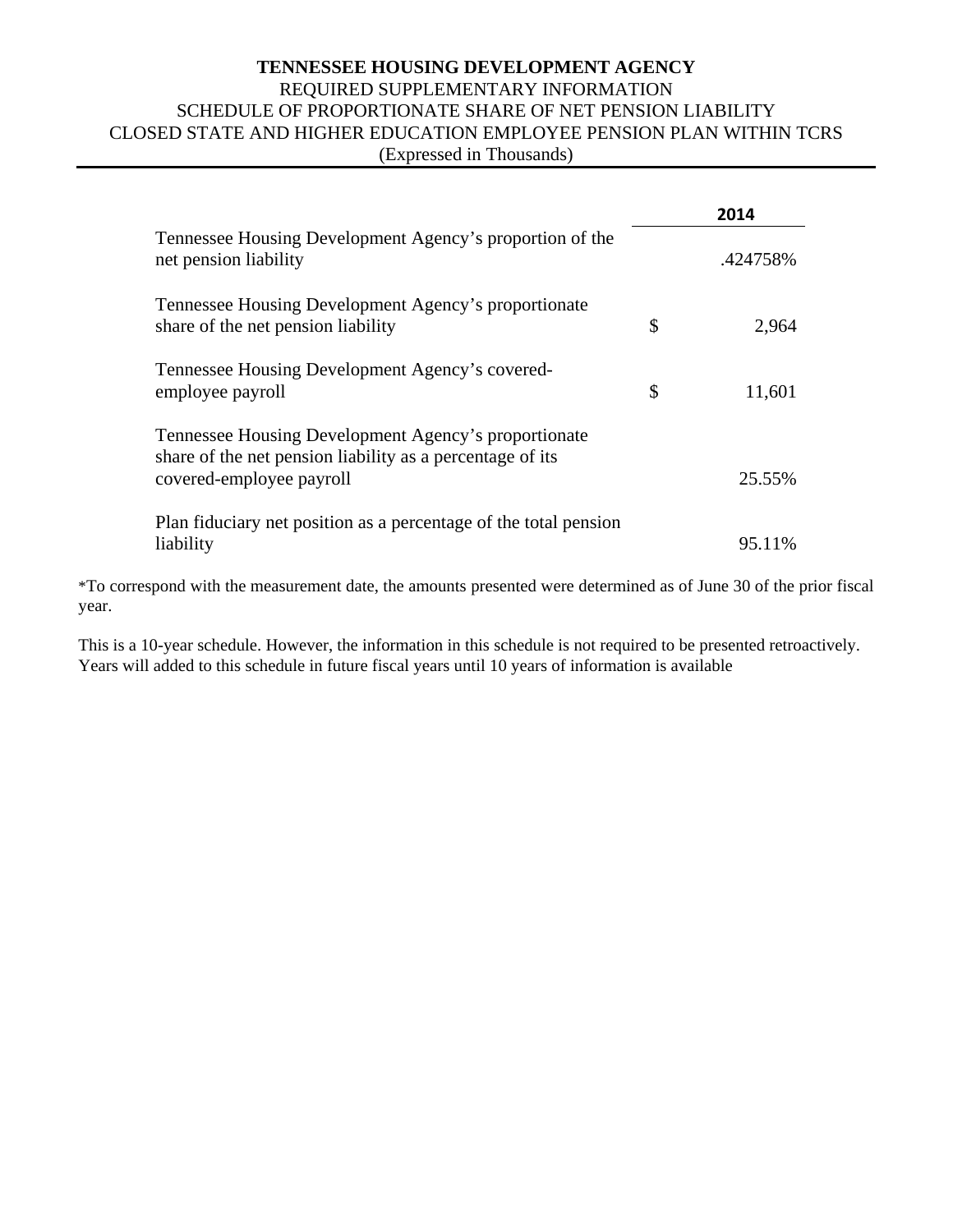**TENNESSEE HOUSING DEVELOPMENT AGENCY**
REQUIRED SUPPLEMENTARY INFORMATION
SCHEDULE OF PROPORTIONATE SHARE OF NET PENSION LIABILITY
CLOSED STATE AND HIGHER EDUCATION EMPLOYEE PENSION PLAN WITHIN TCRS
(Expressed in Thousands)

| | 2014 |
|---|---|
| Tennessee Housing Development Agency's proportion of the net pension liability | .424758% |
| Tennessee Housing Development Agency's proportionate share of the net pension liability | $ 2,964 |
| Tennessee Housing Development Agency's covered-employee payroll | $ 11,601 |
| Tennessee Housing Development Agency's proportionate share of the net pension liability as a percentage of its covered-employee payroll | 25.55% |
| Plan fiduciary net position as a percentage of the total pension liability | 95.11% |

*To correspond with the measurement date, the amounts presented were determined as of June 30 of the prior fiscal year.

This is a 10-year schedule. However, the information in this schedule is not required to be presented retroactively. Years will added to this schedule in future fiscal years until 10 years of information is available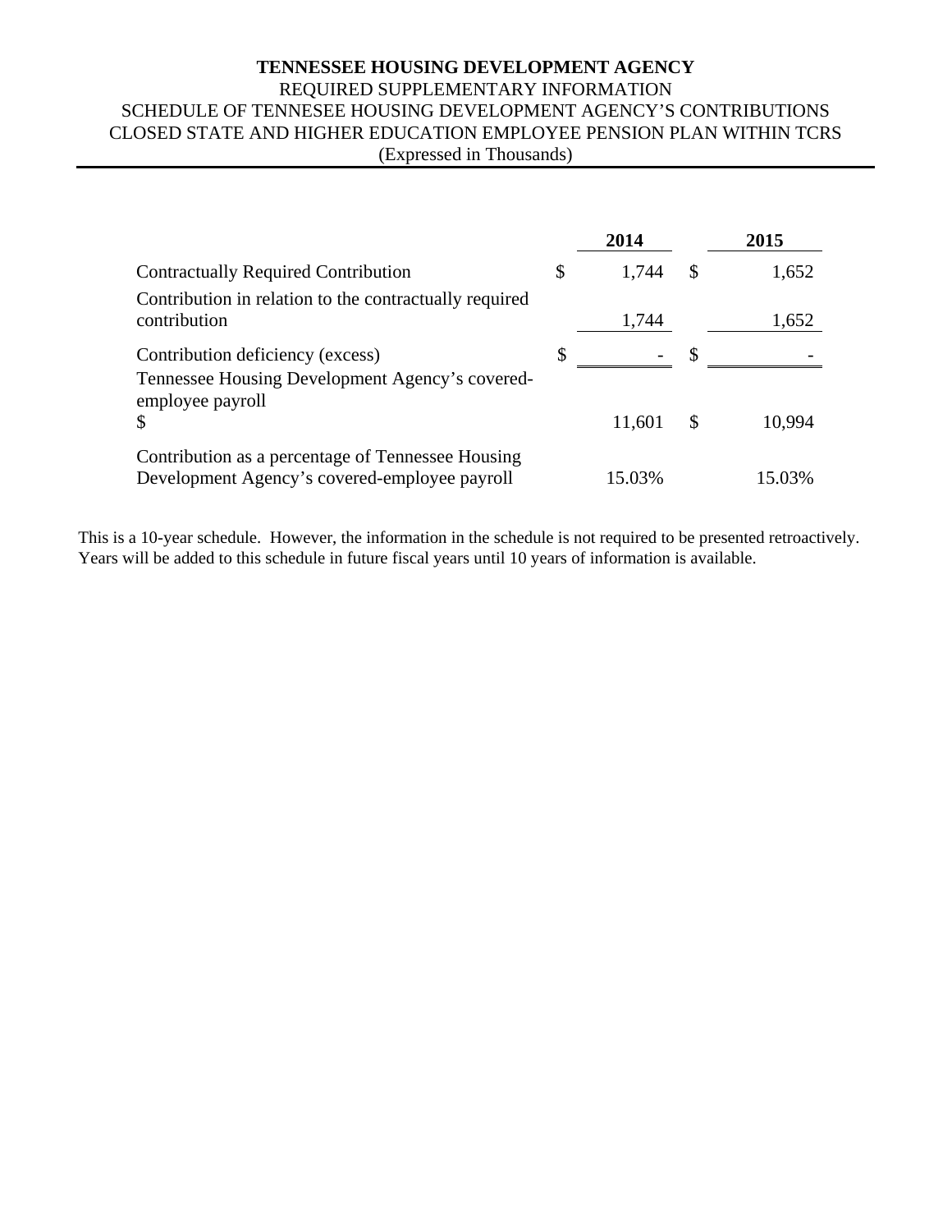# TENNESSEE HOUSING DEVELOPMENT AGENCY

REQUIRED SUPPLEMENTARY INFORMATION

SCHEDULE OF TENNESSEE HOUSING DEVELOPMENT AGENCY'S CONTRIBUTIONS

CLOSED STATE AND HIGHER EDUCATION EMPLOYEE PENSION PLAN WITHIN TCRS

(Expressed in Thousands)

| | 2014 | 2015 |
|---|---|---|
| Contractually Required Contribution | $ 1,744 | $ 1,652 |
| Contribution in relation to the contractually required contribution | 1,744 | 1,652 |
| Contribution deficiency (excess) | $ - | $ - |
| Tennessee Housing Development Agency's covered-employee payroll | $ 11,601 | $ 10,994 |
| Contribution as a percentage of Tennessee Housing Development Agency's covered-employee payroll | 15.03% | 15.03% |

This is a 10-year schedule. However, the information in the schedule is not required to be presented retroactively. Years will be added to this schedule in future fiscal years until 10 years of information is available.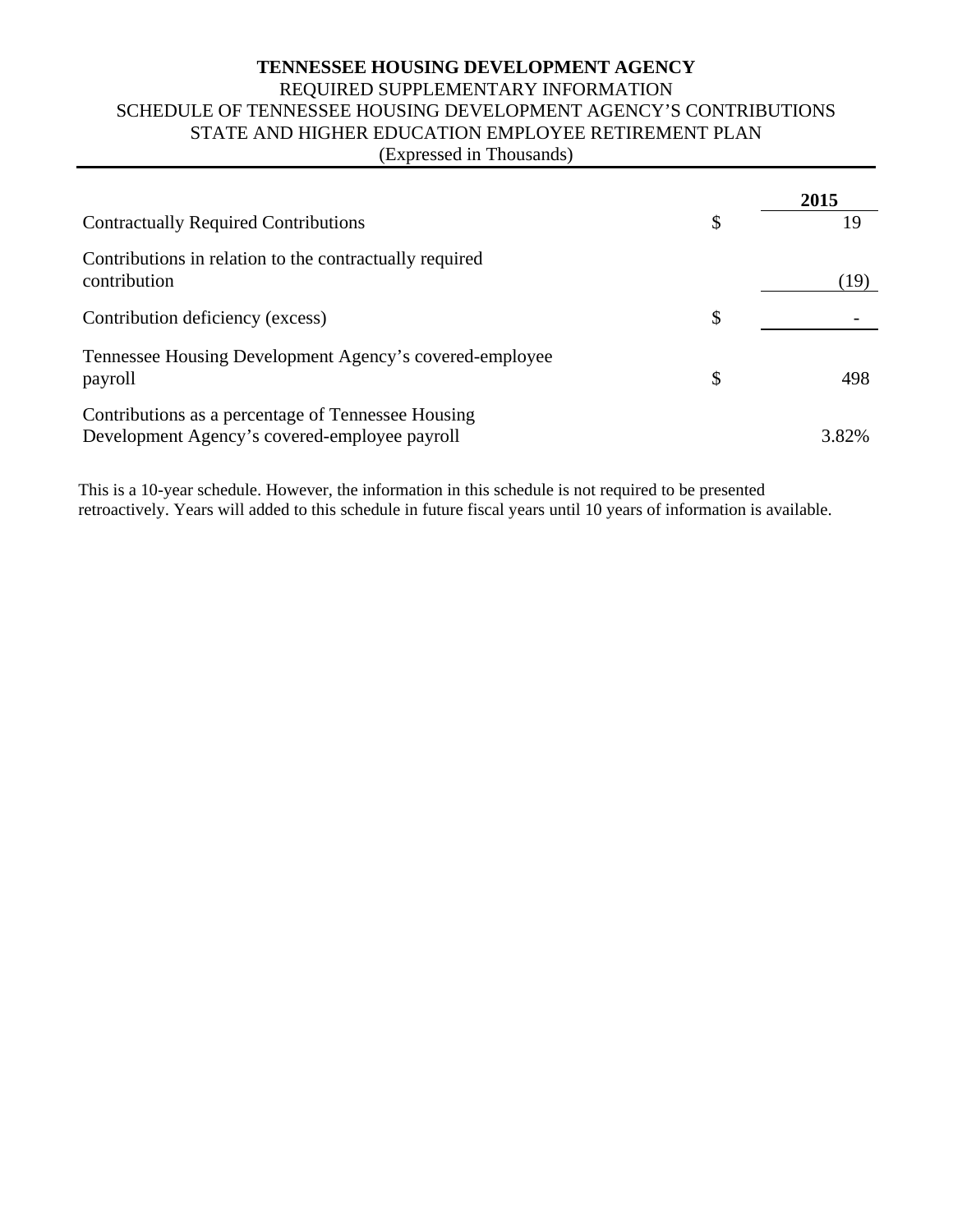**TENNESSEE HOUSING DEVELOPMENT AGENCY**
REQUIRED SUPPLEMENTARY INFORMATION
SCHEDULE OF TENNESSEE HOUSING DEVELOPMENT AGENCY'S CONTRIBUTIONS
STATE AND HIGHER EDUCATION EMPLOYEE RETIREMENT PLAN
(Expressed in Thousands)

| | | **2015** |
|---|---|---|
| Contractually Required Contributions | $ | 19 |
| Contributions in relation to the contractually required contribution | | (19) |
| Contribution deficiency (excess) | $ | - |
| Tennessee Housing Development Agency's covered-employee payroll | $ | 498 |
| Contributions as a percentage of Tennessee Housing Development Agency's covered-employee payroll | | 3.82% |

This is a 10-year schedule. However, the information in this schedule is not required to be presented retroactively. Years will added to this schedule in future fiscal years until 10 years of information is available.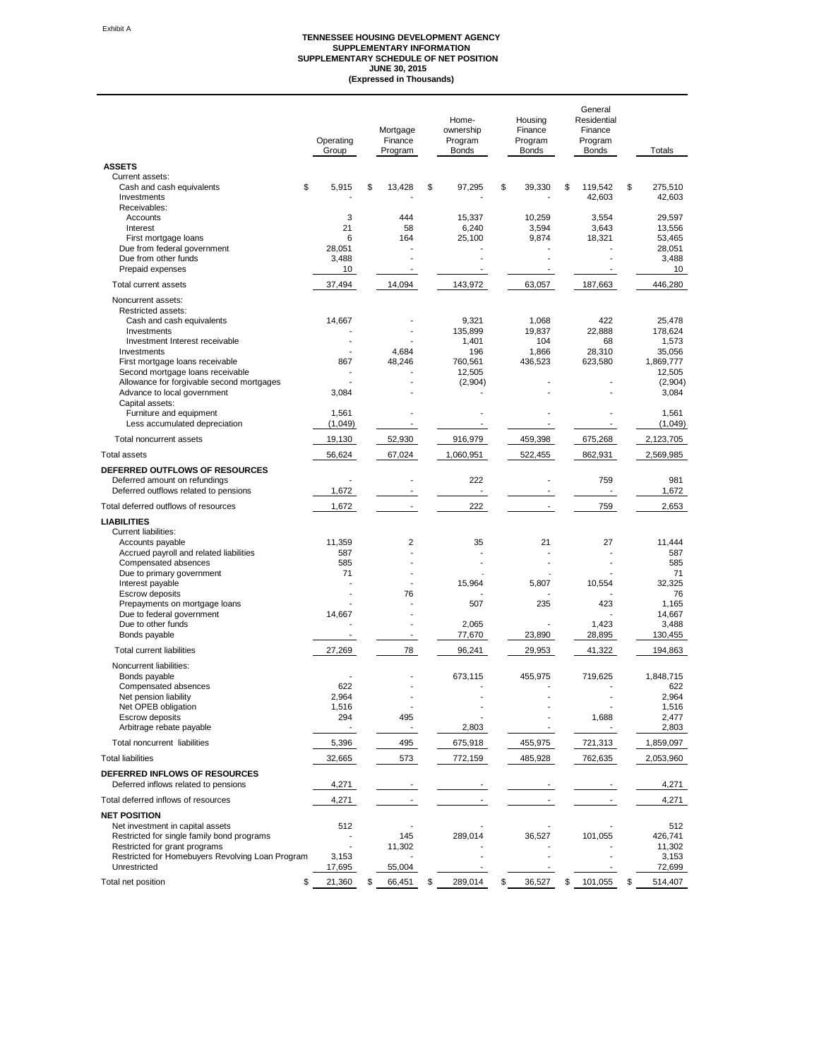Exhibit A

**TENNESSEE HOUSING DEVELOPMENT AGENCY**
**SUPPLEMENTARY INFORMATION**
**SUPPLEMENTARY SCHEDULE OF NET POSITION**
**JUNE 30, 2015**
**(Expressed in Thousands)**

| | Operating Group | Mortgage Finance Program | Home-ownership Program Bonds | Housing Finance Program Bonds | General Residential Finance Program Bonds | Totals |
|---|---|---|---|---|---|---|
| **ASSETS** | | | | | | |
| Current assets: | | | | | | |
| Cash and cash equivalents | $ 5,915 | $ 13,428 | $ 97,295 | $ 39,330 | $ 119,542 | $ 275,510 |
| Investments | - | - | - | - | 42,603 | 42,603 |
| Receivables: | | | | | | |
| Accounts | 3 | 444 | 15,337 | 10,259 | 3,554 | 29,597 |
| Interest | 21 | 58 | 6,240 | 3,594 | 3,643 | 13,556 |
| First mortgage loans | 6 | 164 | 25,100 | 9,874 | 18,321 | 53,465 |
| Due from federal government | 28,051 | - | - | - | - | 28,051 |
| Due from other funds | 3,488 | - | - | - | - | 3,488 |
| Prepaid expenses | 10 | - | - | - | - | 10 |
| Total current assets | 37,494 | 14,094 | 143,972 | 63,057 | 187,663 | 446,280 |
| Noncurrent assets: | | | | | | |
| Restricted assets: | | | | | | |
| Cash and cash equivalents | 14,667 | - | 9,321 | 1,068 | 422 | 25,478 |
| Investments | - | - | 135,899 | 19,837 | 22,888 | 178,624 |
| Investment Interest receivable | - | - | 1,401 | 104 | 68 | 1,573 |
| Investments | - | 4,684 | 196 | 1,866 | 28,310 | 35,056 |
| First mortgage loans receivable | 867 | 48,246 | 760,561 | 436,523 | 623,580 | 1,869,777 |
| Second mortgage loans receivable | - | - | 12,505 | | | 12,505 |
| Allowance for forgivable second mortgages | - | - | (2,904) | - | - | (2,904) |
| Advance to local government | 3,084 | - | - | | | 3,084 |
| Capital assets: | | | | | | |
| Furniture and equipment | 1,561 | - | - | - | - | 1,561 |
| Less accumulated depreciation | (1,049) | - | - | - | - | (1,049) |
| Total noncurrent assets | 19,130 | 52,930 | 916,979 | 459,398 | 675,268 | 2,123,705 |
| Total assets | 56,624 | 67,024 | 1,060,951 | 522,455 | 862,931 | 2,569,985 |
| **DEFERRED OUTFLOWS OF RESOURCES** | | | | | | |
| Deferred amount on refundings | - | - | 222 | - | 759 | 981 |
| Deferred outflows related to pensions | 1,672 | - | - | - | - | 1,672 |
| Total deferred outflows of resources | 1,672 | - | 222 | - | 759 | 2,653 |
| **LIABILITIES** | | | | | | |
| Current liabilities: | | | | | | |
| Accounts payable | 11,359 | 2 | 35 | 21 | 27 | 11,444 |
| Accrued payroll and related liabilities | 587 | - | - | - | - | 587 |
| Compensated absences | 585 | - | - | - | - | 585 |
| Due to primary government | 71 | - | - | - | - | 71 |
| Interest payable | - | - | 15,964 | 5,807 | 10,554 | 32,325 |
| Escrow deposits | - | 76 | - | - | - | 76 |
| Prepayments on mortgage loans | - | - | 507 | 235 | 423 | 1,165 |
| Due to federal government | 14,667 | - | | | - | 14,667 |
| Due to other funds | - | - | 2,065 | - | 1,423 | 3,488 |
| Bonds payable | - | - | 77,670 | 23,890 | 28,895 | 130,455 |
| Total current liabilities | 27,269 | 78 | 96,241 | 29,953 | 41,322 | 194,863 |
| Noncurrent liabilities: | | | | | | |
| Bonds payable | - | - | 673,115 | 455,975 | 719,625 | 1,848,715 |
| Compensated absences | 622 | - | - | - | - | 622 |
| Net pension liability | 2,964 | - | - | - | - | 2,964 |
| Net OPEB obligation | 1,516 | - | - | - | - | 1,516 |
| Escrow deposits | 294 | 495 | - | - | 1,688 | 2,477 |
| Arbitrage rebate payable | - | - | 2,803 | - | - | 2,803 |
| Total noncurrent liabilities | 5,396 | 495 | 675,918 | 455,975 | 721,313 | 1,859,097 |
| Total liabilities | 32,665 | 573 | 772,159 | 485,928 | 762,635 | 2,053,960 |
| **DEFERRED INFLOWS OF RESOURCES** | | | | | | |
| Deferred inflows related to pensions | 4,271 | - | - | - | - | 4,271 |
| Total deferred inflows of resources | 4,271 | - | - | - | - | 4,271 |
| **NET POSITION** | | | | | | |
| Net investment in capital assets | 512 | - | - | - | - | 512 |
| Restricted for single family bond programs | - | 145 | 289,014 | 36,527 | 101,055 | 426,741 |
| Restricted for grant programs | - | 11,302 | - | - | - | 11,302 |
| Restricted for Homebuyers Revolving Loan Program | 3,153 | - | - | - | - | 3,153 |
| Unrestricted | 17,695 | 55,004 | - | - | - | 72,699 |
| Total net position | $ 21,360 | $ 66,451 | $ 289,014 | $ 36,527 | $ 101,055 | $ 514,407 |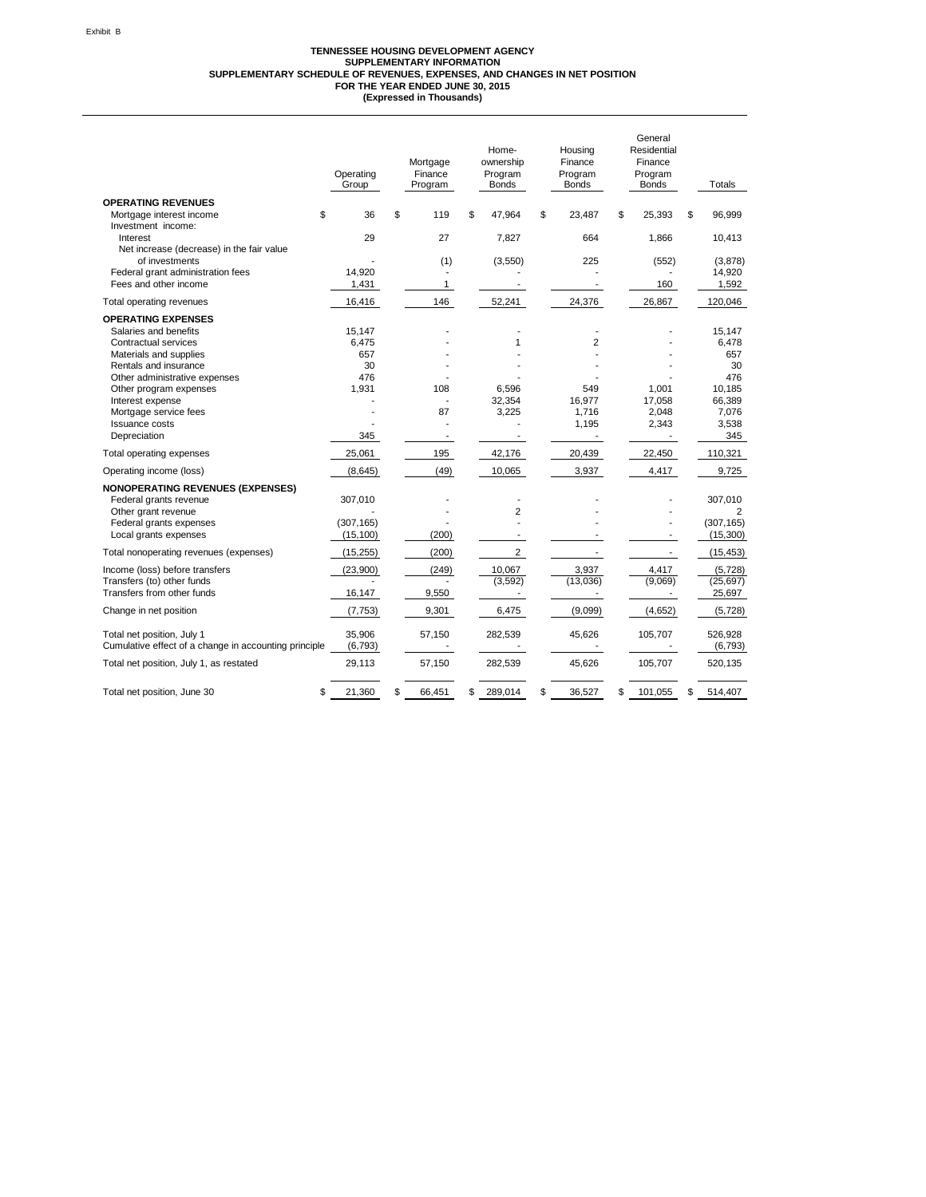Exhibit B

**TENNESSEE HOUSING DEVELOPMENT AGENCY**
**SUPPLEMENTARY INFORMATION**
**SUPPLEMENTARY SCHEDULE OF REVENUES, EXPENSES, AND CHANGES IN NET POSITION**
**FOR THE YEAR ENDED JUNE 30, 2015**
**(Expressed in Thousands)**

| | Operating Group | Mortgage Finance Program | Home-ownership Program Bonds | Housing Finance Program Bonds | General Residential Finance Program Bonds | Totals |
|---|---|---|---|---|---|---|
| **OPERATING REVENUES** | | | | | | |
| Mortgage interest income | $ 36 | $ 119 | $ 47,964 | $ 23,487 | $ 25,393 | $ 96,999 |
| Investment income: | | | | | | |
| Interest | 29 | 27 | 7,827 | 664 | 1,866 | 10,413 |
| Net increase (decrease) in the fair value of investments | - | (1) | (3,550) | 225 | (552) | (3,878) |
| Federal grant administration fees | 14,920 | - | - | - | - | 14,920 |
| Fees and other income | 1,431 | 1 | - | - | 160 | 1,592 |
| Total operating revenues | 16,416 | 146 | 52,241 | 24,376 | 26,867 | 120,046 |
| **OPERATING EXPENSES** | | | | | | |
| Salaries and benefits | 15,147 | - | - | - | - | 15,147 |
| Contractual services | 6,475 | - | 1 | 2 | - | 6,478 |
| Materials and supplies | 657 | - | - | - | - | 657 |
| Rentals and insurance | 30 | - | - | - | - | 30 |
| Other administrative expenses | 476 | - | - | - | - | 476 |
| Other program expenses | 1,931 | 108 | 6,596 | 549 | 1,001 | 10,185 |
| Interest expense | - | - | 32,354 | 16,977 | 17,058 | 66,389 |
| Mortgage service fees | - | 87 | 3,225 | 1,716 | 2,048 | 7,076 |
| Issuance costs | - | - | - | 1,195 | 2,343 | 3,538 |
| Depreciation | 345 | - | - | - | - | 345 |
| Total operating expenses | 25,061 | 195 | 42,176 | 20,439 | 22,450 | 110,321 |
| Operating income (loss) | (8,645) | (49) | 10,065 | 3,937 | 4,417 | 9,725 |
| **NONOPERATING REVENUES (EXPENSES)** | | | | | | |
| Federal grants revenue | 307,010 | - | - | - | - | 307,010 |
| Other grant revenue | - | - | 2 | - | - | 2 |
| Federal grants expenses | (307,165) | - | - | - | - | (307,165) |
| Local grants expenses | (15,100) | (200) | - | - | - | (15,300) |
| Total nonoperating revenues (expenses) | (15,255) | (200) | 2 | - | - | (15,453) |
| Income (loss) before transfers | (23,900) | (249) | 10,067 | 3,937 | 4,417 | (5,728) |
| Transfers (to) other funds | - | - | (3,592) | (13,036) | (9,069) | (25,697) |
| Transfers from other funds | 16,147 | 9,550 | - | - | - | 25,697 |
| Change in net position | (7,753) | 9,301 | 6,475 | (9,099) | (4,652) | (5,728) |
| Total net position, July 1 | 35,906 | 57,150 | 282,539 | 45,626 | 105,707 | 526,928 |
| Cumulative effect of a change in accounting principle | (6,793) | - | - | - | - | (6,793) |
| Total net position, July 1, as restated | 29,113 | 57,150 | 282,539 | 45,626 | 105,707 | 520,135 |
| Total net position, June 30 | $ 21,360 | $ 66,451 | $ 289,014 | $ 36,527 | $ 101,055 | $ 514,407 |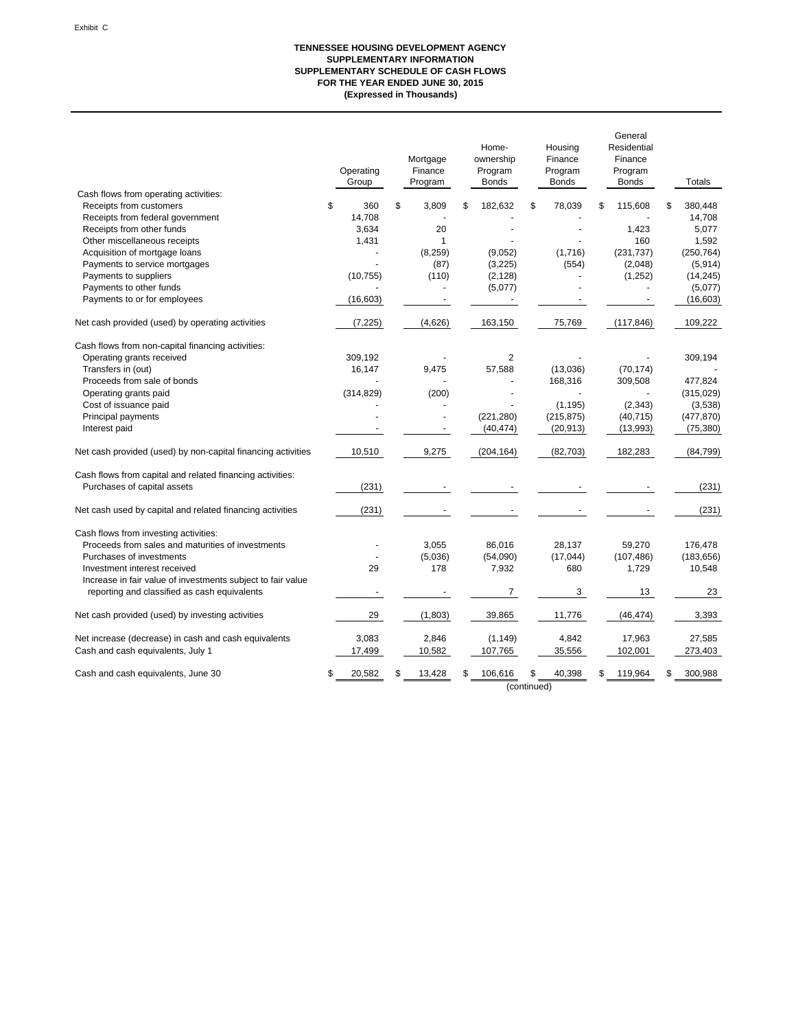Exhibit C

**TENNESSEE HOUSING DEVELOPMENT AGENCY**
**SUPPLEMENTARY INFORMATION**
**SUPPLEMENTARY SCHEDULE OF CASH FLOWS**
**FOR THE YEAR ENDED JUNE 30, 2015**
**(Expressed in Thousands)**

| | Operating Group | Mortgage Finance Program | Home-ownership Program Bonds | Housing Finance Program Bonds | General Residential Finance Program Bonds | Totals |
|---|---|---|---|---|---|---|
| Cash flows from operating activities: | | | | | | |
| Receipts from customers | $ 360 | $ 3,809 | $ 182,632 | $ 78,039 | $ 115,608 | $ 380,448 |
| Receipts from federal government | 14,708 | - | - | - | - | 14,708 |
| Receipts from other funds | 3,634 | 20 | - | - | 1,423 | 5,077 |
| Other miscellaneous receipts | 1,431 | 1 | - | - | 160 | 1,592 |
| Acquisition of mortgage loans | - | (8,259) | (9,052) | (1,716) | (231,737) | (250,764) |
| Payments to service mortgages | - | (87) | (3,225) | (554) | (2,048) | (5,914) |
| Payments to suppliers | (10,755) | (110) | (2,128) | - | (1,252) | (14,245) |
| Payments to other funds | - | - | (5,077) | - | - | (5,077) |
| Payments to or for employees | (16,603) | - | - | - | - | (16,603) |
| Net cash provided (used) by operating activities | (7,225) | (4,626) | 163,150 | 75,769 | (117,846) | 109,222 |
| Cash flows from non-capital financing activities: | | | | | | |
| Operating grants received | 309,192 | - | 2 | - | - | 309,194 |
| Transfers in (out) | 16,147 | 9,475 | 57,588 | (13,036) | (70,174) | - |
| Proceeds from sale of bonds | - | - | - | 168,316 | 309,508 | 477,824 |
| Operating grants paid | (314,829) | (200) | - | - | - | (315,029) |
| Cost of issuance paid | - | - | - | (1,195) | (2,343) | (3,538) |
| Principal payments | - | - | (221,280) | (215,875) | (40,715) | (477,870) |
| Interest paid | - | - | (40,474) | (20,913) | (13,993) | (75,380) |
| Net cash provided (used) by non-capital financing activities | 10,510 | 9,275 | (204,164) | (82,703) | 182,283 | (84,799) |
| Cash flows from capital and related financing activities: | | | | | | |
| Purchases of capital assets | (231) | - | - | - | - | (231) |
| Net cash used by capital and related financing activities | (231) | - | - | - | - | (231) |
| Cash flows from investing activities: | | | | | | |
| Proceeds from sales and maturities of investments | - | 3,055 | 86,016 | 28,137 | 59,270 | 176,478 |
| Purchases of investments | - | (5,036) | (54,090) | (17,044) | (107,486) | (183,656) |
| Investment interest received | 29 | 178 | 7,932 | 680 | 1,729 | 10,548 |
| Increase in fair value of investments subject to fair value reporting and classified as cash equivalents | - | - | 7 | 3 | 13 | 23 |
| Net cash provided (used) by investing activities | 29 | (1,803) | 39,865 | 11,776 | (46,474) | 3,393 |
| Net increase (decrease) in cash and cash equivalents | 3,083 | 2,846 | (1,149) | 4,842 | 17,963 | 27,585 |
| Cash and cash equivalents, July 1 | 17,499 | 10,582 | 107,765 | 35,556 | 102,001 | 273,403 |
| Cash and cash equivalents, June 30 | $ 20,582 | $ 13,428 | $ 106,616 | $ 40,398 | $ 119,964 | $ 300,988 |

(continued)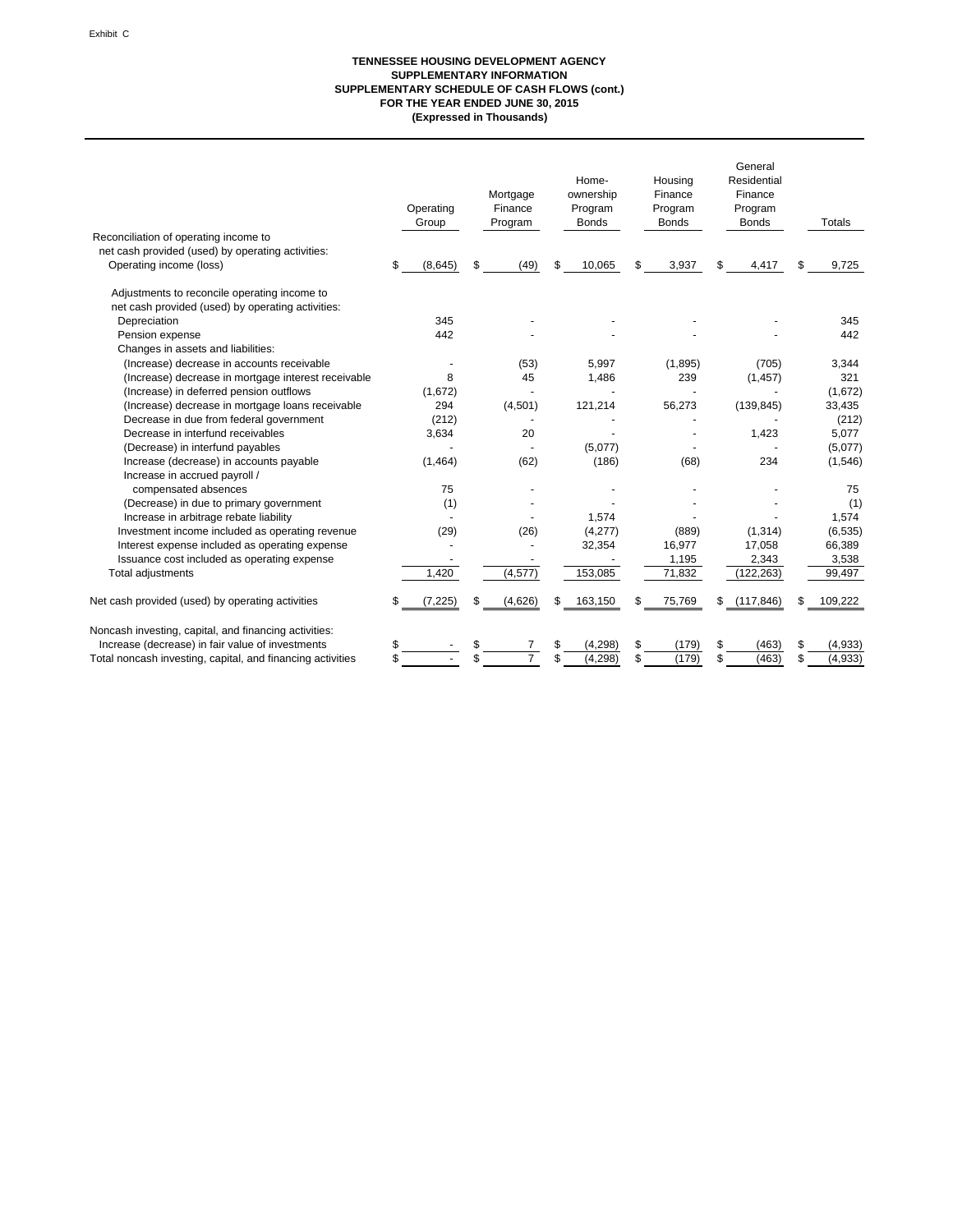Exhibit C

**TENNESSEE HOUSING DEVELOPMENT AGENCY**
**SUPPLEMENTARY INFORMATION**
**SUPPLEMENTARY SCHEDULE OF CASH FLOWS (cont.)**
**FOR THE YEAR ENDED JUNE 30, 2015**
**(Expressed in Thousands)**

| | Operating Group | Mortgage Finance Program | Home-ownership Program Bonds | Housing Finance Program Bonds | General Residential Finance Program Bonds | Totals |
|---|---|---|---|---|---|---|
| Reconciliation of operating income to net cash provided (used) by operating activities: | | | | | | |
| Operating income (loss) | $ (8,645) | $ (49) | $ 10,065 | $ 3,937 | $ 4,417 | $ 9,725 |
| Adjustments to reconcile operating income to net cash provided (used) by operating activities: | | | | | | |
| Depreciation | 345 | - | - | - | - | 345 |
| Pension expense | 442 | - | - | - | - | 442 |
| Changes in assets and liabilities: | | | | | | |
| (Increase) decrease in accounts receivable | - | (53) | 5,997 | (1,895) | (705) | 3,344 |
| (Increase) decrease in mortgage interest receivable | 8 | 45 | 1,486 | 239 | (1,457) | 321 |
| (Increase) in deferred pension outflows | (1,672) | - | - | - | - | (1,672) |
| (Increase) decrease in mortgage loans receivable | 294 | (4,501) | 121,214 | 56,273 | (139,845) | 33,435 |
| Decrease in due from federal government | (212) | - | - | - | - | (212) |
| Decrease in interfund receivables | 3,634 | 20 | - | - | 1,423 | 5,077 |
| (Decrease) in interfund payables | - | - | (5,077) | - | - | (5,077) |
| Increase (decrease) in accounts payable | (1,464) | (62) | (186) | (68) | 234 | (1,546) |
| Increase in accrued payroll / compensated absences | 75 | - | - | - | - | 75 |
| (Decrease) in due to primary government | (1) | - | - | - | - | (1) |
| Increase in arbitrage rebate liability | - | - | 1,574 | - | - | 1,574 |
| Investment income included as operating revenue | (29) | (26) | (4,277) | (889) | (1,314) | (6,535) |
| Interest expense included as operating expense | - | - | 32,354 | 16,977 | 17,058 | 66,389 |
| Issuance cost included as operating expense | - | - | - | 1,195 | 2,343 | 3,538 |
| Total adjustments | 1,420 | (4,577) | 153,085 | 71,832 | (122,263) | 99,497 |
| Net cash provided (used) by operating activities | $ (7,225) | $ (4,626) | $ 163,150 | $ 75,769 | $ (117,846) | $ 109,222 |
| Noncash investing, capital, and financing activities: | | | | | | |
| Increase (decrease) in fair value of investments | $ - | $ 7 | $ (4,298) | $ (179) | $ (463) | $ (4,933) |
| Total noncash investing, capital, and financing activities | $ - | $ 7 | $ (4,298) | $ (179) | $ (463) | $ (4,933) |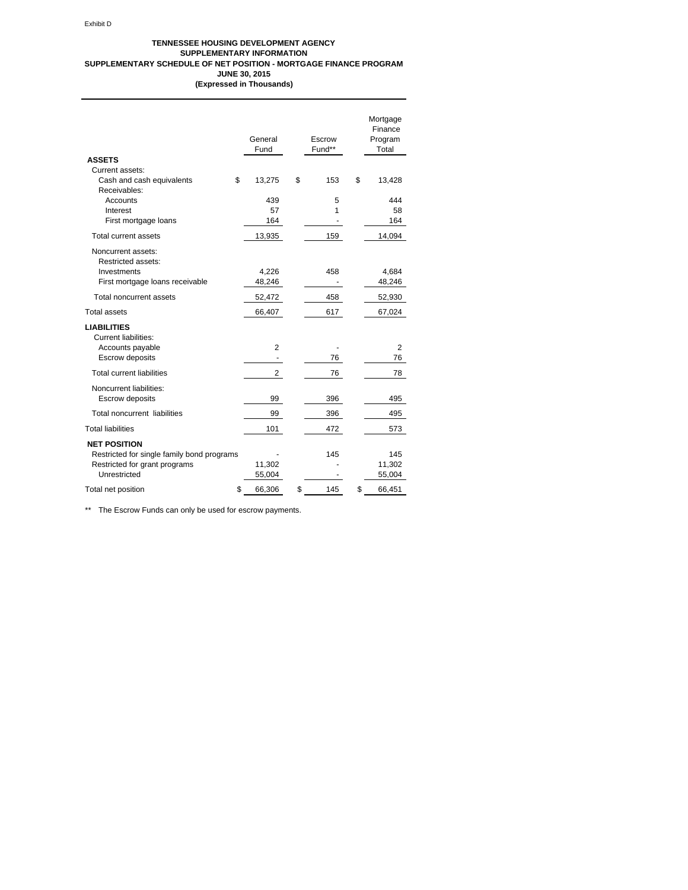Exhibit D

**TENNESSEE HOUSING DEVELOPMENT AGENCY**
**SUPPLEMENTARY INFORMATION**
**SUPPLEMENTARY SCHEDULE OF NET POSITION - MORTGAGE FINANCE PROGRAM**
**JUNE 30, 2015**
**(Expressed in Thousands)**

| | General Fund | Escrow Fund** | Mortgage Finance Program Total |
|---|---|---|---|
| **ASSETS** | | | |
| Current assets: | | | |
| Cash and cash equivalents | $ 13,275 | $ 153 | $ 13,428 |
| Receivables: | | | |
| Accounts | 439 | 5 | 444 |
| Interest | 57 | 1 | 58 |
| First mortgage loans | 164 | - | 164 |
| Total current assets | 13,935 | 159 | 14,094 |
| Noncurrent assets: | | | |
| Restricted assets: | | | |
| Investments | 4,226 | 458 | 4,684 |
| First mortgage loans receivable | 48,246 | - | 48,246 |
| Total noncurrent assets | 52,472 | 458 | 52,930 |
| Total assets | 66,407 | 617 | 67,024 |
| **LIABILITIES** | | | |
| Current liabilities: | | | |
| Accounts payable | 2 | - | 2 |
| Escrow deposits | - | 76 | 76 |
| Total current liabilities | 2 | 76 | 78 |
| Noncurrent liabilities: | | | |
| Escrow deposits | 99 | 396 | 495 |
| Total noncurrent liabilities | 99 | 396 | 495 |
| Total liabilities | 101 | 472 | 573 |
| **NET POSITION** | | | |
| Restricted for single family bond programs | - | 145 | 145 |
| Restricted for grant programs | 11,302 | - | 11,302 |
| Unrestricted | 55,004 | - | 55,004 |
| Total net position | $ 66,306 | $ 145 | $ 66,451 |

** The Escrow Funds can only be used for escrow payments.